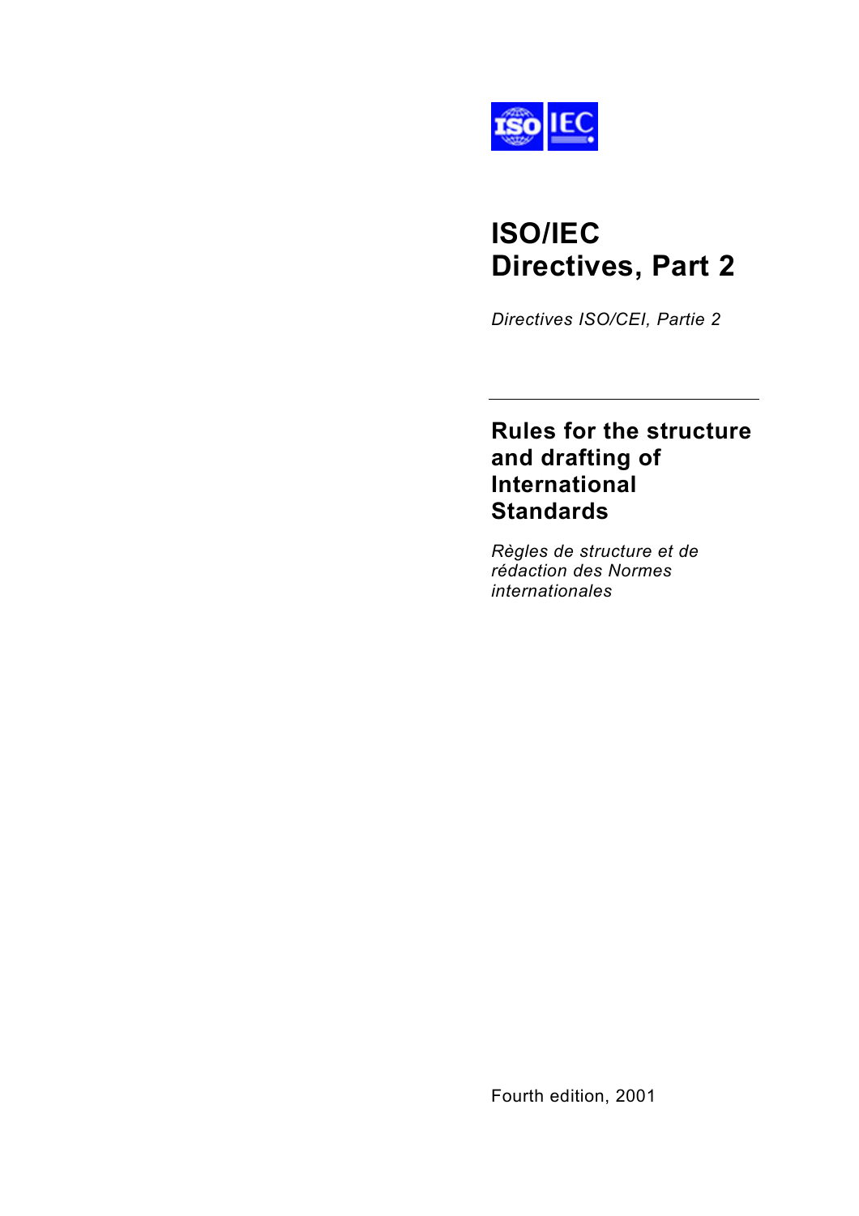# ISO/IEC Directives, Part 2

*Directives ISO/CEI, Partie 2*

---

## Rules for the structure and drafting of International Standards

*Règles de structure et de rédaction des Normes internationales*

Fourth edition, 2001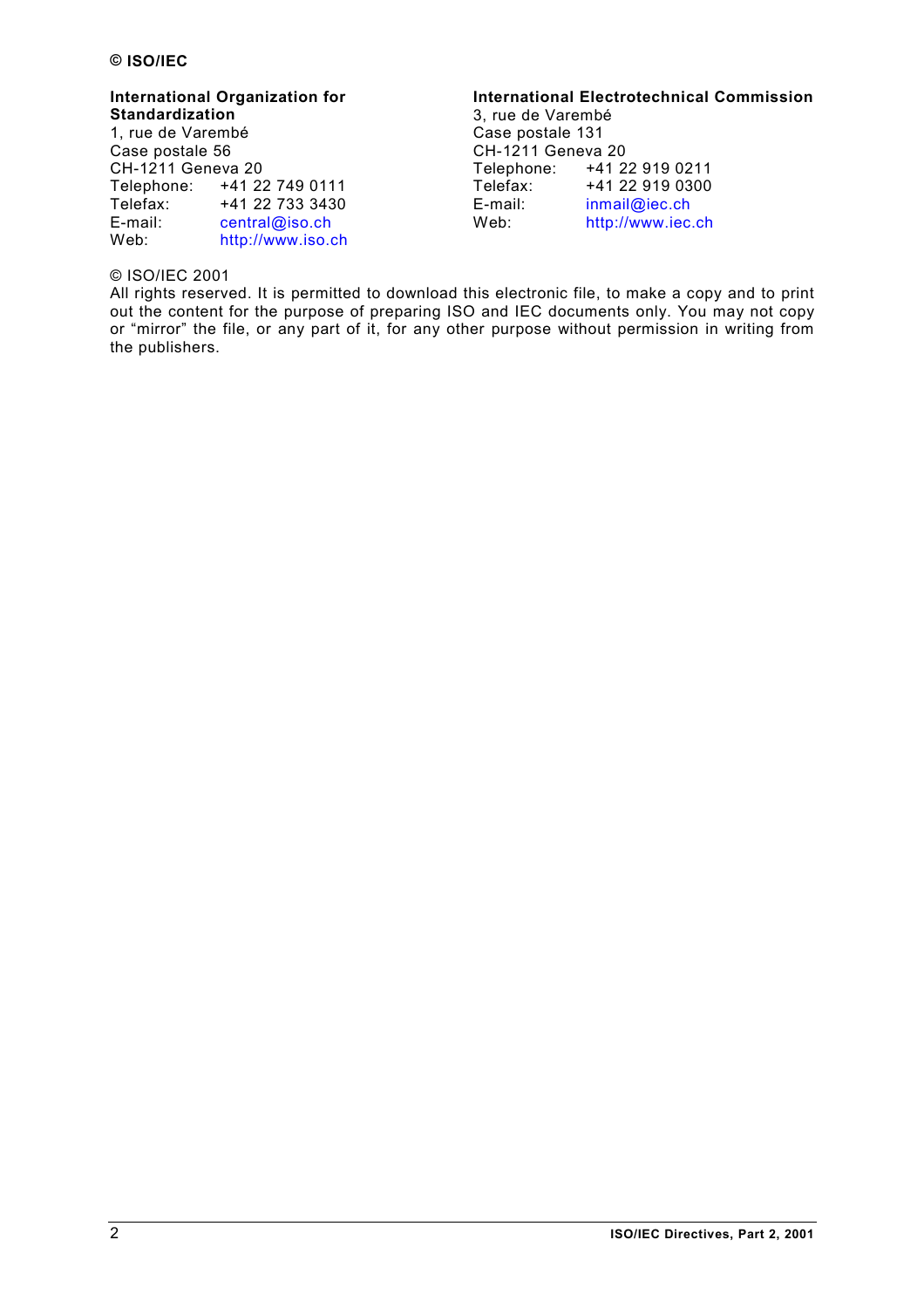**© ISO/IEC**

**International Organization for Standardization**
1, rue de Varembé
Case postale 56
CH-1211 Geneva 20
Telephone: +41 22 749 0111
Telefax: +41 22 733 3430
E-mail: central@iso.ch
Web: http://www.iso.ch

**International Electrotechnical Commission**
3, rue de Varembé
Case postale 131
CH-1211 Geneva 20
Telephone: +41 22 919 0211
Telefax: +41 22 919 0300
E-mail: inmail@iec.ch
Web: http://www.iec.ch

© ISO/IEC 2001
All rights reserved. It is permitted to download this electronic file, to make a copy and to print out the content for the purpose of preparing ISO and IEC documents only. You may not copy or "mirror" the file, or any part of it, for any other purpose without permission in writing from the publishers.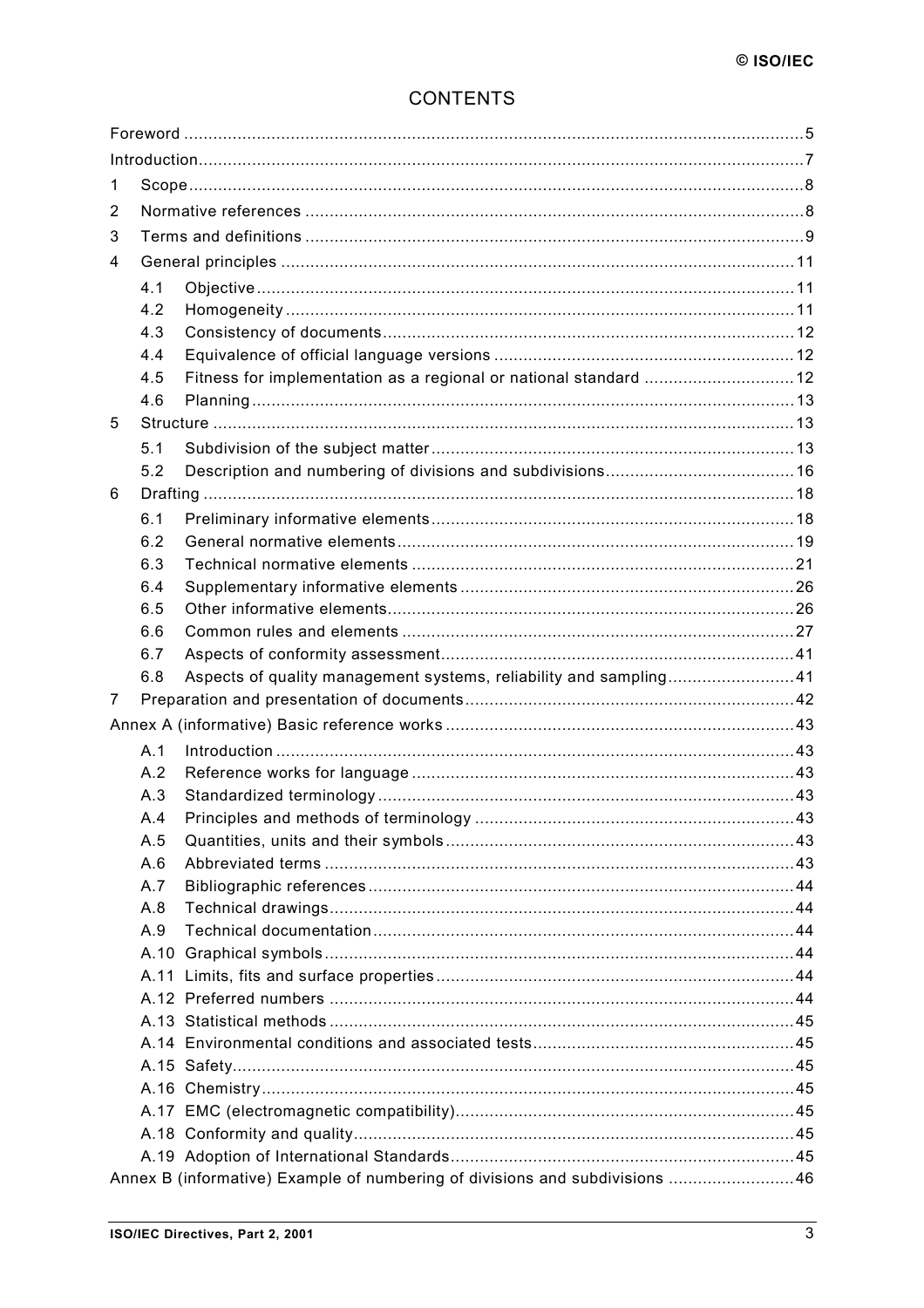# CONTENTS

Foreword ....................................................................................................................5

Introduction..................................................................................................................7

1 Scope..........................................................................................................................8

2 Normative references ................................................................................................8

3 Terms and definitions .................................................................................................9

4 General principles ....................................................................................................11

 4.1 Objective ...........................................................................................................11

 4.2 Homogeneity .....................................................................................................11

 4.3 Consistency of documents.................................................................................12

 4.4 Equivalence of official language versions ..........................................................12

 4.5 Fitness for implementation as a regional or national standard ...........................12

 4.6 Planning ............................................................................................................13

5 Structure ..................................................................................................................13

 5.1 Subdivision of the subject matter.......................................................................13

 5.2 Description and numbering of divisions and subdivisions...................................16

6 Drafting ....................................................................................................................18

 6.1 Preliminary informative elements.......................................................................18

 6.2 General normative elements..............................................................................19

 6.3 Technical normative elements ...........................................................................21

 6.4 Supplementary informative elements .................................................................26

 6.5 Other informative elements................................................................................26

 6.6 Common rules and elements .............................................................................27

 6.7 Aspects of conformity assessment.....................................................................41

 6.8 Aspects of quality management systems, reliability and sampling......................41

7 Preparation and presentation of documents..............................................................42

Annex A (informative) Basic reference works ...............................................................43

 A.1 Introduction .......................................................................................................43

 A.2 Reference works for language ...........................................................................43

 A.3 Standardized terminology ..................................................................................43

 A.4 Principles and methods of terminology ..............................................................43

 A.5 Quantities, units and their symbols....................................................................43

 A.6 Abbreviated terms .............................................................................................43

 A.7 Bibliographic references....................................................................................44

 A.8 Technical drawings............................................................................................44

 A.9 Technical documentation...................................................................................44

 A.10 Graphical symbols.............................................................................................44

 A.11 Limits, fits and surface properties......................................................................44

 A.12 Preferred numbers ............................................................................................44

 A.13 Statistical methods ............................................................................................45

 A.14 Environmental conditions and associated tests..................................................45

 A.15 Safety................................................................................................................45

 A.16 Chemistry..........................................................................................................45

 A.17 EMC (electromagnetic compatibility)..................................................................45

 A.18 Conformity and quality.......................................................................................45

 A.19 Adoption of International Standards...................................................................45

Annex B (informative) Example of numbering of divisions and subdivisions ..................46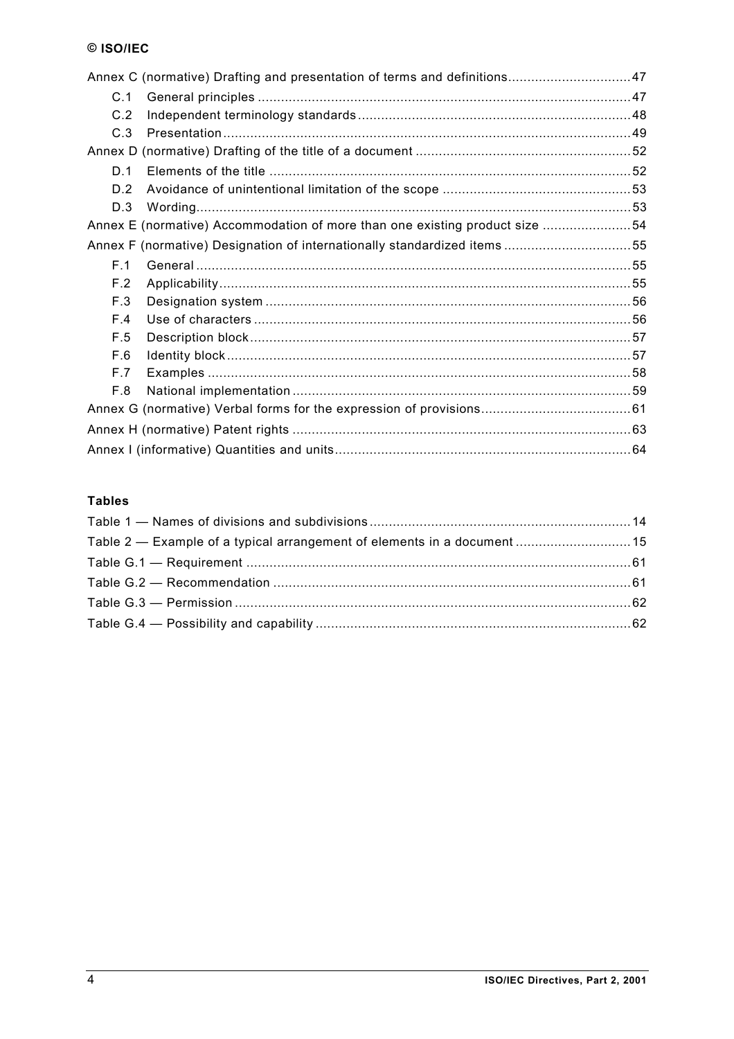Annex C (normative) Drafting and presentation of terms and definitions ... 47

- C.1 General principles ... 47
- C.2 Independent terminology standards ... 48
- C.3 Presentation ... 49

Annex D (normative) Drafting of the title of a document ... 52

- D.1 Elements of the title ... 52
- D.2 Avoidance of unintentional limitation of the scope ... 53
- D.3 Wording ... 53

Annex E (normative) Accommodation of more than one existing product size ... 54

Annex F (normative) Designation of internationally standardized items ... 55

- F.1 General ... 55
- F.2 Applicability ... 55
- F.3 Designation system ... 56
- F.4 Use of characters ... 56
- F.5 Description block ... 57
- F.6 Identity block ... 57
- F.7 Examples ... 58
- F.8 National implementation ... 59

Annex G (normative) Verbal forms for the expression of provisions ... 61

Annex H (normative) Patent rights ... 63

Annex I (informative) Quantities and units ... 64

**Tables**

Table 1 — Names of divisions and subdivisions ... 14

Table 2 — Example of a typical arrangement of elements in a document ... 15

Table G.1 — Requirement ... 61

Table G.2 — Recommendation ... 61

Table G.3 — Permission ... 62

Table G.4 — Possibility and capability ... 62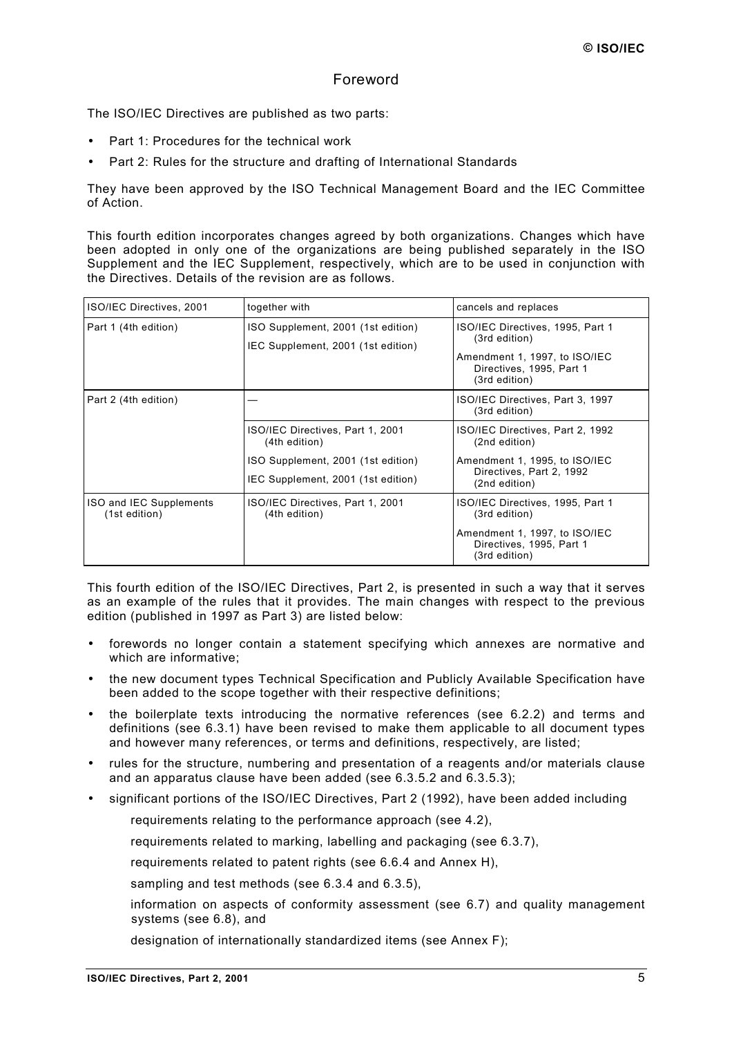# Foreword

The ISO/IEC Directives are published as two parts:

- Part 1: Procedures for the technical work
- Part 2: Rules for the structure and drafting of International Standards

They have been approved by the ISO Technical Management Board and the IEC Committee of Action.

This fourth edition incorporates changes agreed by both organizations. Changes which have been adopted in only one of the organizations are being published separately in the ISO Supplement and the IEC Supplement, respectively, which are to be used in conjunction with the Directives. Details of the revision are as follows.

| ISO/IEC Directives, 2001 | together with | cancels and replaces |
|---|---|---|
| Part 1 (4th edition) | ISO Supplement, 2001 (1st edition)<br>IEC Supplement, 2001 (1st edition) | ISO/IEC Directives, 1995, Part 1 (3rd edition)<br>Amendment 1, 1997, to ISO/IEC Directives, 1995, Part 1 (3rd edition) |
| Part 2 (4th edition) | — | ISO/IEC Directives, Part 3, 1997 (3rd edition) |
| | ISO/IEC Directives, Part 1, 2001 (4th edition)<br>ISO Supplement, 2001 (1st edition)<br>IEC Supplement, 2001 (1st edition) | ISO/IEC Directives, Part 2, 1992 (2nd edition)<br>Amendment 1, 1995, to ISO/IEC Directives, Part 2, 1992 (2nd edition) |
| ISO and IEC Supplements (1st edition) | ISO/IEC Directives, Part 1, 2001 (4th edition) | ISO/IEC Directives, 1995, Part 1 (3rd edition)<br>Amendment 1, 1997, to ISO/IEC Directives, 1995, Part 1 (3rd edition) |

This fourth edition of the ISO/IEC Directives, Part 2, is presented in such a way that it serves as an example of the rules that it provides. The main changes with respect to the previous edition (published in 1997 as Part 3) are listed below:

- forewords no longer contain a statement specifying which annexes are normative and which are informative;
- the new document types Technical Specification and Publicly Available Specification have been added to the scope together with their respective definitions;
- the boilerplate texts introducing the normative references (see 6.2.2) and terms and definitions (see 6.3.1) have been revised to make them applicable to all document types and however many references, or terms and definitions, respectively, are listed;
- rules for the structure, numbering and presentation of a reagents and/or materials clause and an apparatus clause have been added (see 6.3.5.2 and 6.3.5.3);
- significant portions of the ISO/IEC Directives, Part 2 (1992), have been added including

  requirements relating to the performance approach (see 4.2),

  requirements related to marking, labelling and packaging (see 6.3.7),

  requirements related to patent rights (see 6.6.4 and Annex H),

  sampling and test methods (see 6.3.4 and 6.3.5),

  information on aspects of conformity assessment (see 6.7) and quality management systems (see 6.8), and

  designation of internationally standardized items (see Annex F);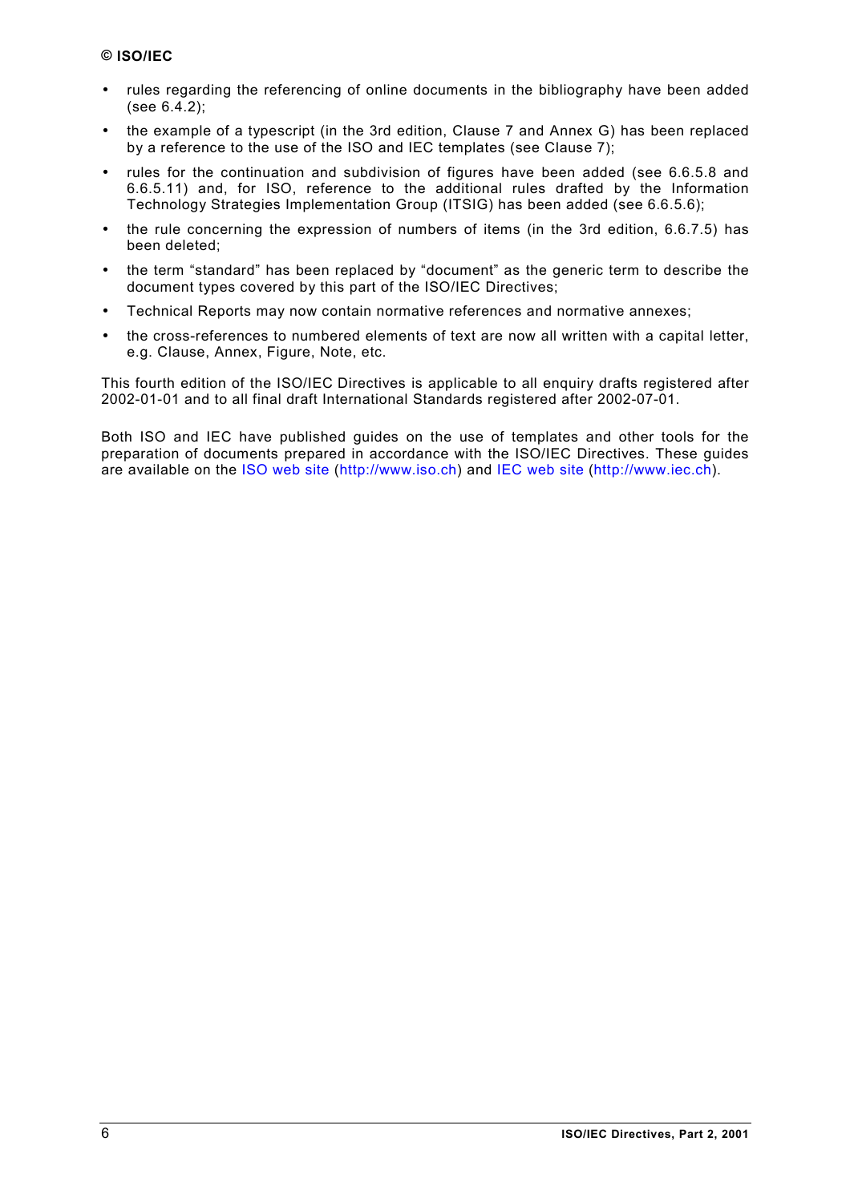- rules regarding the referencing of online documents in the bibliography have been added (see 6.4.2);
- the example of a typescript (in the 3rd edition, Clause 7 and Annex G) has been replaced by a reference to the use of the ISO and IEC templates (see Clause 7);
- rules for the continuation and subdivision of figures have been added (see 6.6.5.8 and 6.6.5.11) and, for ISO, reference to the additional rules drafted by the Information Technology Strategies Implementation Group (ITSIG) has been added (see 6.6.5.6);
- the rule concerning the expression of numbers of items (in the 3rd edition, 6.6.7.5) has been deleted;
- the term "standard" has been replaced by "document" as the generic term to describe the document types covered by this part of the ISO/IEC Directives;
- Technical Reports may now contain normative references and normative annexes;
- the cross-references to numbered elements of text are now all written with a capital letter, e.g. Clause, Annex, Figure, Note, etc.

This fourth edition of the ISO/IEC Directives is applicable to all enquiry drafts registered after 2002-01-01 and to all final draft International Standards registered after 2002-07-01.

Both ISO and IEC have published guides on the use of templates and other tools for the preparation of documents prepared in accordance with the ISO/IEC Directives. These guides are available on the ISO web site (http://www.iso.ch) and IEC web site (http://www.iec.ch).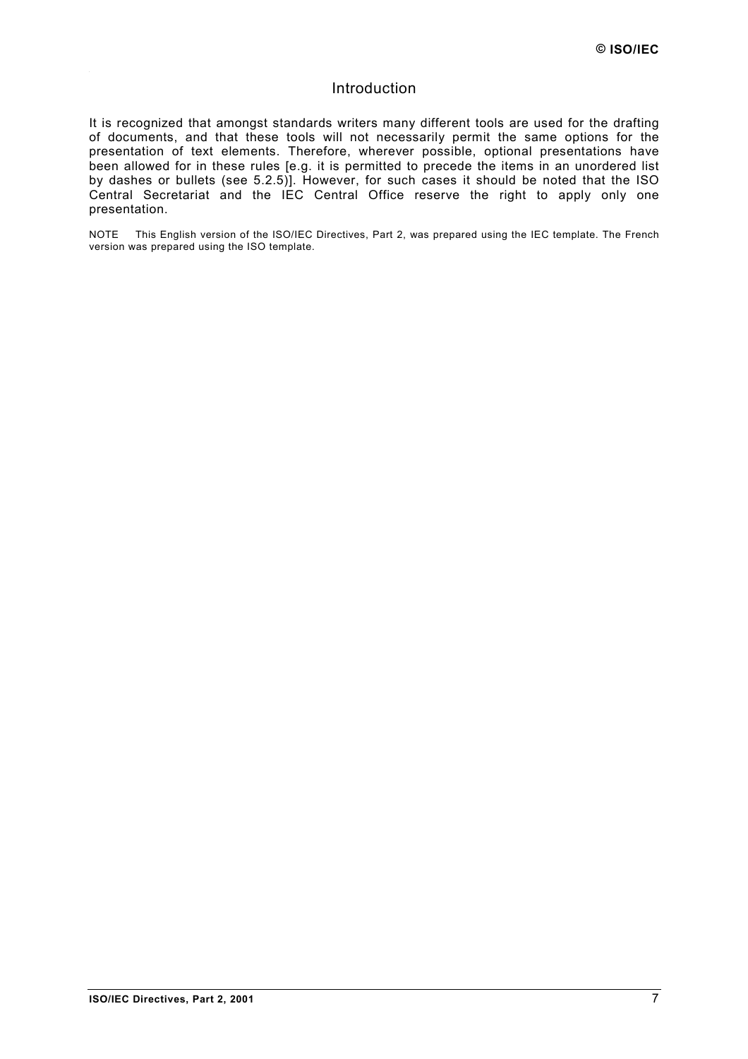# Introduction

It is recognized that amongst standards writers many different tools are used for the drafting of documents, and that these tools will not necessarily permit the same options for the presentation of text elements. Therefore, wherever possible, optional presentations have been allowed for in these rules [e.g. it is permitted to precede the items in an unordered list by dashes or bullets (see 5.2.5)]. However, for such cases it should be noted that the ISO Central Secretariat and the IEC Central Office reserve the right to apply only one presentation.

NOTE This English version of the ISO/IEC Directives, Part 2, was prepared using the IEC template. The French version was prepared using the ISO template.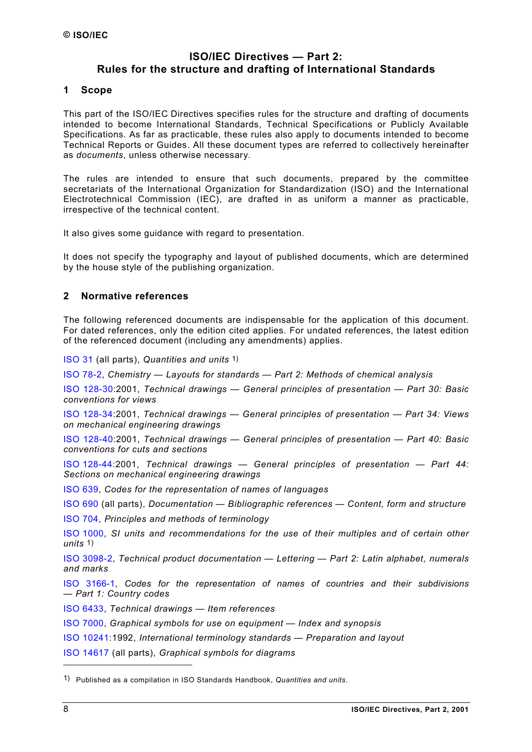**© ISO/IEC**

# ISO/IEC Directives — Part 2: Rules for the structure and drafting of International Standards

## 1 Scope

This part of the ISO/IEC Directives specifies rules for the structure and drafting of documents intended to become International Standards, Technical Specifications or Publicly Available Specifications. As far as practicable, these rules also apply to documents intended to become Technical Reports or Guides. All these document types are referred to collectively hereinafter as *documents*, unless otherwise necessary.

The rules are intended to ensure that such documents, prepared by the committee secretariats of the International Organization for Standardization (ISO) and the International Electrotechnical Commission (IEC), are drafted in as uniform a manner as practicable, irrespective of the technical content.

It also gives some guidance with regard to presentation.

It does not specify the typography and layout of published documents, which are determined by the house style of the publishing organization.

## 2 Normative references

The following referenced documents are indispensable for the application of this document. For dated references, only the edition cited applies. For undated references, the latest edition of the referenced document (including any amendments) applies.

ISO 31 (all parts), *Quantities and units* [1)]

ISO 78-2, *Chemistry — Layouts for standards — Part 2: Methods of chemical analysis*

ISO 128-30:2001, *Technical drawings — General principles of presentation — Part 30: Basic conventions for views*

ISO 128-34:2001, *Technical drawings — General principles of presentation — Part 34: Views on mechanical engineering drawings*

ISO 128-40:2001, *Technical drawings — General principles of presentation — Part 40: Basic conventions for cuts and sections*

ISO 128-44:2001, *Technical drawings — General principles of presentation — Part 44: Sections on mechanical engineering drawings*

ISO 639, *Codes for the representation of names of languages*

ISO 690 (all parts), *Documentation — Bibliographic references — Content, form and structure*

ISO 704, *Principles and methods of terminology*

ISO 1000, *SI units and recommendations for the use of their multiples and of certain other units* [1)]

ISO 3098-2, *Technical product documentation — Lettering — Part 2: Latin alphabet, numerals and marks*

ISO 3166-1, *Codes for the representation of names of countries and their subdivisions — Part 1: Country codes*

ISO 6433, *Technical drawings — Item references*

ISO 7000, *Graphical symbols for use on equipment — Index and synopsis*

ISO 10241:1992, *International terminology standards — Preparation and layout*

ISO 14617 (all parts), *Graphical symbols for diagrams*

---

1) Published as a compilation in ISO Standards Handbook, *Quantities and units*.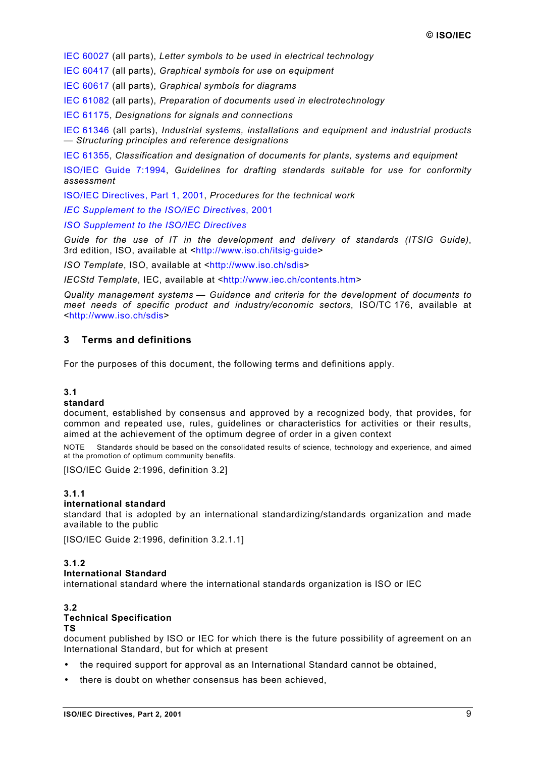IEC 60027 (all parts), *Letter symbols to be used in electrical technology*

IEC 60417 (all parts), *Graphical symbols for use on equipment*

IEC 60617 (all parts), *Graphical symbols for diagrams*

IEC 61082 (all parts), *Preparation of documents used in electrotechnology*

IEC 61175, *Designations for signals and connections*

IEC 61346 (all parts), *Industrial systems, installations and equipment and industrial products — Structuring principles and reference designations*

IEC 61355, *Classification and designation of documents for plants, systems and equipment*

ISO/IEC Guide 7:1994, *Guidelines for drafting standards suitable for use for conformity assessment*

ISO/IEC Directives, Part 1, 2001, *Procedures for the technical work*

*IEC Supplement to the ISO/IEC Directives*, 2001

*ISO Supplement to the ISO/IEC Directives*

*Guide for the use of IT in the development and delivery of standards (ITSIG Guide)*, 3rd edition, ISO, available at <http://www.iso.ch/itsig-guide>

*ISO Template*, ISO, available at <http://www.iso.ch/sdis>

*IECStd Template*, IEC, available at <http://www.iec.ch/contents.htm>

*Quality management systems — Guidance and criteria for the development of documents to meet needs of specific product and industry/economic sectors*, ISO/TC 176, available at <http://www.iso.ch/sdis>

## 3 Terms and definitions

For the purposes of this document, the following terms and definitions apply.

**3.1**
**standard**
document, established by consensus and approved by a recognized body, that provides, for common and repeated use, rules, guidelines or characteristics for activities or their results, aimed at the achievement of the optimum degree of order in a given context

NOTE Standards should be based on the consolidated results of science, technology and experience, and aimed at the promotion of optimum community benefits.

[ISO/IEC Guide 2:1996, definition 3.2]

**3.1.1**
**international standard**
standard that is adopted by an international standardizing/standards organization and made available to the public

[ISO/IEC Guide 2:1996, definition 3.2.1.1]

**3.1.2**
**International Standard**
international standard where the international standards organization is ISO or IEC

**3.2**
**Technical Specification**
**TS**
document published by ISO or IEC for which there is the future possibility of agreement on an International Standard, but for which at present

- the required support for approval as an International Standard cannot be obtained,
- there is doubt on whether consensus has been achieved,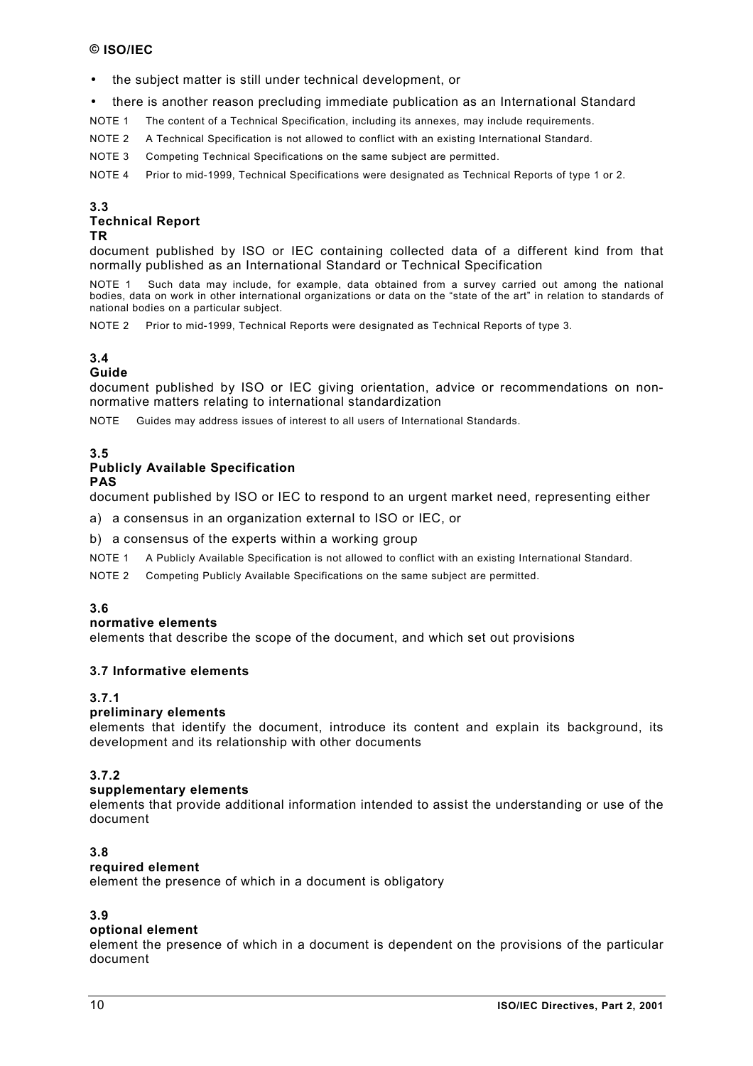- the subject matter is still under technical development, or
- there is another reason precluding immediate publication as an International Standard

NOTE 1 The content of a Technical Specification, including its annexes, may include requirements.

NOTE 2 A Technical Specification is not allowed to conflict with an existing International Standard.

NOTE 3 Competing Technical Specifications on the same subject are permitted.

NOTE 4 Prior to mid-1999, Technical Specifications were designated as Technical Reports of type 1 or 2.

**3.3**
**Technical Report**
**TR**

document published by ISO or IEC containing collected data of a different kind from that normally published as an International Standard or Technical Specification

NOTE 1 Such data may include, for example, data obtained from a survey carried out among the national bodies, data on work in other international organizations or data on the "state of the art" in relation to standards of national bodies on a particular subject.

NOTE 2 Prior to mid-1999, Technical Reports were designated as Technical Reports of type 3.

**3.4**
**Guide**

document published by ISO or IEC giving orientation, advice or recommendations on non-normative matters relating to international standardization

NOTE Guides may address issues of interest to all users of International Standards.

**3.5**
**Publicly Available Specification**
**PAS**

document published by ISO or IEC to respond to an urgent market need, representing either

a) a consensus in an organization external to ISO or IEC, or

b) a consensus of the experts within a working group

NOTE 1 A Publicly Available Specification is not allowed to conflict with an existing International Standard.

NOTE 2 Competing Publicly Available Specifications on the same subject are permitted.

**3.6**
**normative elements**

elements that describe the scope of the document, and which set out provisions

**3.7 Informative elements**

**3.7.1**
**preliminary elements**

elements that identify the document, introduce its content and explain its background, its development and its relationship with other documents

**3.7.2**
**supplementary elements**

elements that provide additional information intended to assist the understanding or use of the document

**3.8**
**required element**

element the presence of which in a document is obligatory

**3.9**
**optional element**

element the presence of which in a document is dependent on the provisions of the particular document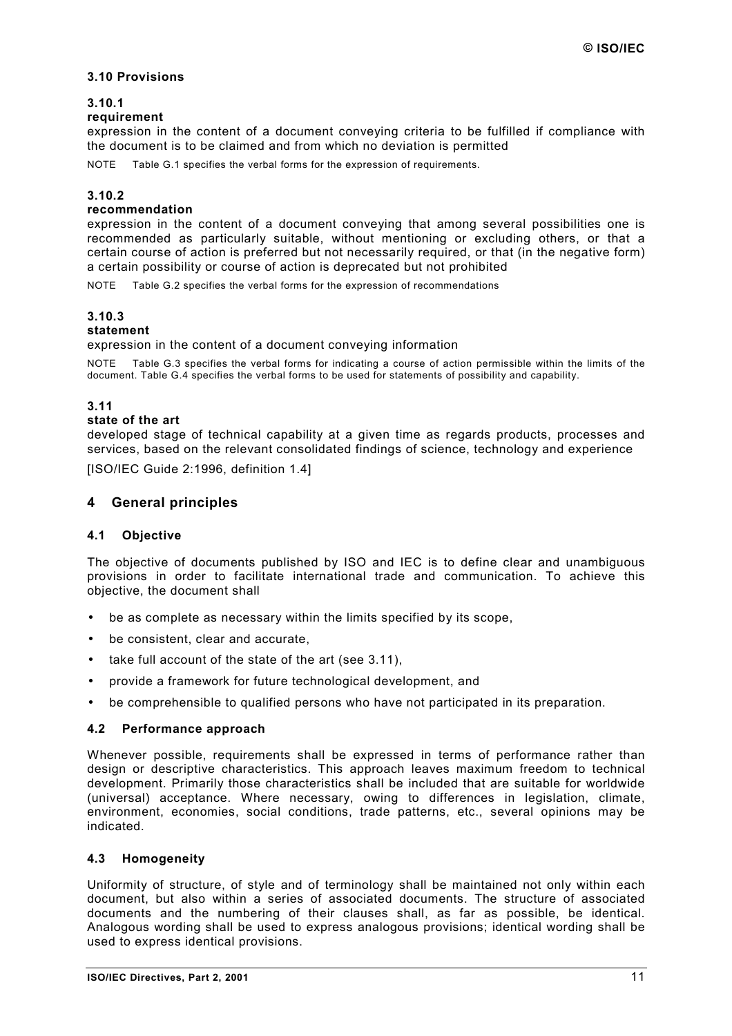### 3.10 Provisions

**3.10.1**
**requirement**
expression in the content of a document conveying criteria to be fulfilled if compliance with the document is to be claimed and from which no deviation is permitted

NOTE Table G.1 specifies the verbal forms for the expression of requirements.

**3.10.2**
**recommendation**
expression in the content of a document conveying that among several possibilities one is recommended as particularly suitable, without mentioning or excluding others, or that a certain course of action is preferred but not necessarily required, or that (in the negative form) a certain possibility or course of action is deprecated but not prohibited

NOTE Table G.2 specifies the verbal forms for the expression of recommendations

**3.10.3**
**statement**
expression in the content of a document conveying information

NOTE Table G.3 specifies the verbal forms for indicating a course of action permissible within the limits of the document. Table G.4 specifies the verbal forms to be used for statements of possibility and capability.

**3.11**
**state of the art**
developed stage of technical capability at a given time as regards products, processes and services, based on the relevant consolidated findings of science, technology and experience

[ISO/IEC Guide 2:1996, definition 1.4]

## 4 General principles

### 4.1 Objective

The objective of documents published by ISO and IEC is to define clear and unambiguous provisions in order to facilitate international trade and communication. To achieve this objective, the document shall

- be as complete as necessary within the limits specified by its scope,
- be consistent, clear and accurate,
- take full account of the state of the art (see 3.11),
- provide a framework for future technological development, and
- be comprehensible to qualified persons who have not participated in its preparation.

### 4.2 Performance approach

Whenever possible, requirements shall be expressed in terms of performance rather than design or descriptive characteristics. This approach leaves maximum freedom to technical development. Primarily those characteristics shall be included that are suitable for worldwide (universal) acceptance. Where necessary, owing to differences in legislation, climate, environment, economies, social conditions, trade patterns, etc., several opinions may be indicated.

### 4.3 Homogeneity

Uniformity of structure, of style and of terminology shall be maintained not only within each document, but also within a series of associated documents. The structure of associated documents and the numbering of their clauses shall, as far as possible, be identical. Analogous wording shall be used to express analogous provisions; identical wording shall be used to express identical provisions.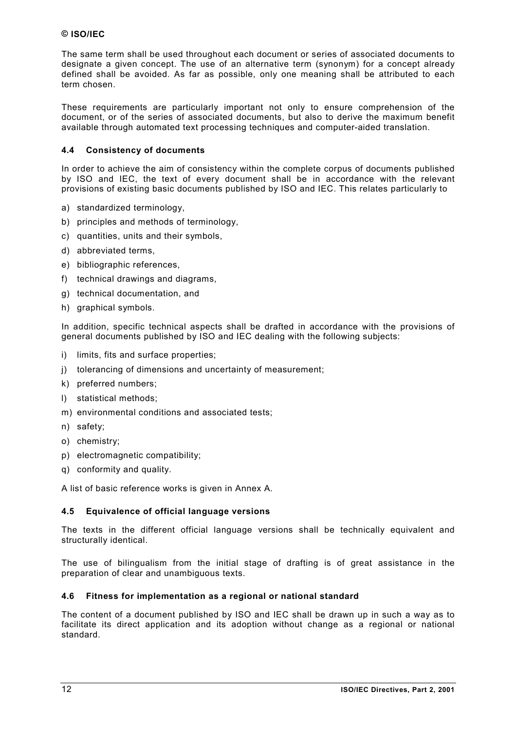The same term shall be used throughout each document or series of associated documents to designate a given concept. The use of an alternative term (synonym) for a concept already defined shall be avoided. As far as possible, only one meaning shall be attributed to each term chosen.

These requirements are particularly important not only to ensure comprehension of the document, or of the series of associated documents, but also to derive the maximum benefit available through automated text processing techniques and computer-aided translation.

### 4.4 Consistency of documents

In order to achieve the aim of consistency within the complete corpus of documents published by ISO and IEC, the text of every document shall be in accordance with the relevant provisions of existing basic documents published by ISO and IEC. This relates particularly to

a) standardized terminology,

b) principles and methods of terminology,

c) quantities, units and their symbols,

d) abbreviated terms,

e) bibliographic references,

f) technical drawings and diagrams,

g) technical documentation, and

h) graphical symbols.

In addition, specific technical aspects shall be drafted in accordance with the provisions of general documents published by ISO and IEC dealing with the following subjects:

i) limits, fits and surface properties;

j) tolerancing of dimensions and uncertainty of measurement;

k) preferred numbers;

l) statistical methods;

m) environmental conditions and associated tests;

n) safety;

o) chemistry;

p) electromagnetic compatibility;

q) conformity and quality.

A list of basic reference works is given in Annex A.

### 4.5 Equivalence of official language versions

The texts in the different official language versions shall be technically equivalent and structurally identical.

The use of bilingualism from the initial stage of drafting is of great assistance in the preparation of clear and unambiguous texts.

### 4.6 Fitness for implementation as a regional or national standard

The content of a document published by ISO and IEC shall be drawn up in such a way as to facilitate its direct application and its adoption without change as a regional or national standard.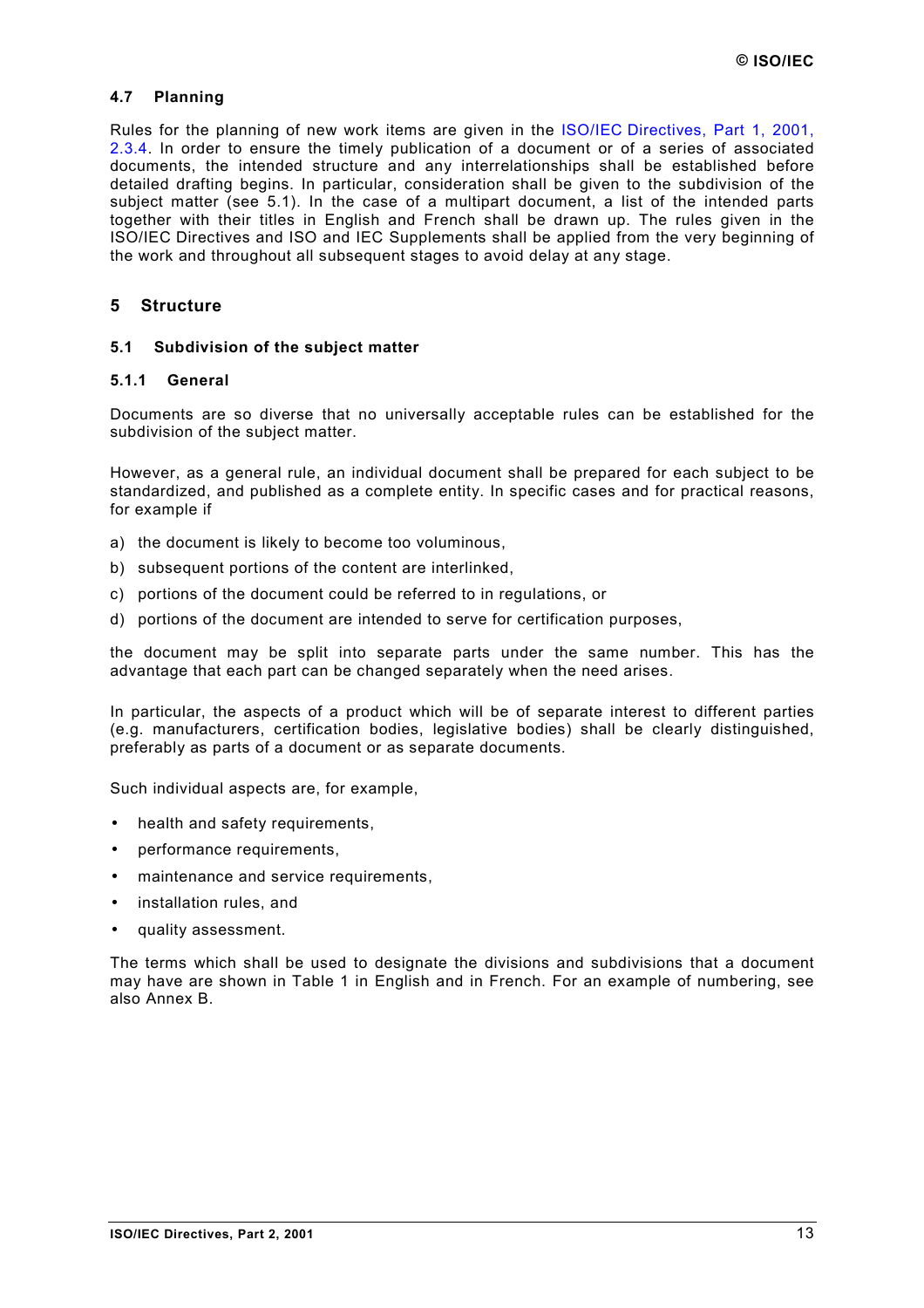### 4.7 Planning

Rules for the planning of new work items are given in the ISO/IEC Directives, Part 1, 2001, 2.3.4. In order to ensure the timely publication of a document or of a series of associated documents, the intended structure and any interrelationships shall be established before detailed drafting begins. In particular, consideration shall be given to the subdivision of the subject matter (see 5.1). In the case of a multipart document, a list of the intended parts together with their titles in English and French shall be drawn up. The rules given in the ISO/IEC Directives and ISO and IEC Supplements shall be applied from the very beginning of the work and throughout all subsequent stages to avoid delay at any stage.

## 5 Structure

### 5.1 Subdivision of the subject matter

#### 5.1.1 General

Documents are so diverse that no universally acceptable rules can be established for the subdivision of the subject matter.

However, as a general rule, an individual document shall be prepared for each subject to be standardized, and published as a complete entity. In specific cases and for practical reasons, for example if

a) the document is likely to become too voluminous,

b) subsequent portions of the content are interlinked,

c) portions of the document could be referred to in regulations, or

d) portions of the document are intended to serve for certification purposes,

the document may be split into separate parts under the same number. This has the advantage that each part can be changed separately when the need arises.

In particular, the aspects of a product which will be of separate interest to different parties (e.g. manufacturers, certification bodies, legislative bodies) shall be clearly distinguished, preferably as parts of a document or as separate documents.

Such individual aspects are, for example,

- health and safety requirements,
- performance requirements,
- maintenance and service requirements,
- installation rules, and
- quality assessment.

The terms which shall be used to designate the divisions and subdivisions that a document may have are shown in Table 1 in English and in French. For an example of numbering, see also Annex B.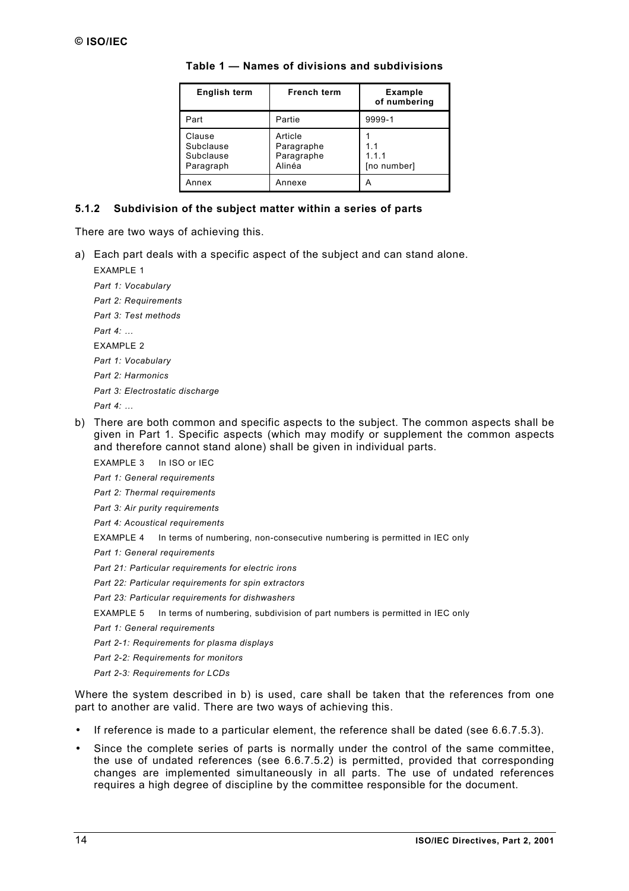**Table 1 — Names of divisions and subdivisions**

| English term | French term | Example of numbering |
|---|---|---|
| Part | Partie | 9999-1 |
| Clause<br>Subclause<br>Subclause<br>Paragraph | Article<br>Paragraphe<br>Paragraphe<br>Alinéa | 1<br>1.1<br>1.1.1<br>[no number] |
| Annex | Annexe | A |

### 5.1.2 Subdivision of the subject matter within a series of parts

There are two ways of achieving this.

a) Each part deals with a specific aspect of the subject and can stand alone.

EXAMPLE 1

*Part 1: Vocabulary*

*Part 2: Requirements*

*Part 3: Test methods*

*Part 4: …*

EXAMPLE 2

*Part 1: Vocabulary*

*Part 2: Harmonics*

*Part 3: Electrostatic discharge*

*Part 4: …*

b) There are both common and specific aspects to the subject. The common aspects shall be given in Part 1. Specific aspects (which may modify or supplement the common aspects and therefore cannot stand alone) shall be given in individual parts.

EXAMPLE 3 In ISO or IEC

*Part 1: General requirements*

*Part 2: Thermal requirements*

*Part 3: Air purity requirements*

*Part 4: Acoustical requirements*

EXAMPLE 4 In terms of numbering, non-consecutive numbering is permitted in IEC only

*Part 1: General requirements*

*Part 21: Particular requirements for electric irons*

*Part 22: Particular requirements for spin extractors*

*Part 23: Particular requirements for dishwashers*

EXAMPLE 5 In terms of numbering, subdivision of part numbers is permitted in IEC only

*Part 1: General requirements*

*Part 2-1: Requirements for plasma displays*

*Part 2-2: Requirements for monitors*

*Part 2-3: Requirements for LCDs*

Where the system described in b) is used, care shall be taken that the references from one part to another are valid. There are two ways of achieving this.

- If reference is made to a particular element, the reference shall be dated (see 6.6.7.5.3).
- Since the complete series of parts is normally under the control of the same committee, the use of undated references (see 6.6.7.5.2) is permitted, provided that corresponding changes are implemented simultaneously in all parts. The use of undated references requires a high degree of discipline by the committee responsible for the document.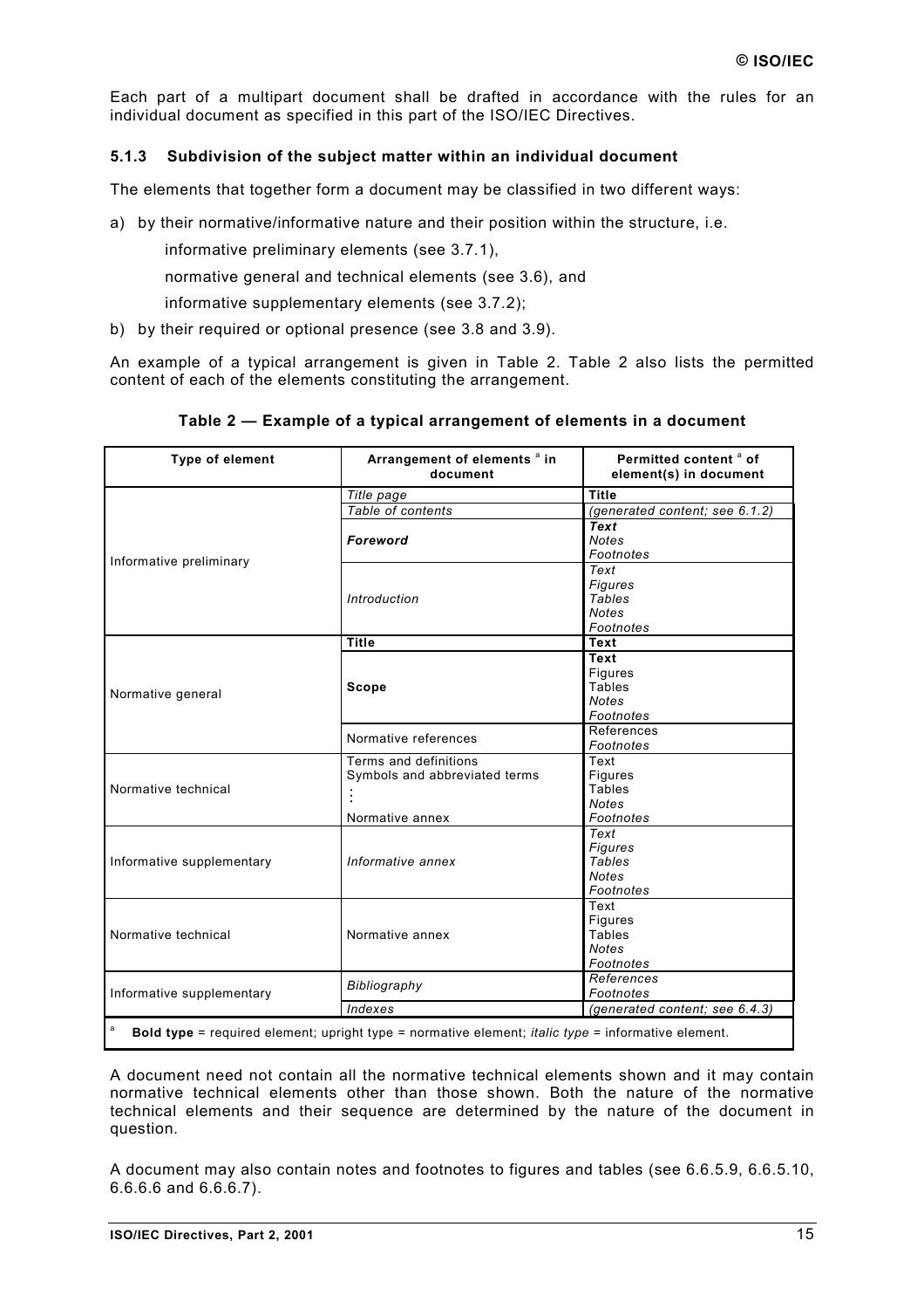Each part of a multipart document shall be drafted in accordance with the rules for an individual document as specified in this part of the ISO/IEC Directives.

### 5.1.3 Subdivision of the subject matter within an individual document

The elements that together form a document may be classified in two different ways:

a) by their normative/informative nature and their position within the structure, i.e.

informative preliminary elements (see 3.7.1),

normative general and technical elements (see 3.6), and

informative supplementary elements (see 3.7.2);

b) by their required or optional presence (see 3.8 and 3.9).

An example of a typical arrangement is given in Table 2. Table 2 also lists the permitted content of each of the elements constituting the arrangement.

**Table 2 — Example of a typical arrangement of elements in a document**

| Type of element | Arrangement of elements [a] in document | Permitted content [a] of element(s) in document |
|---|---|---|
| Informative preliminary | *Title page* | **Title** |
| | *Table of contents* | *(generated content; see 6.1.2)* |
| | ***Foreword*** | ***Text***<br>*Notes*<br>*Footnotes* |
| | *Introduction* | *Text*<br>*Figures*<br>*Tables*<br>*Notes*<br>*Footnotes* |
| Normative general | **Title** | **Text** |
| | **Scope** | **Text**<br>Figures<br>Tables<br>*Notes*<br>*Footnotes* |
| | Normative references | References<br>*Footnotes* |
| Normative technical | Terms and definitions<br>Symbols and abbreviated terms<br>⋮<br>Normative annex | Text<br>Figures<br>Tables<br>*Notes*<br>*Footnotes* |
| Informative supplementary | *Informative annex* | *Text*<br>*Figures*<br>*Tables*<br>*Notes*<br>*Footnotes* |
| Normative technical | Normative annex | Text<br>Figures<br>Tables<br>*Notes*<br>*Footnotes* |
| Informative supplementary | *Bibliography* | *References*<br>*Footnotes* |
| | *Indexes* | *(generated content; see 6.4.3)* |

[a] **Bold type** = required element; upright type = normative element; *italic type* = informative element.

A document need not contain all the normative technical elements shown and it may contain normative technical elements other than those shown. Both the nature of the normative technical elements and their sequence are determined by the nature of the document in question.

A document may also contain notes and footnotes to figures and tables (see 6.6.5.9, 6.6.5.10, 6.6.6.6 and 6.6.6.7).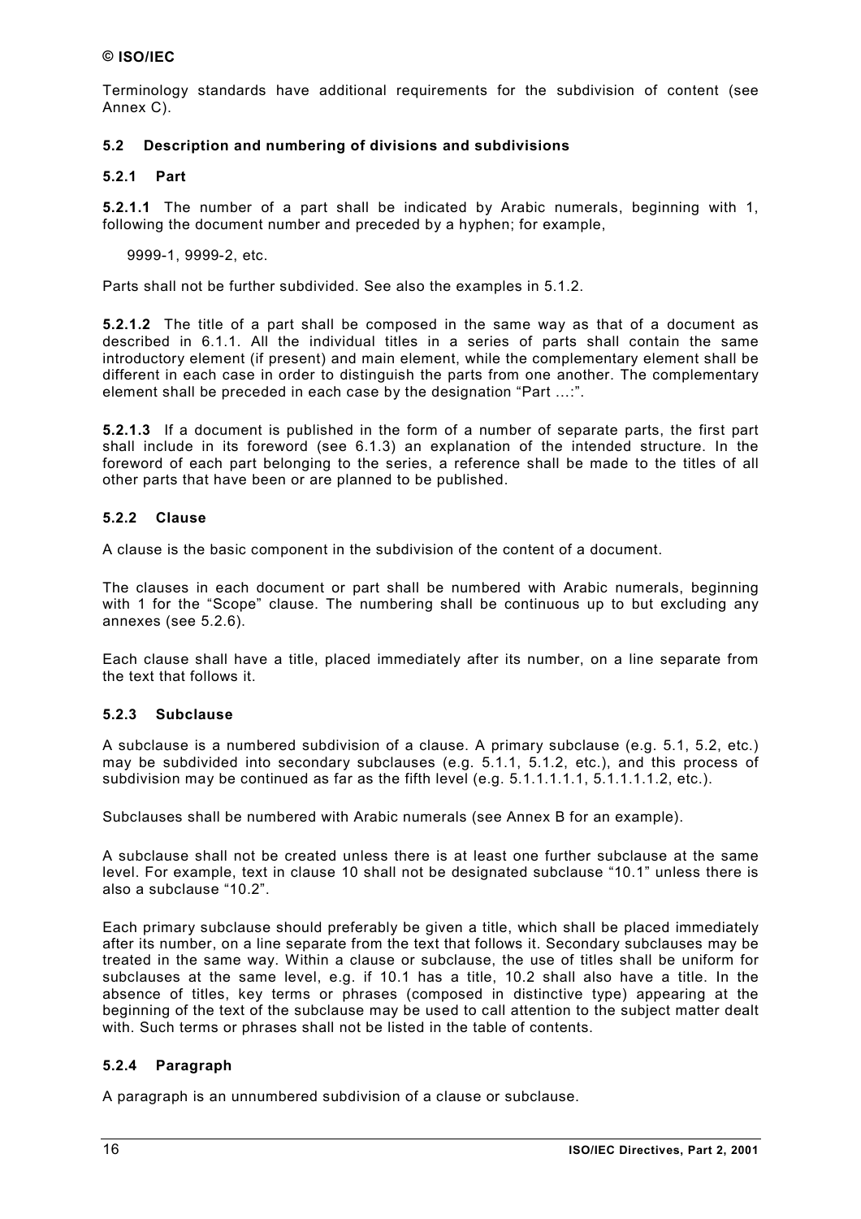Terminology standards have additional requirements for the subdivision of content (see Annex C).

### 5.2 Description and numbering of divisions and subdivisions

#### 5.2.1 Part

**5.2.1.1** The number of a part shall be indicated by Arabic numerals, beginning with 1, following the document number and preceded by a hyphen; for example,

9999-1, 9999-2, etc.

Parts shall not be further subdivided. See also the examples in 5.1.2.

**5.2.1.2** The title of a part shall be composed in the same way as that of a document as described in 6.1.1. All the individual titles in a series of parts shall contain the same introductory element (if present) and main element, while the complementary element shall be different in each case in order to distinguish the parts from one another. The complementary element shall be preceded in each case by the designation "Part …:".

**5.2.1.3** If a document is published in the form of a number of separate parts, the first part shall include in its foreword (see 6.1.3) an explanation of the intended structure. In the foreword of each part belonging to the series, a reference shall be made to the titles of all other parts that have been or are planned to be published.

#### 5.2.2 Clause

A clause is the basic component in the subdivision of the content of a document.

The clauses in each document or part shall be numbered with Arabic numerals, beginning with 1 for the "Scope" clause. The numbering shall be continuous up to but excluding any annexes (see 5.2.6).

Each clause shall have a title, placed immediately after its number, on a line separate from the text that follows it.

#### 5.2.3 Subclause

A subclause is a numbered subdivision of a clause. A primary subclause (e.g. 5.1, 5.2, etc.) may be subdivided into secondary subclauses (e.g. 5.1.1, 5.1.2, etc.), and this process of subdivision may be continued as far as the fifth level (e.g. 5.1.1.1.1.1, 5.1.1.1.1.2, etc.).

Subclauses shall be numbered with Arabic numerals (see Annex B for an example).

A subclause shall not be created unless there is at least one further subclause at the same level. For example, text in clause 10 shall not be designated subclause "10.1" unless there is also a subclause "10.2".

Each primary subclause should preferably be given a title, which shall be placed immediately after its number, on a line separate from the text that follows it. Secondary subclauses may be treated in the same way. Within a clause or subclause, the use of titles shall be uniform for subclauses at the same level, e.g. if 10.1 has a title, 10.2 shall also have a title. In the absence of titles, key terms or phrases (composed in distinctive type) appearing at the beginning of the text of the subclause may be used to call attention to the subject matter dealt with. Such terms or phrases shall not be listed in the table of contents.

#### 5.2.4 Paragraph

A paragraph is an unnumbered subdivision of a clause or subclause.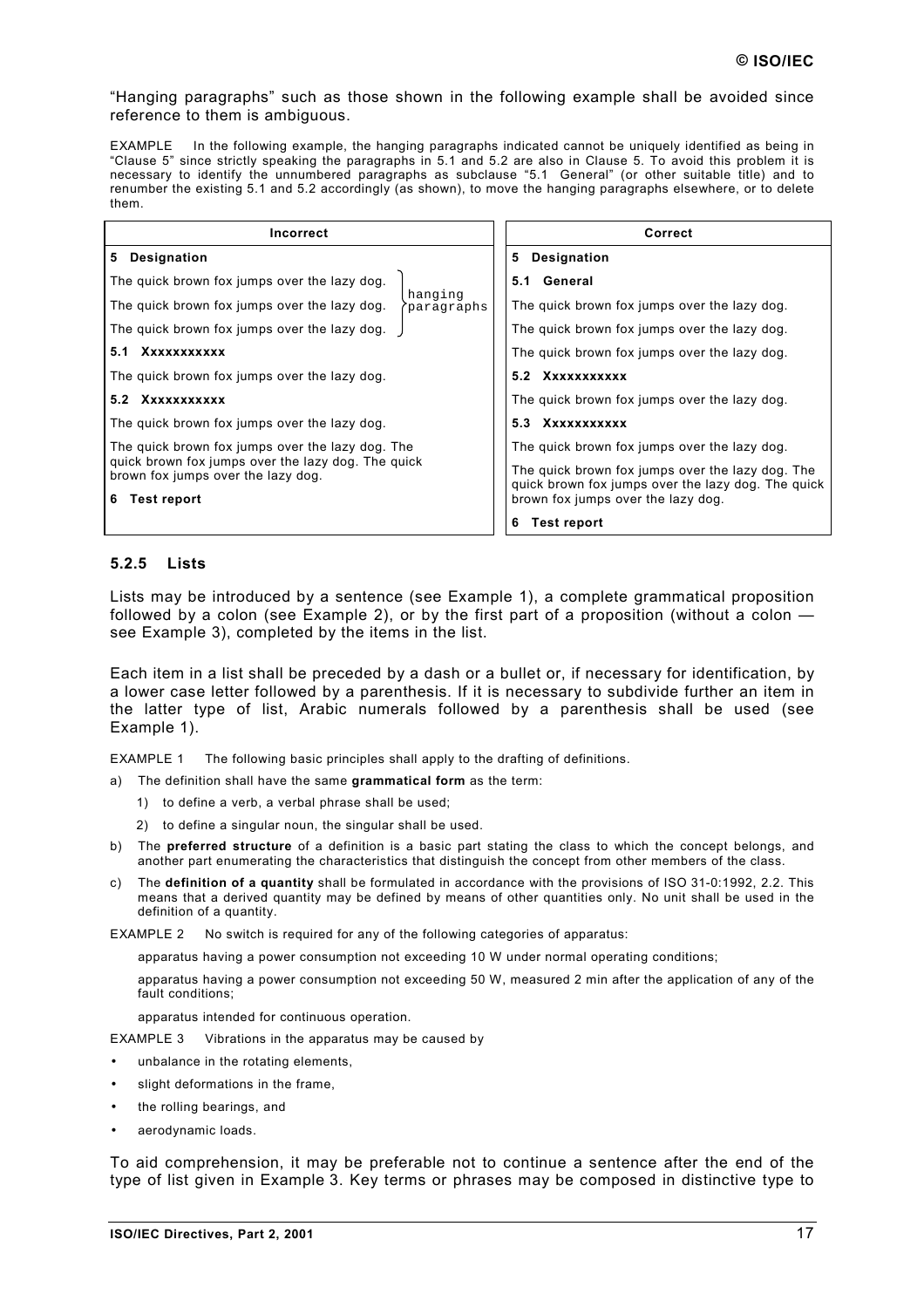"Hanging paragraphs" such as those shown in the following example shall be avoided since reference to them is ambiguous.

EXAMPLE In the following example, the hanging paragraphs indicated cannot be uniquely identified as being in "Clause 5" since strictly speaking the paragraphs in 5.1 and 5.2 are also in Clause 5. To avoid this problem it is necessary to identify the unnumbered paragraphs as subclause "5.1 General" (or other suitable title) and to renumber the existing 5.1 and 5.2 accordingly (as shown), to move the hanging paragraphs elsewhere, or to delete them.

| Incorrect | Correct |
|---|---|
| **5 Designation** | **5 Designation** |
| The quick brown fox jumps over the lazy dog. (hanging paragraphs) | **5.1 General** |
| The quick brown fox jumps over the lazy dog. (hanging paragraphs) | The quick brown fox jumps over the lazy dog. |
| The quick brown fox jumps over the lazy dog. (hanging paragraphs) | The quick brown fox jumps over the lazy dog. |
| **5.1 Xxxxxxxxxxx** | The quick brown fox jumps over the lazy dog. |
| The quick brown fox jumps over the lazy dog. | **5.2 Xxxxxxxxxxx** |
| **5.2 Xxxxxxxxxxx** | The quick brown fox jumps over the lazy dog. |
| The quick brown fox jumps over the lazy dog. | **5.3 Xxxxxxxxxxx** |
| The quick brown fox jumps over the lazy dog. The quick brown fox jumps over the lazy dog. The quick brown fox jumps over the lazy dog. | The quick brown fox jumps over the lazy dog. |
| **6 Test report** | The quick brown fox jumps over the lazy dog. The quick brown fox jumps over the lazy dog. The quick brown fox jumps over the lazy dog. |
| | **6 Test report** |

### 5.2.5 Lists

Lists may be introduced by a sentence (see Example 1), a complete grammatical proposition followed by a colon (see Example 2), or by the first part of a proposition (without a colon — see Example 3), completed by the items in the list.

Each item in a list shall be preceded by a dash or a bullet or, if necessary for identification, by a lower case letter followed by a parenthesis. If it is necessary to subdivide further an item in the latter type of list, Arabic numerals followed by a parenthesis shall be used (see Example 1).

EXAMPLE 1 The following basic principles shall apply to the drafting of definitions.

a) The definition shall have the same **grammatical form** as the term:
   1) to define a verb, a verbal phrase shall be used;
   2) to define a singular noun, the singular shall be used.
b) The **preferred structure** of a definition is a basic part stating the class to which the concept belongs, and another part enumerating the characteristics that distinguish the concept from other members of the class.
c) The **definition of a quantity** shall be formulated in accordance with the provisions of ISO 31-0:1992, 2.2. This means that a derived quantity may be defined by means of other quantities only. No unit shall be used in the definition of a quantity.

EXAMPLE 2 No switch is required for any of the following categories of apparatus:

apparatus having a power consumption not exceeding 10 W under normal operating conditions;

apparatus having a power consumption not exceeding 50 W, measured 2 min after the application of any of the fault conditions;

apparatus intended for continuous operation.

EXAMPLE 3 Vibrations in the apparatus may be caused by

- unbalance in the rotating elements,
- slight deformations in the frame,
- the rolling bearings, and
- aerodynamic loads.

To aid comprehension, it may be preferable not to continue a sentence after the end of the type of list given in Example 3. Key terms or phrases may be composed in distinctive type to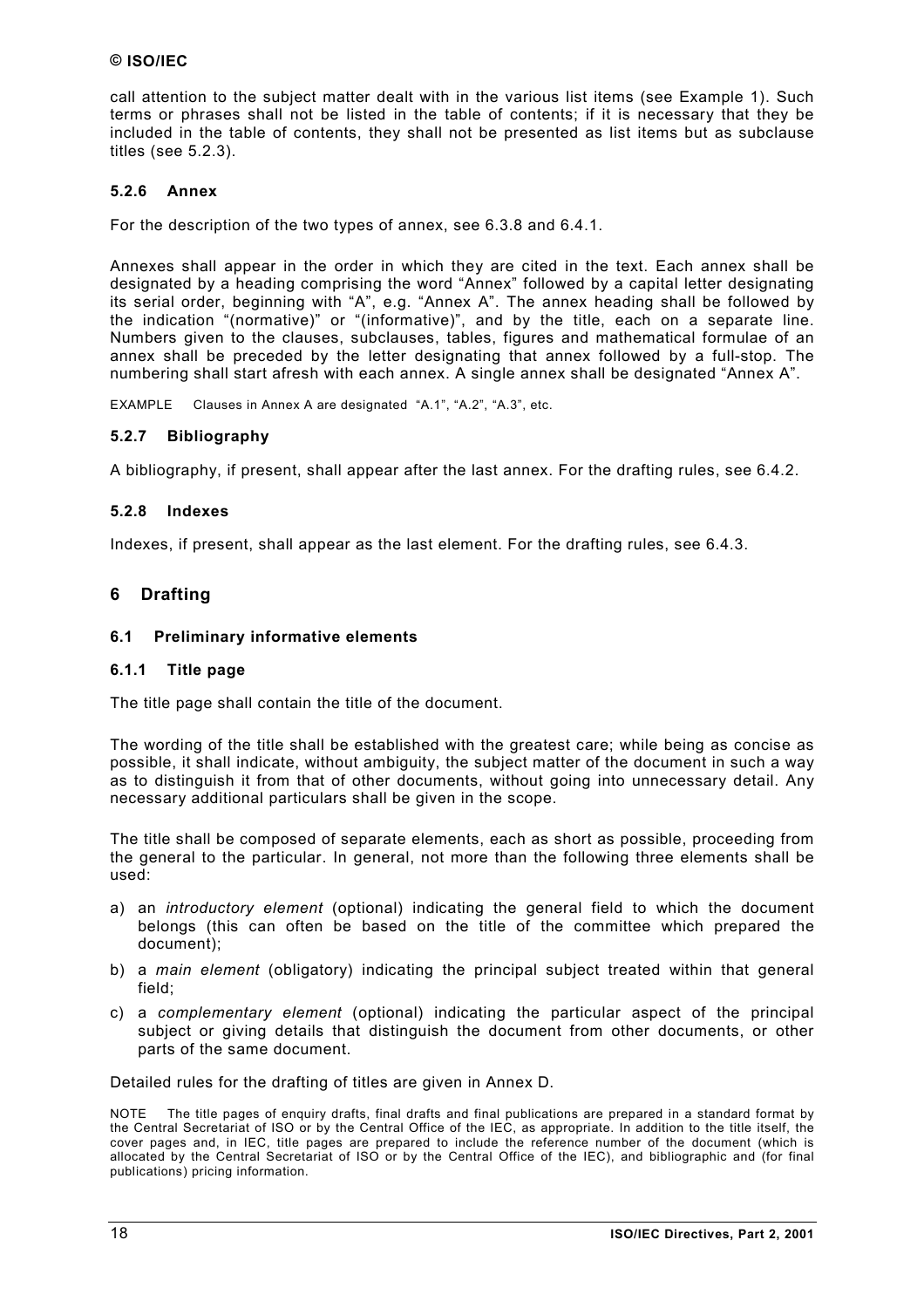call attention to the subject matter dealt with in the various list items (see Example 1). Such terms or phrases shall not be listed in the table of contents; if it is necessary that they be included in the table of contents, they shall not be presented as list items but as subclause titles (see 5.2.3).

### 5.2.6 Annex

For the description of the two types of annex, see 6.3.8 and 6.4.1.

Annexes shall appear in the order in which they are cited in the text. Each annex shall be designated by a heading comprising the word "Annex" followed by a capital letter designating its serial order, beginning with "A", e.g. "Annex A". The annex heading shall be followed by the indication "(normative)" or "(informative)", and by the title, each on a separate line. Numbers given to the clauses, subclauses, tables, figures and mathematical formulae of an annex shall be preceded by the letter designating that annex followed by a full-stop. The numbering shall start afresh with each annex. A single annex shall be designated "Annex A".

EXAMPLE Clauses in Annex A are designated "A.1", "A.2", "A.3", etc.

### 5.2.7 Bibliography

A bibliography, if present, shall appear after the last annex. For the drafting rules, see 6.4.2.

### 5.2.8 Indexes

Indexes, if present, shall appear as the last element. For the drafting rules, see 6.4.3.

# 6 Drafting

## 6.1 Preliminary informative elements

### 6.1.1 Title page

The title page shall contain the title of the document.

The wording of the title shall be established with the greatest care; while being as concise as possible, it shall indicate, without ambiguity, the subject matter of the document in such a way as to distinguish it from that of other documents, without going into unnecessary detail. Any necessary additional particulars shall be given in the scope.

The title shall be composed of separate elements, each as short as possible, proceeding from the general to the particular. In general, not more than the following three elements shall be used:

a) an *introductory element* (optional) indicating the general field to which the document belongs (this can often be based on the title of the committee which prepared the document);

b) a *main element* (obligatory) indicating the principal subject treated within that general field;

c) a *complementary element* (optional) indicating the particular aspect of the principal subject or giving details that distinguish the document from other documents, or other parts of the same document.

Detailed rules for the drafting of titles are given in Annex D.

NOTE The title pages of enquiry drafts, final drafts and final publications are prepared in a standard format by the Central Secretariat of ISO or by the Central Office of the IEC, as appropriate. In addition to the title itself, the cover pages and, in IEC, title pages are prepared to include the reference number of the document (which is allocated by the Central Secretariat of ISO or by the Central Office of the IEC), and bibliographic and (for final publications) pricing information.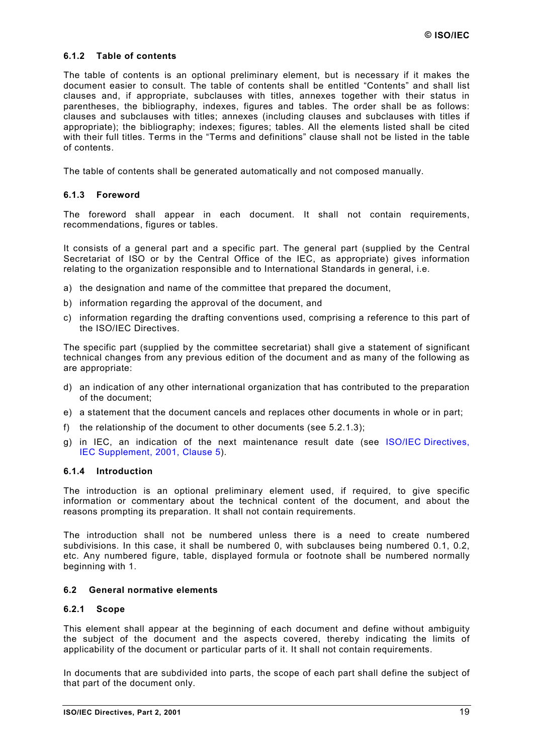#### 6.1.2 Table of contents

The table of contents is an optional preliminary element, but is necessary if it makes the document easier to consult. The table of contents shall be entitled "Contents" and shall list clauses and, if appropriate, subclauses with titles, annexes together with their status in parentheses, the bibliography, indexes, figures and tables. The order shall be as follows: clauses and subclauses with titles; annexes (including clauses and subclauses with titles if appropriate); the bibliography; indexes; figures; tables. All the elements listed shall be cited with their full titles. Terms in the "Terms and definitions" clause shall not be listed in the table of contents.

The table of contents shall be generated automatically and not composed manually.

#### 6.1.3 Foreword

The foreword shall appear in each document. It shall not contain requirements, recommendations, figures or tables.

It consists of a general part and a specific part. The general part (supplied by the Central Secretariat of ISO or by the Central Office of the IEC, as appropriate) gives information relating to the organization responsible and to International Standards in general, i.e.

a) the designation and name of the committee that prepared the document,

b) information regarding the approval of the document, and

c) information regarding the drafting conventions used, comprising a reference to this part of the ISO/IEC Directives.

The specific part (supplied by the committee secretariat) shall give a statement of significant technical changes from any previous edition of the document and as many of the following as are appropriate:

d) an indication of any other international organization that has contributed to the preparation of the document;

e) a statement that the document cancels and replaces other documents in whole or in part;

f) the relationship of the document to other documents (see 5.2.1.3);

g) in IEC, an indication of the next maintenance result date (see ISO/IEC Directives, IEC Supplement, 2001, Clause 5).

#### 6.1.4 Introduction

The introduction is an optional preliminary element used, if required, to give specific information or commentary about the technical content of the document, and about the reasons prompting its preparation. It shall not contain requirements.

The introduction shall not be numbered unless there is a need to create numbered subdivisions. In this case, it shall be numbered 0, with subclauses being numbered 0.1, 0.2, etc. Any numbered figure, table, displayed formula or footnote shall be numbered normally beginning with 1.

### 6.2 General normative elements

#### 6.2.1 Scope

This element shall appear at the beginning of each document and define without ambiguity the subject of the document and the aspects covered, thereby indicating the limits of applicability of the document or particular parts of it. It shall not contain requirements.

In documents that are subdivided into parts, the scope of each part shall define the subject of that part of the document only.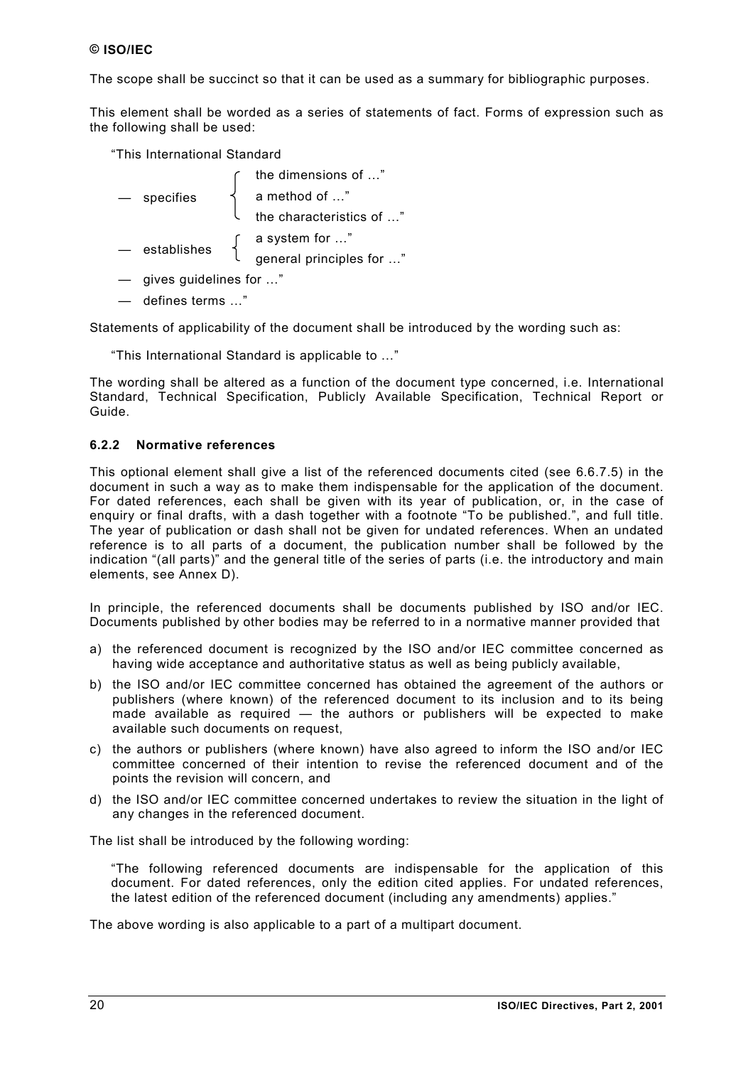The scope shall be succinct so that it can be used as a summary for bibliographic purposes.

This element shall be worded as a series of statements of fact. Forms of expression such as the following shall be used:

"This International Standard

— specifies { the dimensions of …" / a method of …" / the characteristics of …"

— establishes { a system for …" / general principles for …"

— gives guidelines for …"

— defines terms …"

Statements of applicability of the document shall be introduced by the wording such as:

"This International Standard is applicable to …"

The wording shall be altered as a function of the document type concerned, i.e. International Standard, Technical Specification, Publicly Available Specification, Technical Report or Guide.

### 6.2.2 Normative references

This optional element shall give a list of the referenced documents cited (see 6.6.7.5) in the document in such a way as to make them indispensable for the application of the document. For dated references, each shall be given with its year of publication, or, in the case of enquiry or final drafts, with a dash together with a footnote "To be published.", and full title. The year of publication or dash shall not be given for undated references. When an undated reference is to all parts of a document, the publication number shall be followed by the indication "(all parts)" and the general title of the series of parts (i.e. the introductory and main elements, see Annex D).

In principle, the referenced documents shall be documents published by ISO and/or IEC. Documents published by other bodies may be referred to in a normative manner provided that

a) the referenced document is recognized by the ISO and/or IEC committee concerned as having wide acceptance and authoritative status as well as being publicly available,

b) the ISO and/or IEC committee concerned has obtained the agreement of the authors or publishers (where known) of the referenced document to its inclusion and to its being made available as required — the authors or publishers will be expected to make available such documents on request,

c) the authors or publishers (where known) have also agreed to inform the ISO and/or IEC committee concerned of their intention to revise the referenced document and of the points the revision will concern, and

d) the ISO and/or IEC committee concerned undertakes to review the situation in the light of any changes in the referenced document.

The list shall be introduced by the following wording:

"The following referenced documents are indispensable for the application of this document. For dated references, only the edition cited applies. For undated references, the latest edition of the referenced document (including any amendments) applies."

The above wording is also applicable to a part of a multipart document.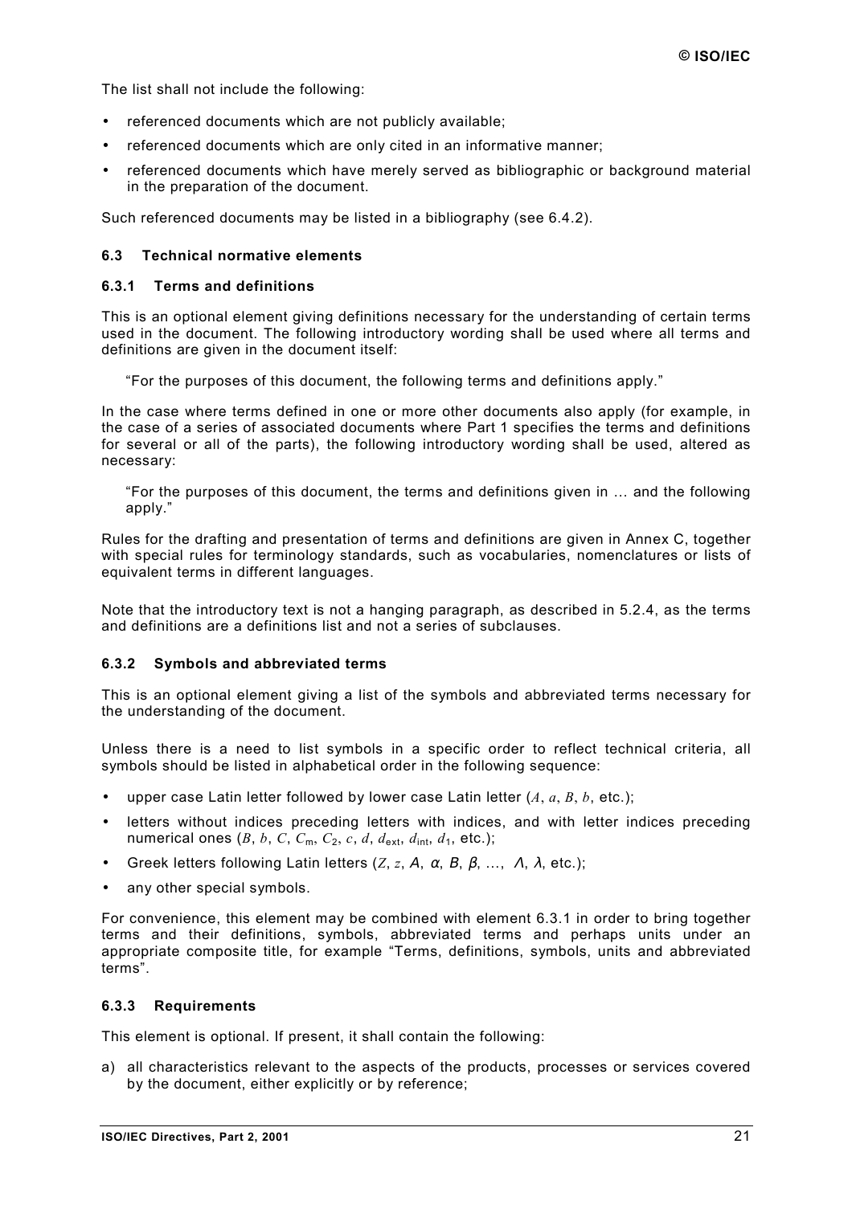The list shall not include the following:

- referenced documents which are not publicly available;
- referenced documents which are only cited in an informative manner;
- referenced documents which have merely served as bibliographic or background material in the preparation of the document.

Such referenced documents may be listed in a bibliography (see 6.4.2).

### 6.3 Technical normative elements

#### 6.3.1 Terms and definitions

This is an optional element giving definitions necessary for the understanding of certain terms used in the document. The following introductory wording shall be used where all terms and definitions are given in the document itself:

"For the purposes of this document, the following terms and definitions apply."

In the case where terms defined in one or more other documents also apply (for example, in the case of a series of associated documents where Part 1 specifies the terms and definitions for several or all of the parts), the following introductory wording shall be used, altered as necessary:

"For the purposes of this document, the terms and definitions given in … and the following apply."

Rules for the drafting and presentation of terms and definitions are given in Annex C, together with special rules for terminology standards, such as vocabularies, nomenclatures or lists of equivalent terms in different languages.

Note that the introductory text is not a hanging paragraph, as described in 5.2.4, as the terms and definitions are a definitions list and not a series of subclauses.

#### 6.3.2 Symbols and abbreviated terms

This is an optional element giving a list of the symbols and abbreviated terms necessary for the understanding of the document.

Unless there is a need to list symbols in a specific order to reflect technical criteria, all symbols should be listed in alphabetical order in the following sequence:

- upper case Latin letter followed by lower case Latin letter ($A$, $a$, $B$, $b$, etc.);
- letters without indices preceding letters with indices, and with letter indices preceding numerical ones ($B$, $b$, $C$, $C_m$, $C_2$, $c$, $d$, $d_{ext}$, $d_{int}$, $d_1$, etc.);
- Greek letters following Latin letters ($Z$, $z$, $A$, $\alpha$, $B$, $\beta$, …, $\Lambda$, $\lambda$, etc.);
- any other special symbols.

For convenience, this element may be combined with element 6.3.1 in order to bring together terms and their definitions, symbols, abbreviated terms and perhaps units under an appropriate composite title, for example "Terms, definitions, symbols, units and abbreviated terms".

#### 6.3.3 Requirements

This element is optional. If present, it shall contain the following:

a) all characteristics relevant to the aspects of the products, processes or services covered by the document, either explicitly or by reference;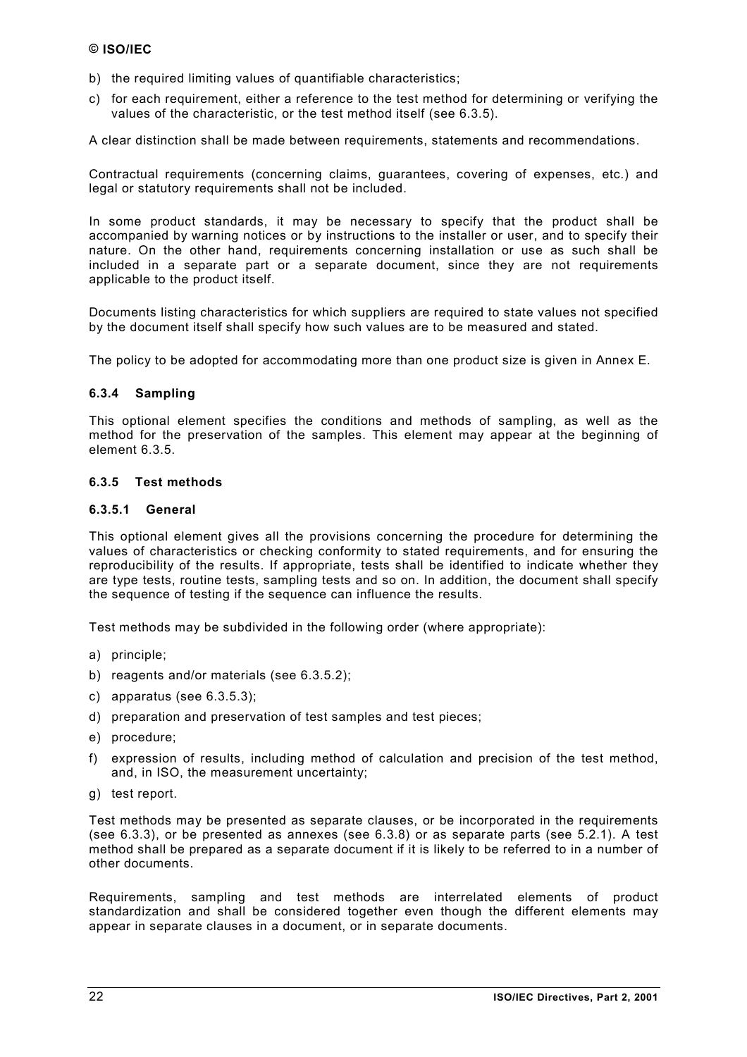b) the required limiting values of quantifiable characteristics;

c) for each requirement, either a reference to the test method for determining or verifying the values of the characteristic, or the test method itself (see 6.3.5).

A clear distinction shall be made between requirements, statements and recommendations.

Contractual requirements (concerning claims, guarantees, covering of expenses, etc.) and legal or statutory requirements shall not be included.

In some product standards, it may be necessary to specify that the product shall be accompanied by warning notices or by instructions to the installer or user, and to specify their nature. On the other hand, requirements concerning installation or use as such shall be included in a separate part or a separate document, since they are not requirements applicable to the product itself.

Documents listing characteristics for which suppliers are required to state values not specified by the document itself shall specify how such values are to be measured and stated.

The policy to be adopted for accommodating more than one product size is given in Annex E.

### 6.3.4 Sampling

This optional element specifies the conditions and methods of sampling, as well as the method for the preservation of the samples. This element may appear at the beginning of element 6.3.5.

### 6.3.5 Test methods

#### 6.3.5.1 General

This optional element gives all the provisions concerning the procedure for determining the values of characteristics or checking conformity to stated requirements, and for ensuring the reproducibility of the results. If appropriate, tests shall be identified to indicate whether they are type tests, routine tests, sampling tests and so on. In addition, the document shall specify the sequence of testing if the sequence can influence the results.

Test methods may be subdivided in the following order (where appropriate):

a) principle;

b) reagents and/or materials (see 6.3.5.2);

c) apparatus (see 6.3.5.3);

d) preparation and preservation of test samples and test pieces;

e) procedure;

f) expression of results, including method of calculation and precision of the test method, and, in ISO, the measurement uncertainty;

g) test report.

Test methods may be presented as separate clauses, or be incorporated in the requirements (see 6.3.3), or be presented as annexes (see 6.3.8) or as separate parts (see 5.2.1). A test method shall be prepared as a separate document if it is likely to be referred to in a number of other documents.

Requirements, sampling and test methods are interrelated elements of product standardization and shall be considered together even though the different elements may appear in separate clauses in a document, or in separate documents.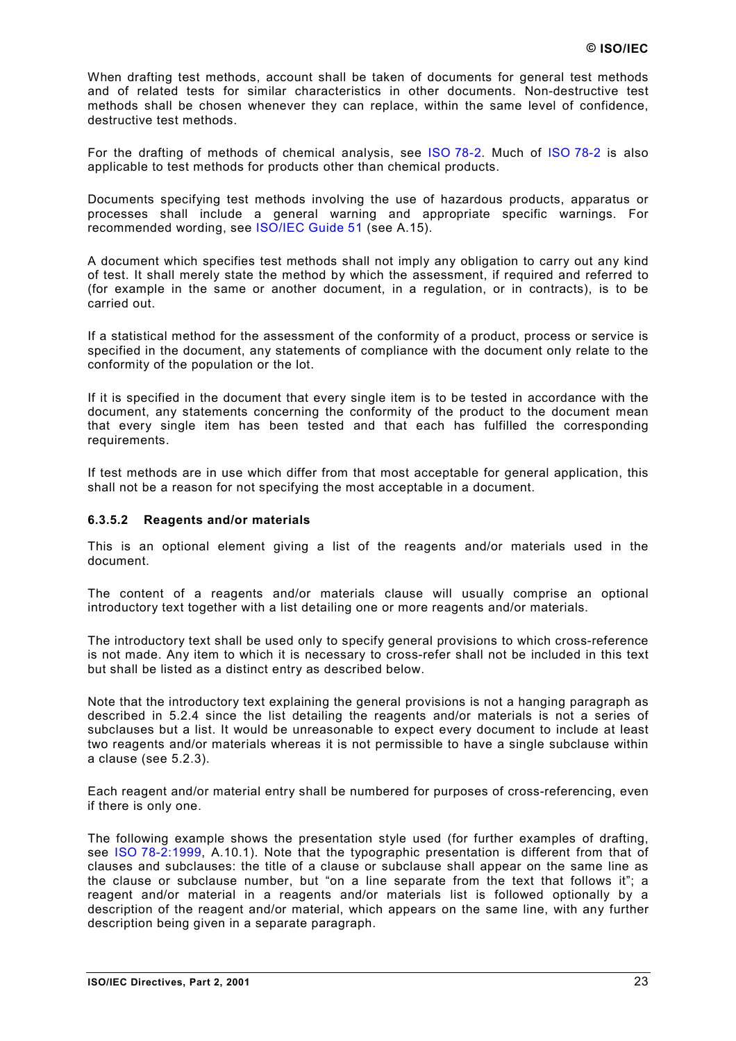When drafting test methods, account shall be taken of documents for general test methods and of related tests for similar characteristics in other documents. Non-destructive test methods shall be chosen whenever they can replace, within the same level of confidence, destructive test methods.

For the drafting of methods of chemical analysis, see ISO 78-2. Much of ISO 78-2 is also applicable to test methods for products other than chemical products.

Documents specifying test methods involving the use of hazardous products, apparatus or processes shall include a general warning and appropriate specific warnings. For recommended wording, see ISO/IEC Guide 51 (see A.15).

A document which specifies test methods shall not imply any obligation to carry out any kind of test. It shall merely state the method by which the assessment, if required and referred to (for example in the same or another document, in a regulation, or in contracts), is to be carried out.

If a statistical method for the assessment of the conformity of a product, process or service is specified in the document, any statements of compliance with the document only relate to the conformity of the population or the lot.

If it is specified in the document that every single item is to be tested in accordance with the document, any statements concerning the conformity of the product to the document mean that every single item has been tested and that each has fulfilled the corresponding requirements.

If test methods are in use which differ from that most acceptable for general application, this shall not be a reason for not specifying the most acceptable in a document.

#### 6.3.5.2 Reagents and/or materials

This is an optional element giving a list of the reagents and/or materials used in the document.

The content of a reagents and/or materials clause will usually comprise an optional introductory text together with a list detailing one or more reagents and/or materials.

The introductory text shall be used only to specify general provisions to which cross-reference is not made. Any item to which it is necessary to cross-refer shall not be included in this text but shall be listed as a distinct entry as described below.

Note that the introductory text explaining the general provisions is not a hanging paragraph as described in 5.2.4 since the list detailing the reagents and/or materials is not a series of subclauses but a list. It would be unreasonable to expect every document to include at least two reagents and/or materials whereas it is not permissible to have a single subclause within a clause (see 5.2.3).

Each reagent and/or material entry shall be numbered for purposes of cross-referencing, even if there is only one.

The following example shows the presentation style used (for further examples of drafting, see ISO 78-2:1999, A.10.1). Note that the typographic presentation is different from that of clauses and subclauses: the title of a clause or subclause shall appear on the same line as the clause or subclause number, but "on a line separate from the text that follows it"; a reagent and/or material in a reagents and/or materials list is followed optionally by a description of the reagent and/or material, which appears on the same line, with any further description being given in a separate paragraph.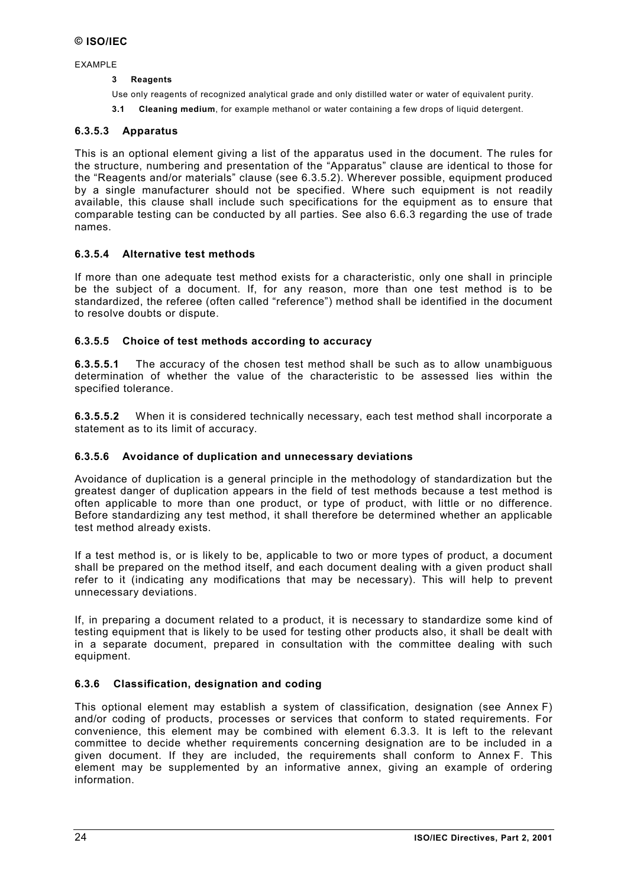EXAMPLE

**3 Reagents**

Use only reagents of recognized analytical grade and only distilled water or water of equivalent purity.

**3.1 Cleaning medium**, for example methanol or water containing a few drops of liquid detergent.

#### 6.3.5.3 Apparatus

This is an optional element giving a list of the apparatus used in the document. The rules for the structure, numbering and presentation of the "Apparatus" clause are identical to those for the "Reagents and/or materials" clause (see 6.3.5.2). Wherever possible, equipment produced by a single manufacturer should not be specified. Where such equipment is not readily available, this clause shall include such specifications for the equipment as to ensure that comparable testing can be conducted by all parties. See also 6.6.3 regarding the use of trade names.

#### 6.3.5.4 Alternative test methods

If more than one adequate test method exists for a characteristic, only one shall in principle be the subject of a document. If, for any reason, more than one test method is to be standardized, the referee (often called "reference") method shall be identified in the document to resolve doubts or dispute.

#### 6.3.5.5 Choice of test methods according to accuracy

**6.3.5.5.1** The accuracy of the chosen test method shall be such as to allow unambiguous determination of whether the value of the characteristic to be assessed lies within the specified tolerance.

**6.3.5.5.2** When it is considered technically necessary, each test method shall incorporate a statement as to its limit of accuracy.

#### 6.3.5.6 Avoidance of duplication and unnecessary deviations

Avoidance of duplication is a general principle in the methodology of standardization but the greatest danger of duplication appears in the field of test methods because a test method is often applicable to more than one product, or type of product, with little or no difference. Before standardizing any test method, it shall therefore be determined whether an applicable test method already exists.

If a test method is, or is likely to be, applicable to two or more types of product, a document shall be prepared on the method itself, and each document dealing with a given product shall refer to it (indicating any modifications that may be necessary). This will help to prevent unnecessary deviations.

If, in preparing a document related to a product, it is necessary to standardize some kind of testing equipment that is likely to be used for testing other products also, it shall be dealt with in a separate document, prepared in consultation with the committee dealing with such equipment.

### 6.3.6 Classification, designation and coding

This optional element may establish a system of classification, designation (see Annex F) and/or coding of products, processes or services that conform to stated requirements. For convenience, this element may be combined with element 6.3.3. It is left to the relevant committee to decide whether requirements concerning designation are to be included in a given document. If they are included, the requirements shall conform to Annex F. This element may be supplemented by an informative annex, giving an example of ordering information.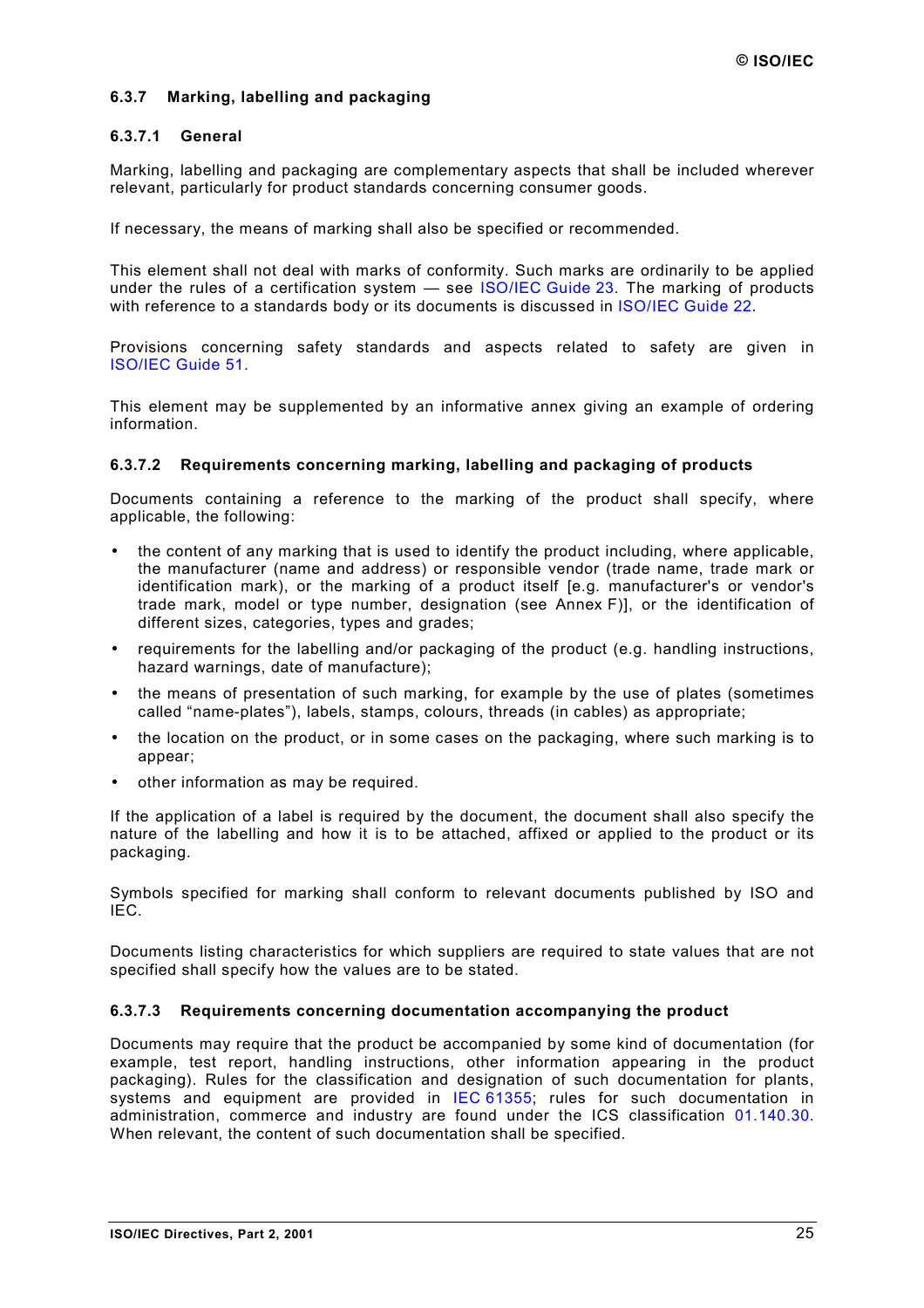### 6.3.7 Marking, labelling and packaging

#### 6.3.7.1 General

Marking, labelling and packaging are complementary aspects that shall be included wherever relevant, particularly for product standards concerning consumer goods.

If necessary, the means of marking shall also be specified or recommended.

This element shall not deal with marks of conformity. Such marks are ordinarily to be applied under the rules of a certification system — see ISO/IEC Guide 23. The marking of products with reference to a standards body or its documents is discussed in ISO/IEC Guide 22.

Provisions concerning safety standards and aspects related to safety are given in ISO/IEC Guide 51.

This element may be supplemented by an informative annex giving an example of ordering information.

#### 6.3.7.2 Requirements concerning marking, labelling and packaging of products

Documents containing a reference to the marking of the product shall specify, where applicable, the following:

- the content of any marking that is used to identify the product including, where applicable, the manufacturer (name and address) or responsible vendor (trade name, trade mark or identification mark), or the marking of a product itself [e.g. manufacturer's or vendor's trade mark, model or type number, designation (see Annex F)], or the identification of different sizes, categories, types and grades;
- requirements for the labelling and/or packaging of the product (e.g. handling instructions, hazard warnings, date of manufacture);
- the means of presentation of such marking, for example by the use of plates (sometimes called “name-plates”), labels, stamps, colours, threads (in cables) as appropriate;
- the location on the product, or in some cases on the packaging, where such marking is to appear;
- other information as may be required.

If the application of a label is required by the document, the document shall also specify the nature of the labelling and how it is to be attached, affixed or applied to the product or its packaging.

Symbols specified for marking shall conform to relevant documents published by ISO and IEC.

Documents listing characteristics for which suppliers are required to state values that are not specified shall specify how the values are to be stated.

#### 6.3.7.3 Requirements concerning documentation accompanying the product

Documents may require that the product be accompanied by some kind of documentation (for example, test report, handling instructions, other information appearing in the product packaging). Rules for the classification and designation of such documentation for plants, systems and equipment are provided in IEC 61355; rules for such documentation in administration, commerce and industry are found under the ICS classification 01.140.30. When relevant, the content of such documentation shall be specified.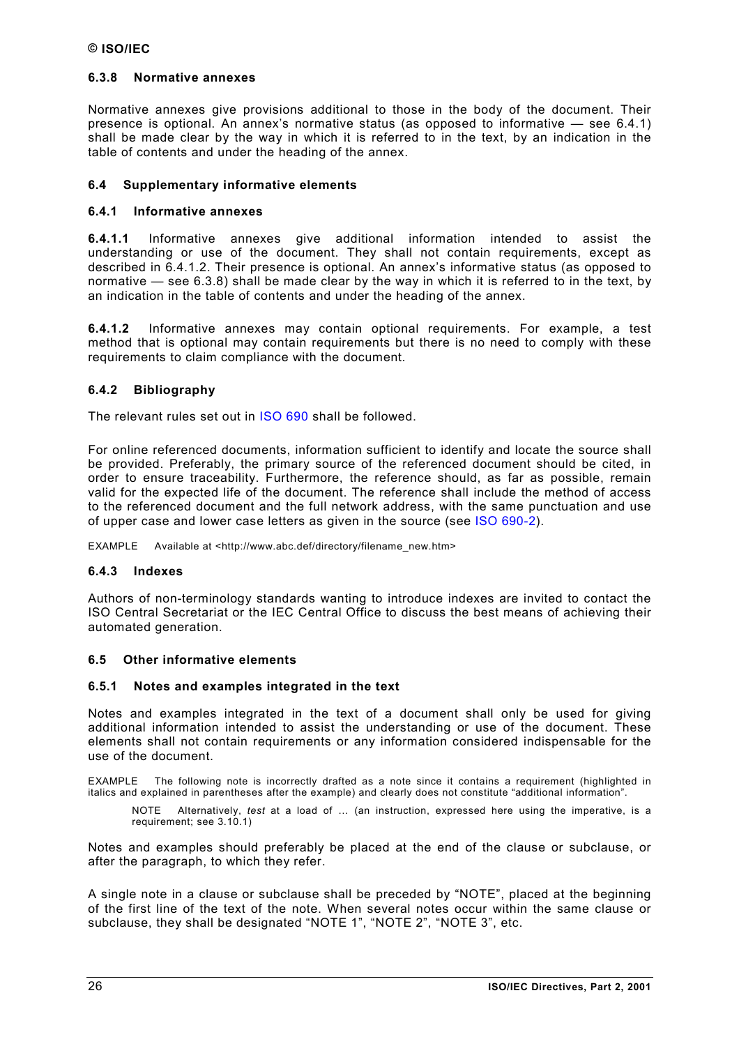### 6.3.8 Normative annexes

Normative annexes give provisions additional to those in the body of the document. Their presence is optional. An annex's normative status (as opposed to informative — see 6.4.1) shall be made clear by the way in which it is referred to in the text, by an indication in the table of contents and under the heading of the annex.

## 6.4 Supplementary informative elements

### 6.4.1 Informative annexes

**6.4.1.1** Informative annexes give additional information intended to assist the understanding or use of the document. They shall not contain requirements, except as described in 6.4.1.2. Their presence is optional. An annex's informative status (as opposed to normative — see 6.3.8) shall be made clear by the way in which it is referred to in the text, by an indication in the table of contents and under the heading of the annex.

**6.4.1.2** Informative annexes may contain optional requirements. For example, a test method that is optional may contain requirements but there is no need to comply with these requirements to claim compliance with the document.

### 6.4.2 Bibliography

The relevant rules set out in ISO 690 shall be followed.

For online referenced documents, information sufficient to identify and locate the source shall be provided. Preferably, the primary source of the referenced document should be cited, in order to ensure traceability. Furthermore, the reference should, as far as possible, remain valid for the expected life of the document. The reference shall include the method of access to the referenced document and the full network address, with the same punctuation and use of upper case and lower case letters as given in the source (see ISO 690-2).

EXAMPLE Available at <http://www.abc.def/directory/filename_new.htm>

### 6.4.3 Indexes

Authors of non-terminology standards wanting to introduce indexes are invited to contact the ISO Central Secretariat or the IEC Central Office to discuss the best means of achieving their automated generation.

## 6.5 Other informative elements

### 6.5.1 Notes and examples integrated in the text

Notes and examples integrated in the text of a document shall only be used for giving additional information intended to assist the understanding or use of the document. These elements shall not contain requirements or any information considered indispensable for the use of the document.

EXAMPLE The following note is incorrectly drafted as a note since it contains a requirement (highlighted in italics and explained in parentheses after the example) and clearly does not constitute "additional information".

> NOTE Alternatively, *test* at a load of ... (an instruction, expressed here using the imperative, is a requirement; see 3.10.1)

Notes and examples should preferably be placed at the end of the clause or subclause, or after the paragraph, to which they refer.

A single note in a clause or subclause shall be preceded by "NOTE", placed at the beginning of the first line of the text of the note. When several notes occur within the same clause or subclause, they shall be designated "NOTE 1", "NOTE 2", "NOTE 3", etc.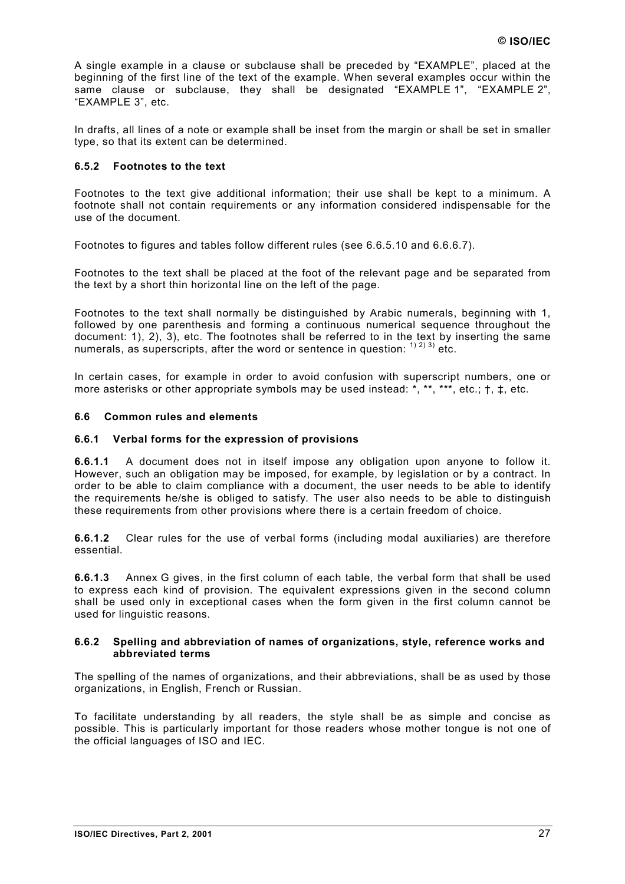A single example in a clause or subclause shall be preceded by “EXAMPLE”, placed at the beginning of the first line of the text of the example. When several examples occur within the same clause or subclause, they shall be designated “EXAMPLE 1”, “EXAMPLE 2”, “EXAMPLE 3”, etc.

In drafts, all lines of a note or example shall be inset from the margin or shall be set in smaller type, so that its extent can be determined.

### 6.5.2 Footnotes to the text

Footnotes to the text give additional information; their use shall be kept to a minimum. A footnote shall not contain requirements or any information considered indispensable for the use of the document.

Footnotes to figures and tables follow different rules (see 6.6.5.10 and 6.6.6.7).

Footnotes to the text shall be placed at the foot of the relevant page and be separated from the text by a short thin horizontal line on the left of the page.

Footnotes to the text shall normally be distinguished by Arabic numerals, beginning with 1, followed by one parenthesis and forming a continuous numerical sequence throughout the document: 1), 2), 3), etc. The footnotes shall be referred to in the text by inserting the same numerals, as superscripts, after the word or sentence in question: [1)] [2)] [3)] etc.

In certain cases, for example in order to avoid confusion with superscript numbers, one or more asterisks or other appropriate symbols may be used instead: *, **, ***, etc.; †, ‡, etc.

## 6.6 Common rules and elements

### 6.6.1 Verbal forms for the expression of provisions

**6.6.1.1** A document does not in itself impose any obligation upon anyone to follow it. However, such an obligation may be imposed, for example, by legislation or by a contract. In order to be able to claim compliance with a document, the user needs to be able to identify the requirements he/she is obliged to satisfy. The user also needs to be able to distinguish these requirements from other provisions where there is a certain freedom of choice.

**6.6.1.2** Clear rules for the use of verbal forms (including modal auxiliaries) are therefore essential.

**6.6.1.3** Annex G gives, in the first column of each table, the verbal form that shall be used to express each kind of provision. The equivalent expressions given in the second column shall be used only in exceptional cases when the form given in the first column cannot be used for linguistic reasons.

### 6.6.2 Spelling and abbreviation of names of organizations, style, reference works and abbreviated terms

The spelling of the names of organizations, and their abbreviations, shall be as used by those organizations, in English, French or Russian.

To facilitate understanding by all readers, the style shall be as simple and concise as possible. This is particularly important for those readers whose mother tongue is not one of the official languages of ISO and IEC.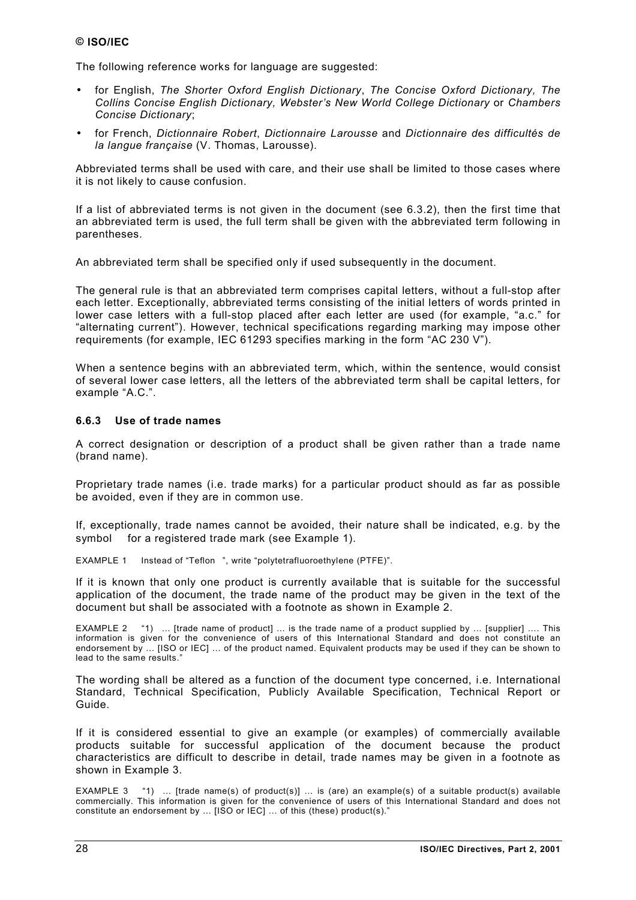The following reference works for language are suggested:

- for English, *The Shorter Oxford English Dictionary*, *The Concise Oxford Dictionary, The Collins Concise English Dictionary, Webster's New World College Dictionary* or *Chambers Concise Dictionary*;
- for French, *Dictionnaire Robert*, *Dictionnaire Larousse* and *Dictionnaire des difficultés de la langue française* (V. Thomas, Larousse).

Abbreviated terms shall be used with care, and their use shall be limited to those cases where it is not likely to cause confusion.

If a list of abbreviated terms is not given in the document (see 6.3.2), then the first time that an abbreviated term is used, the full term shall be given with the abbreviated term following in parentheses.

An abbreviated term shall be specified only if used subsequently in the document.

The general rule is that an abbreviated term comprises capital letters, without a full-stop after each letter. Exceptionally, abbreviated terms consisting of the initial letters of words printed in lower case letters with a full-stop placed after each letter are used (for example, "a.c." for "alternating current"). However, technical specifications regarding marking may impose other requirements (for example, IEC 61293 specifies marking in the form "AC 230 V").

When a sentence begins with an abbreviated term, which, within the sentence, would consist of several lower case letters, all the letters of the abbreviated term shall be capital letters, for example "A.C.".

### 6.6.3 Use of trade names

A correct designation or description of a product shall be given rather than a trade name (brand name).

Proprietary trade names (i.e. trade marks) for a particular product should as far as possible be avoided, even if they are in common use.

If, exceptionally, trade names cannot be avoided, their nature shall be indicated, e.g. by the symbol ® for a registered trade mark (see Example 1).

EXAMPLE 1 Instead of "Teflon®", write "polytetrafluoroethylene (PTFE)".

If it is known that only one product is currently available that is suitable for the successful application of the document, the trade name of the product may be given in the text of the document but shall be associated with a footnote as shown in Example 2.

EXAMPLE 2 "1) ... [trade name of product] ... is the trade name of a product supplied by ... [supplier] .... This information is given for the convenience of users of this International Standard and does not constitute an endorsement by ... [ISO or IEC] ... of the product named. Equivalent products may be used if they can be shown to lead to the same results."

The wording shall be altered as a function of the document type concerned, i.e. International Standard, Technical Specification, Publicly Available Specification, Technical Report or Guide.

If it is considered essential to give an example (or examples) of commercially available products suitable for successful application of the document because the product characteristics are difficult to describe in detail, trade names may be given in a footnote as shown in Example 3.

EXAMPLE 3 "1) ... [trade name(s) of product(s)] ... is (are) an example(s) of a suitable product(s) available commercially. This information is given for the convenience of users of this International Standard and does not constitute an endorsement by ... [ISO or IEC] ... of this (these) product(s)."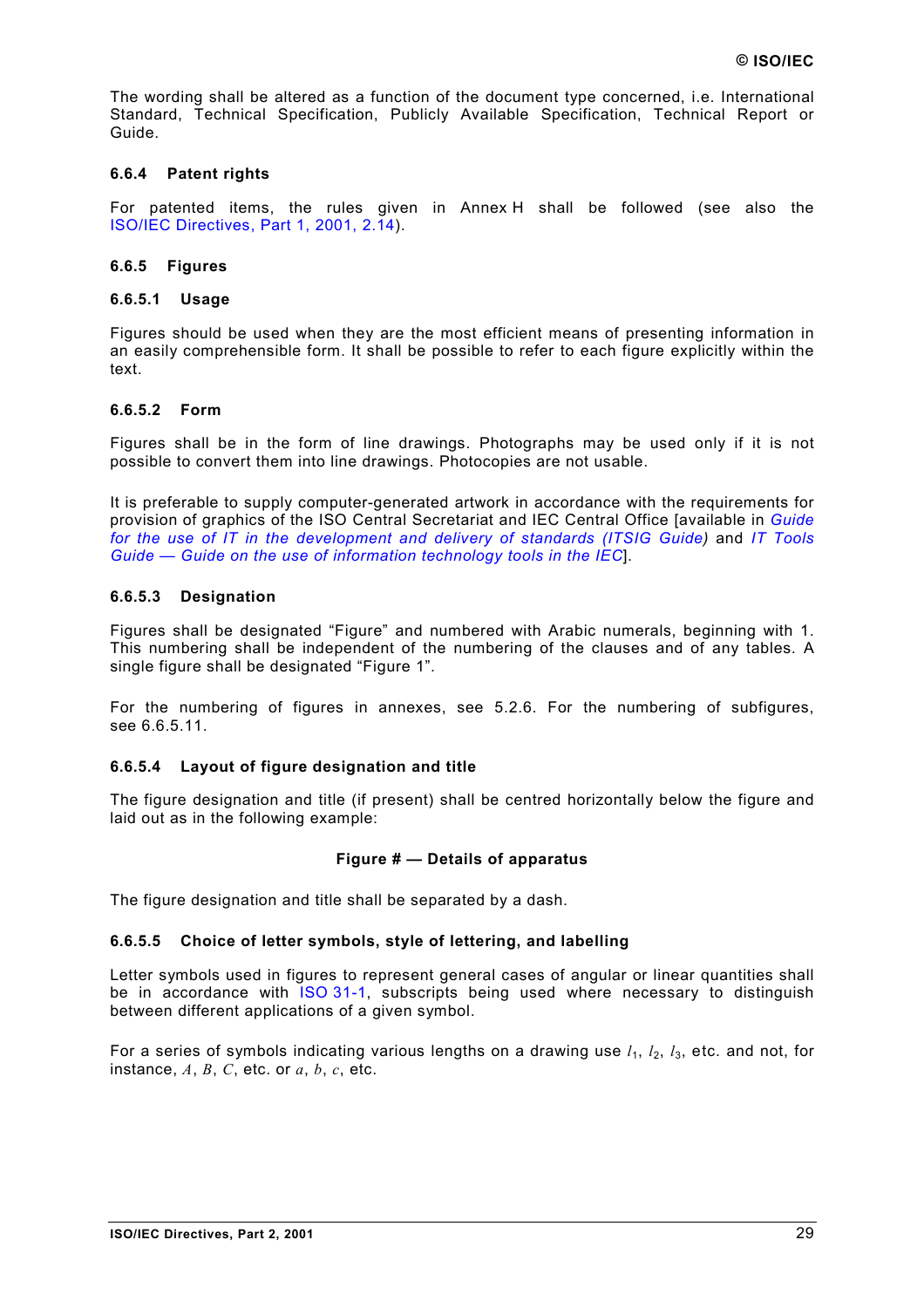The wording shall be altered as a function of the document type concerned, i.e. International Standard, Technical Specification, Publicly Available Specification, Technical Report or Guide.

#### 6.6.4 Patent rights

For patented items, the rules given in Annex H shall be followed (see also the ISO/IEC Directives, Part 1, 2001, 2.14).

#### 6.6.5 Figures

##### 6.6.5.1 Usage

Figures should be used when they are the most efficient means of presenting information in an easily comprehensible form. It shall be possible to refer to each figure explicitly within the text.

##### 6.6.5.2 Form

Figures shall be in the form of line drawings. Photographs may be used only if it is not possible to convert them into line drawings. Photocopies are not usable.

It is preferable to supply computer-generated artwork in accordance with the requirements for provision of graphics of the ISO Central Secretariat and IEC Central Office [available in *Guide for the use of IT in the development and delivery of standards (ITSIG Guide)* and *IT Tools Guide — Guide on the use of information technology tools in the IEC*].

##### 6.6.5.3 Designation

Figures shall be designated “Figure” and numbered with Arabic numerals, beginning with 1. This numbering shall be independent of the numbering of the clauses and of any tables. A single figure shall be designated “Figure 1”.

For the numbering of figures in annexes, see 5.2.6. For the numbering of subfigures, see 6.6.5.11.

##### 6.6.5.4 Layout of figure designation and title

The figure designation and title (if present) shall be centred horizontally below the figure and laid out as in the following example:

**Figure # — Details of apparatus**

The figure designation and title shall be separated by a dash.

##### 6.6.5.5 Choice of letter symbols, style of lettering, and labelling

Letter symbols used in figures to represent general cases of angular or linear quantities shall be in accordance with ISO 31-1, subscripts being used where necessary to distinguish between different applications of a given symbol.

For a series of symbols indicating various lengths on a drawing use $l_1$, $l_2$, $l_3$, etc. and not, for instance, $A$, $B$, $C$, etc. or $a$, $b$, $c$, etc.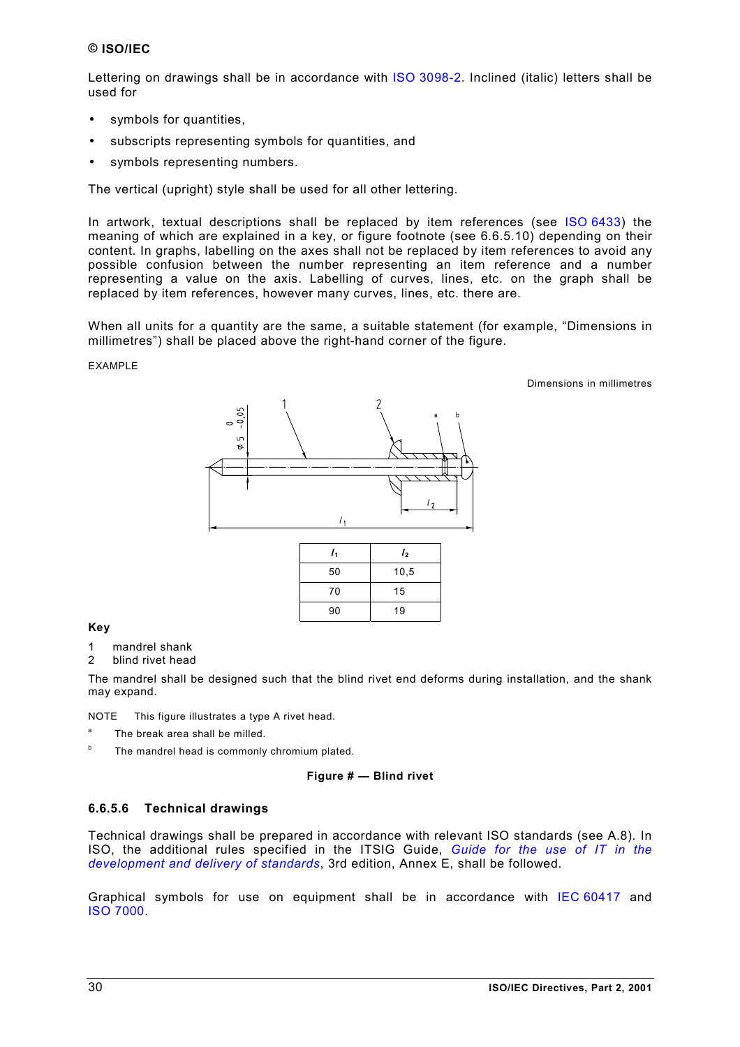Lettering on drawings shall be in accordance with ISO 3098-2. Inclined (italic) letters shall be used for

- symbols for quantities,
- subscripts representing symbols for quantities, and
- symbols representing numbers.

The vertical (upright) style shall be used for all other lettering.

In artwork, textual descriptions shall be replaced by item references (see ISO 6433) the meaning of which are explained in a key, or figure footnote (see 6.6.5.10) depending on their content. In graphs, labelling on the axes shall not be replaced by item references to avoid any possible confusion between the number representing an item reference and a number representing a value on the axis. Labelling of curves, lines, etc. on the graph shall be replaced by item references, however many curves, lines, etc. there are.

When all units for a quantity are the same, a suitable statement (for example, "Dimensions in millimetres") shall be placed above the right-hand corner of the figure.

EXAMPLE

Dimensions in millimetres

| $l_1$ | $l_2$ |
|---|---|
| 50 | 10,5 |
| 70 | 15 |
| 90 | 19 |

**Key**

1 mandrel shank
2 blind rivet head

The mandrel shall be designed such that the blind rivet end deforms during installation, and the shank may expand.

NOTE This figure illustrates a type A rivet head.

[a] The break area shall be milled.

[b] The mandrel head is commonly chromium plated.

**Figure # — Blind rivet**

#### 6.6.5.6 Technical drawings

Technical drawings shall be prepared in accordance with relevant ISO standards (see A.8). In ISO, the additional rules specified in the ITSIG Guide, *Guide for the use of IT in the development and delivery of standards*, 3rd edition, Annex E, shall be followed.

Graphical symbols for use on equipment shall be in accordance with IEC 60417 and ISO 7000.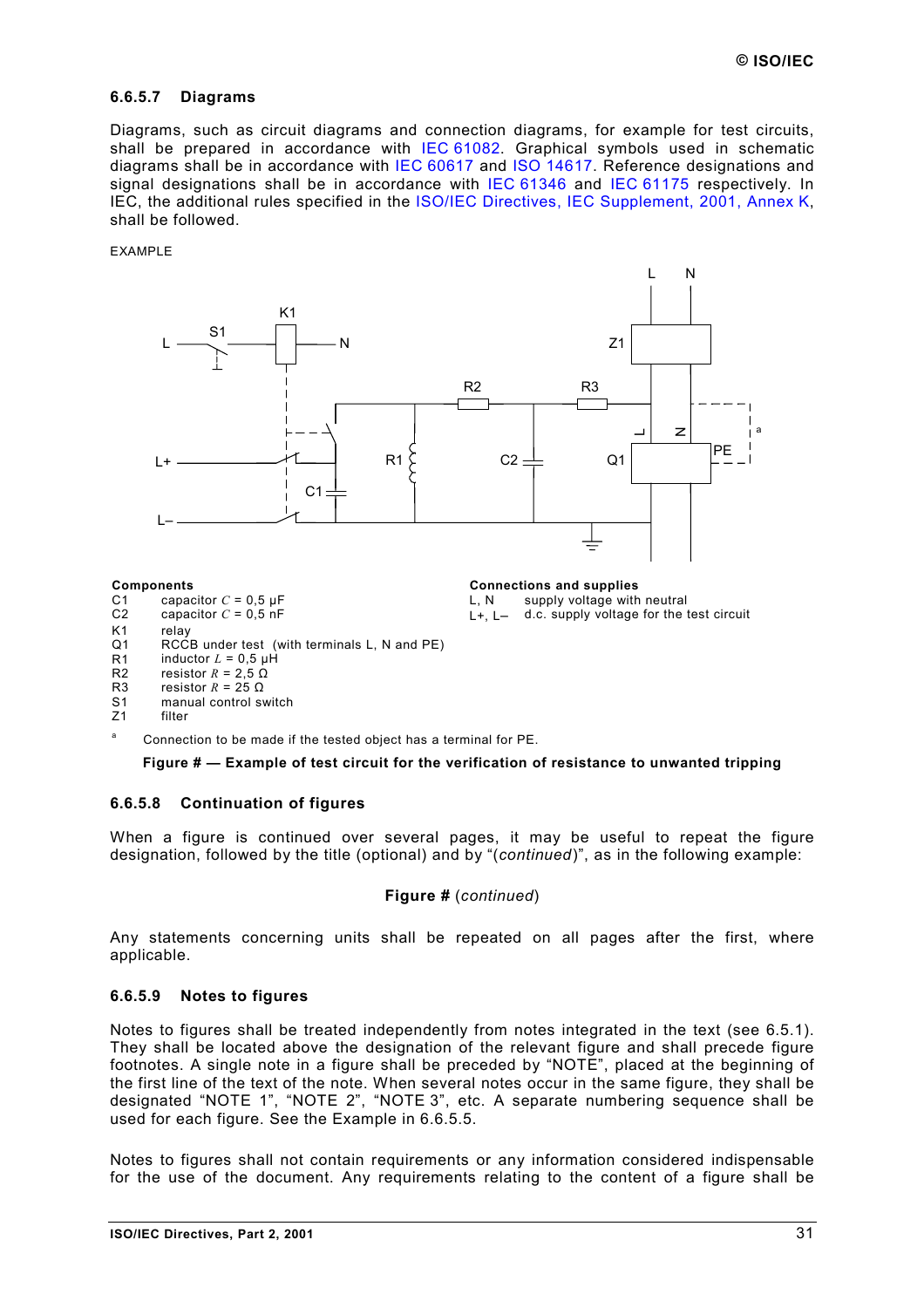### 6.6.5.7 Diagrams

Diagrams, such as circuit diagrams and connection diagrams, for example for test circuits, shall be prepared in accordance with IEC 61082. Graphical symbols used in schematic diagrams shall be in accordance with IEC 60617 and ISO 14617. Reference designations and signal designations shall be in accordance with IEC 61346 and IEC 61175 respectively. In IEC, the additional rules specified in the ISO/IEC Directives, IEC Supplement, 2001, Annex K, shall be followed.

EXAMPLE

**Components**

C1 capacitor $C$ = 0,5 µF
C2 capacitor $C$ = 0,5 nF
K1 relay
Q1 RCCB under test (with terminals L, N and PE)
R1 inductor $L$ = 0,5 µH
R2 resistor $R$ = 2,5 Ω
R3 resistor $R$ = 25 Ω
S1 manual control switch
Z1 filter

**Connections and supplies**

L, N supply voltage with neutral
L+, L– d.c. supply voltage for the test circuit

[a] Connection to be made if the tested object has a terminal for PE.

**Figure # — Example of test circuit for the verification of resistance to unwanted tripping**

### 6.6.5.8 Continuation of figures

When a figure is continued over several pages, it may be useful to repeat the figure designation, followed by the title (optional) and by "(*continued*)", as in the following example:

**Figure #** (*continued*)

Any statements concerning units shall be repeated on all pages after the first, where applicable.

### 6.6.5.9 Notes to figures

Notes to figures shall be treated independently from notes integrated in the text (see 6.5.1). They shall be located above the designation of the relevant figure and shall precede figure footnotes. A single note in a figure shall be preceded by "NOTE", placed at the beginning of the first line of the text of the note. When several notes occur in the same figure, they shall be designated "NOTE 1", "NOTE 2", "NOTE 3", etc. A separate numbering sequence shall be used for each figure. See the Example in 6.6.5.5.

Notes to figures shall not contain requirements or any information considered indispensable for the use of the document. Any requirements relating to the content of a figure shall be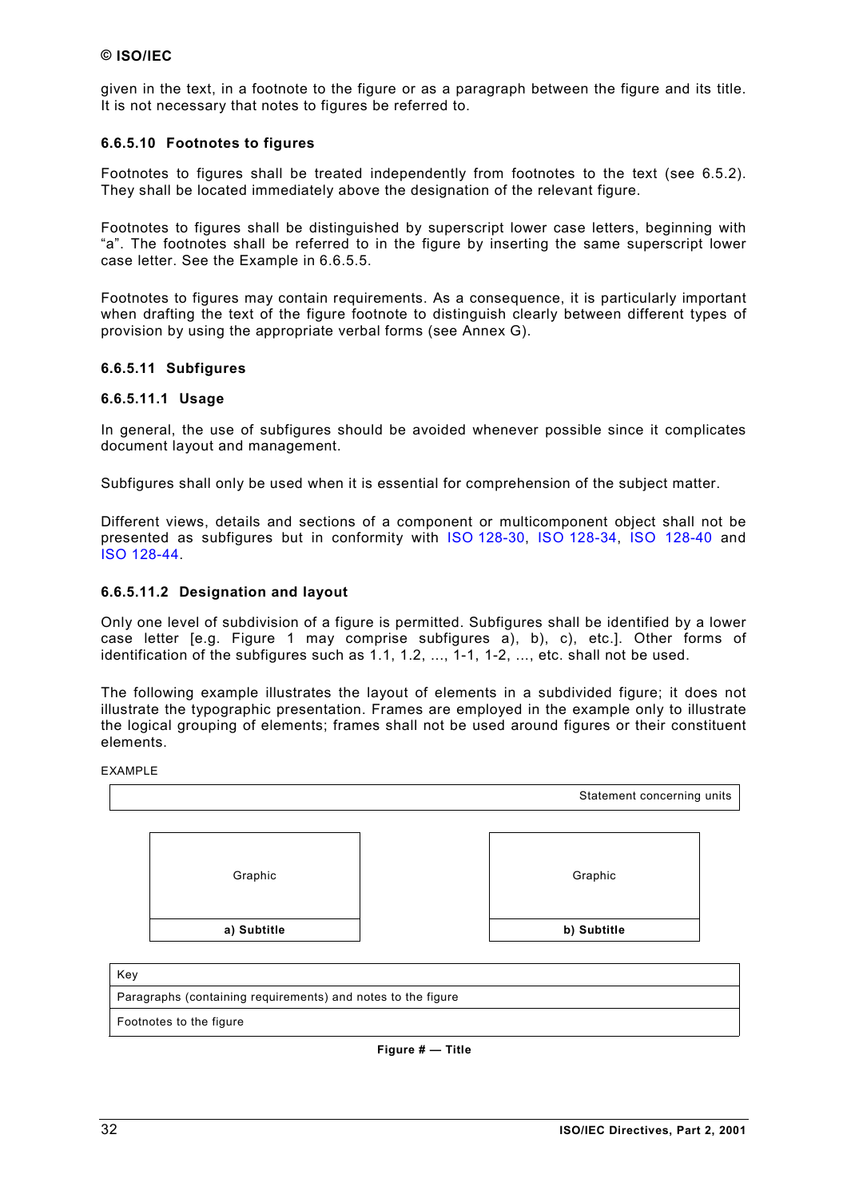given in the text, in a footnote to the figure or as a paragraph between the figure and its title. It is not necessary that notes to figures be referred to.

#### 6.6.5.10 Footnotes to figures

Footnotes to figures shall be treated independently from footnotes to the text (see 6.5.2). They shall be located immediately above the designation of the relevant figure.

Footnotes to figures shall be distinguished by superscript lower case letters, beginning with "a". The footnotes shall be referred to in the figure by inserting the same superscript lower case letter. See the Example in 6.6.5.5.

Footnotes to figures may contain requirements. As a consequence, it is particularly important when drafting the text of the figure footnote to distinguish clearly between different types of provision by using the appropriate verbal forms (see Annex G).

#### 6.6.5.11 Subfigures

##### 6.6.5.11.1 Usage

In general, the use of subfigures should be avoided whenever possible since it complicates document layout and management.

Subfigures shall only be used when it is essential for comprehension of the subject matter.

Different views, details and sections of a component or multicomponent object shall not be presented as subfigures but in conformity with ISO 128-30, ISO 128-34, ISO 128-40 and ISO 128-44.

##### 6.6.5.11.2 Designation and layout

Only one level of subdivision of a figure is permitted. Subfigures shall be identified by a lower case letter [e.g. Figure 1 may comprise subfigures a), b), c), etc.]. Other forms of identification of the subfigures such as 1.1, 1.2, ..., 1-1, 1-2, ..., etc. shall not be used.

The following example illustrates the layout of elements in a subdivided figure; it does not illustrate the typographic presentation. Frames are employed in the example only to illustrate the logical grouping of elements; frames shall not be used around figures or their constituent elements.

EXAMPLE

| Statement concerning units |
|---|

| Graphic | Graphic |
|---|---|
| **a) Subtitle** | **b) Subtitle** |

| Key |
|---|
| Paragraphs (containing requirements) and notes to the figure |
| Footnotes to the figure |

**Figure # — Title**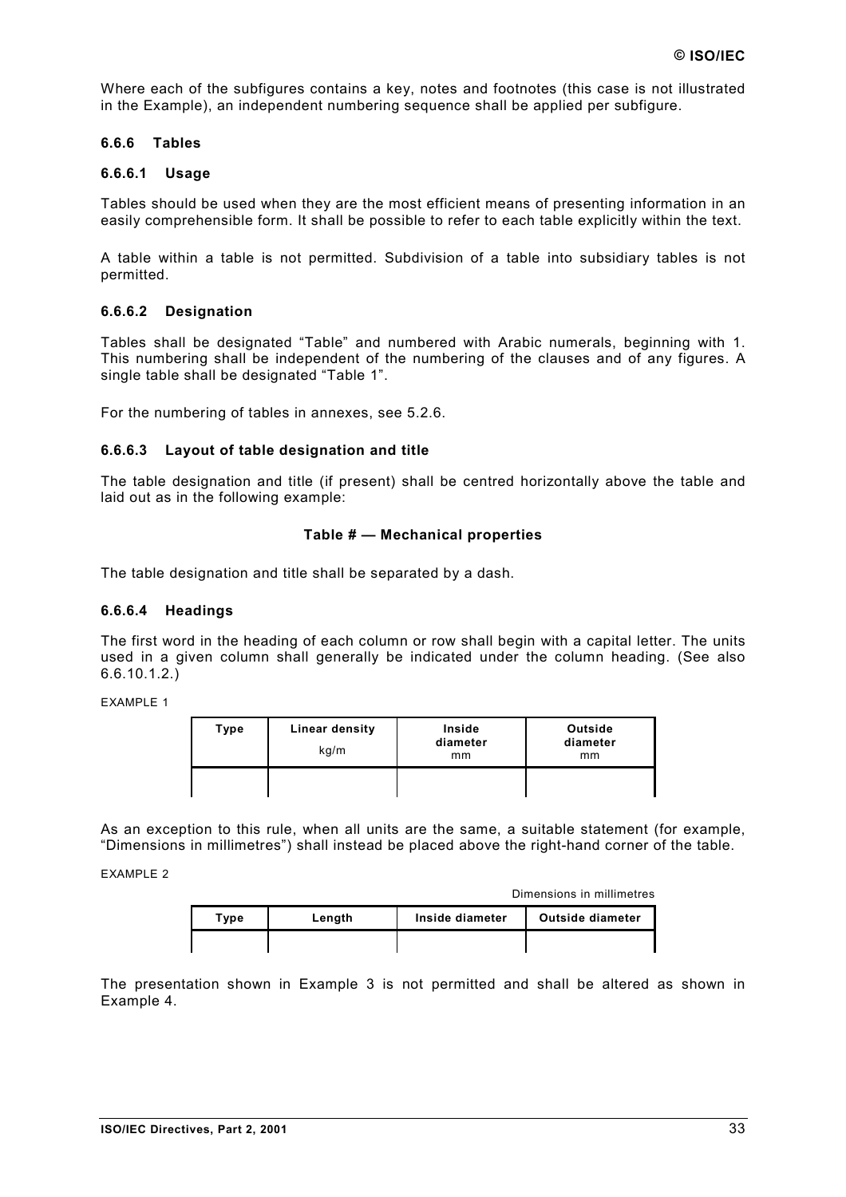Where each of the subfigures contains a key, notes and footnotes (this case is not illustrated in the Example), an independent numbering sequence shall be applied per subfigure.

### 6.6.6 Tables

#### 6.6.6.1 Usage

Tables should be used when they are the most efficient means of presenting information in an easily comprehensible form. It shall be possible to refer to each table explicitly within the text.

A table within a table is not permitted. Subdivision of a table into subsidiary tables is not permitted.

#### 6.6.6.2 Designation

Tables shall be designated "Table" and numbered with Arabic numerals, beginning with 1. This numbering shall be independent of the numbering of the clauses and of any figures. A single table shall be designated "Table 1".

For the numbering of tables in annexes, see 5.2.6.

#### 6.6.6.3 Layout of table designation and title

The table designation and title (if present) shall be centred horizontally above the table and laid out as in the following example:

**Table # — Mechanical properties**

The table designation and title shall be separated by a dash.

#### 6.6.6.4 Headings

The first word in the heading of each column or row shall begin with a capital letter. The units used in a given column shall generally be indicated under the column heading. (See also 6.6.10.1.2.)

EXAMPLE 1

| **Type** | **Linear density**<br>kg/m | **Inside diameter**<br>mm | **Outside diameter**<br>mm |
|---|---|---|---|
| | | | |

As an exception to this rule, when all units are the same, a suitable statement (for example, "Dimensions in millimetres") shall instead be placed above the right-hand corner of the table.

EXAMPLE 2

Dimensions in millimetres

| **Type** | **Length** | **Inside diameter** | **Outside diameter** |
|---|---|---|---|
| | | | |

The presentation shown in Example 3 is not permitted and shall be altered as shown in Example 4.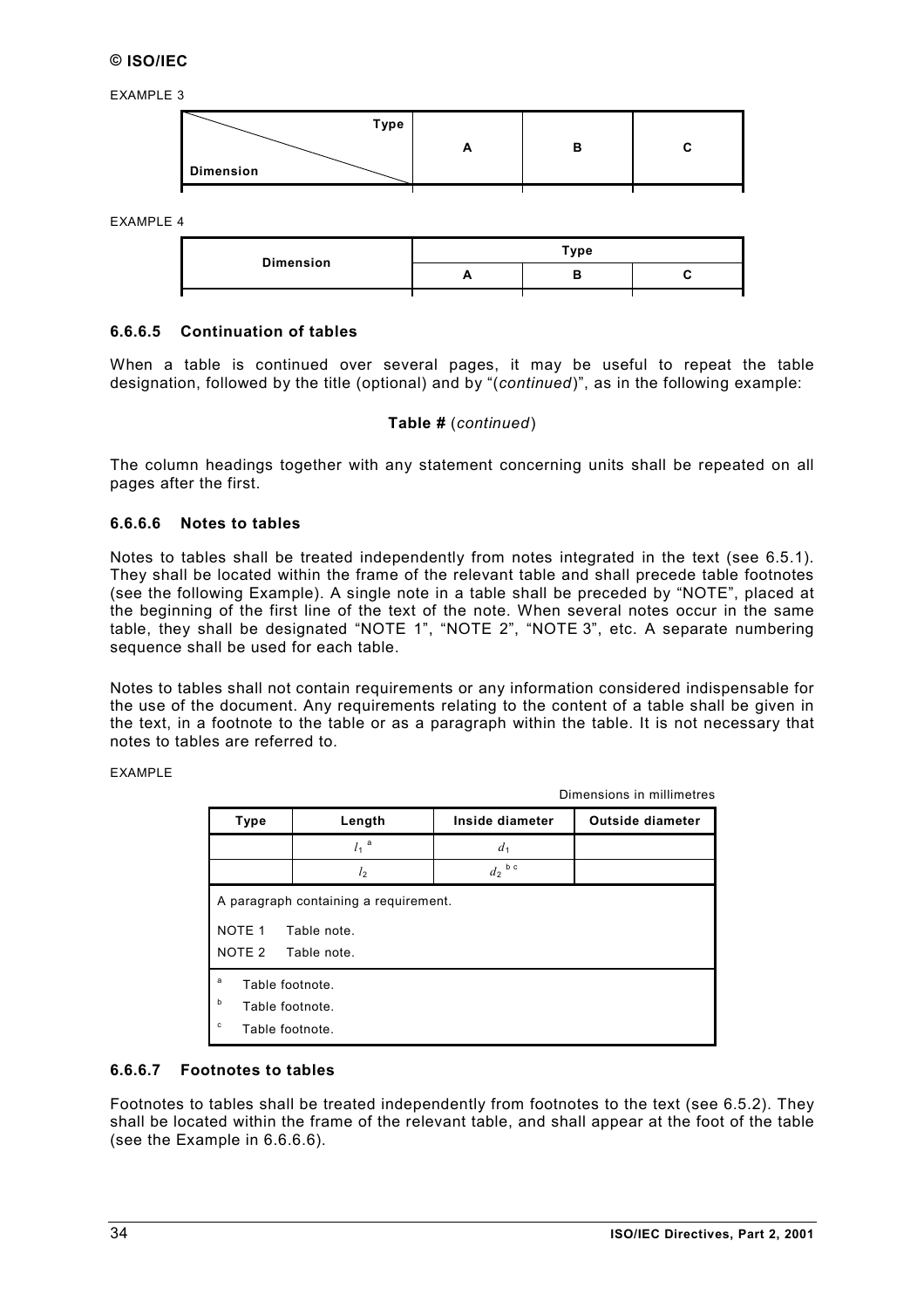EXAMPLE 3

| Type / Dimension | A | B | C |
|---|---|---|---|
| | | | |

EXAMPLE 4

| Dimension | Type | | |
|---|---|---|---|
| | A | B | C |
| | | | |

#### 6.6.6.5 Continuation of tables

When a table is continued over several pages, it may be useful to repeat the table designation, followed by the title (optional) and by "(*continued*)", as in the following example:

**Table #** (*continued*)

The column headings together with any statement concerning units shall be repeated on all pages after the first.

#### 6.6.6.6 Notes to tables

Notes to tables shall be treated independently from notes integrated in the text (see 6.5.1). They shall be located within the frame of the relevant table and shall precede table footnotes (see the following Example). A single note in a table shall be preceded by "NOTE", placed at the beginning of the first line of the text of the note. When several notes occur in the same table, they shall be designated "NOTE 1", "NOTE 2", "NOTE 3", etc. A separate numbering sequence shall be used for each table.

Notes to tables shall not contain requirements or any information considered indispensable for the use of the document. Any requirements relating to the content of a table shall be given in the text, in a footnote to the table or as a paragraph within the table. It is not necessary that notes to tables are referred to.

EXAMPLE

Dimensions in millimetres

| Type | Length | Inside diameter | Outside diameter |
|---|---|---|---|
| | $l_1$ [a] | $d_1$ | |
| | $l_2$ | $d_2$ [b c] | |
| A paragraph containing a requirement. | | | |
| NOTE 1 Table note. | | | |
| NOTE 2 Table note. | | | |
| [a] Table footnote. | | | |
| [b] Table footnote. | | | |
| [c] Table footnote. | | | |

#### 6.6.6.7 Footnotes to tables

Footnotes to tables shall be treated independently from footnotes to the text (see 6.5.2). They shall be located within the frame of the relevant table, and shall appear at the foot of the table (see the Example in 6.6.6.6).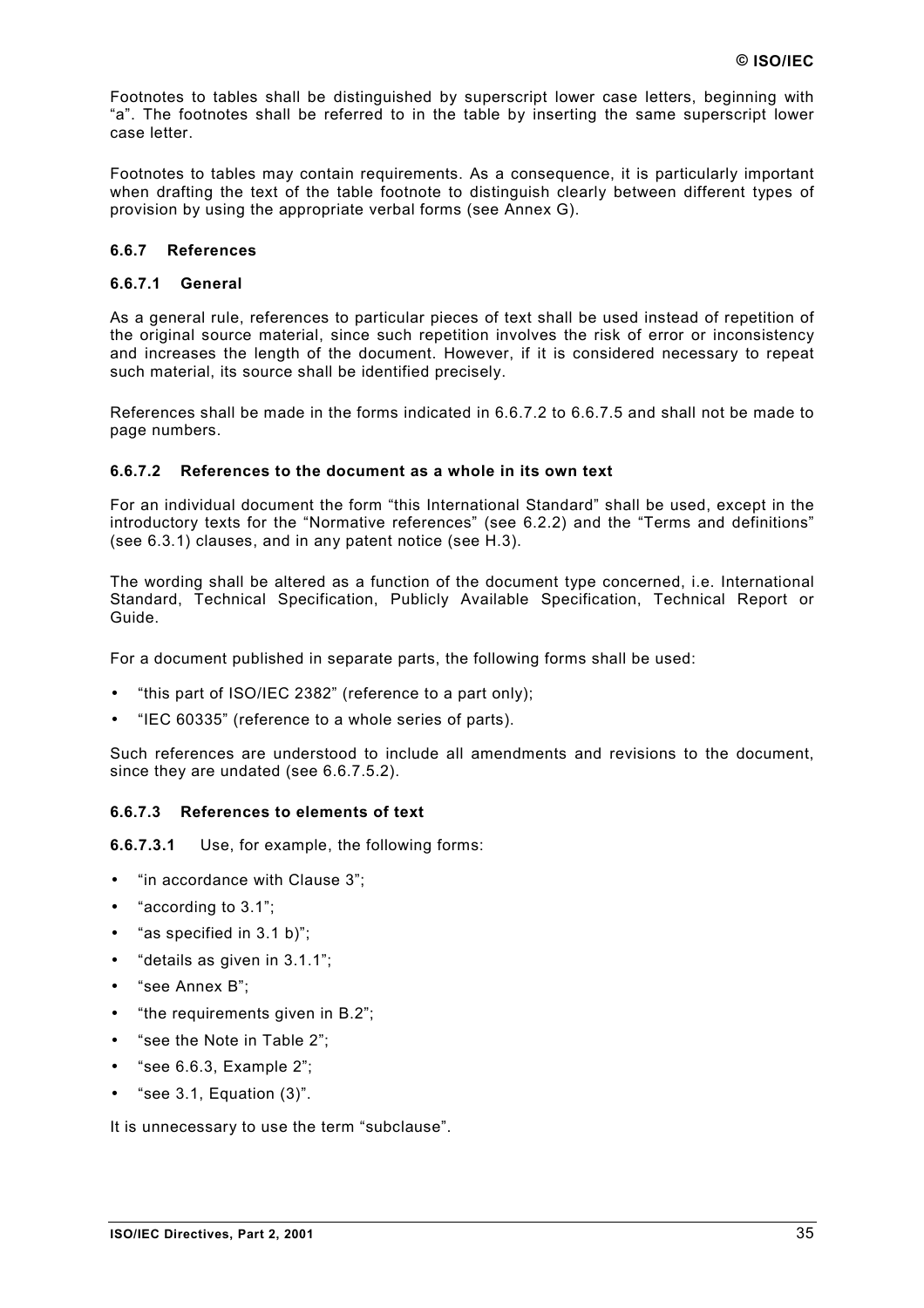Footnotes to tables shall be distinguished by superscript lower case letters, beginning with "a". The footnotes shall be referred to in the table by inserting the same superscript lower case letter.

Footnotes to tables may contain requirements. As a consequence, it is particularly important when drafting the text of the table footnote to distinguish clearly between different types of provision by using the appropriate verbal forms (see Annex G).

### 6.6.7 References

#### 6.6.7.1 General

As a general rule, references to particular pieces of text shall be used instead of repetition of the original source material, since such repetition involves the risk of error or inconsistency and increases the length of the document. However, if it is considered necessary to repeat such material, its source shall be identified precisely.

References shall be made in the forms indicated in 6.6.7.2 to 6.6.7.5 and shall not be made to page numbers.

#### 6.6.7.2 References to the document as a whole in its own text

For an individual document the form "this International Standard" shall be used, except in the introductory texts for the "Normative references" (see 6.2.2) and the "Terms and definitions" (see 6.3.1) clauses, and in any patent notice (see H.3).

The wording shall be altered as a function of the document type concerned, i.e. International Standard, Technical Specification, Publicly Available Specification, Technical Report or Guide.

For a document published in separate parts, the following forms shall be used:

- "this part of ISO/IEC 2382" (reference to a part only);
- "IEC 60335" (reference to a whole series of parts).

Such references are understood to include all amendments and revisions to the document, since they are undated (see 6.6.7.5.2).

#### 6.6.7.3 References to elements of text

**6.6.7.3.1** Use, for example, the following forms:

- "in accordance with Clause 3";
- "according to 3.1";
- "as specified in 3.1 b)";
- "details as given in 3.1.1";
- "see Annex B";
- "the requirements given in B.2";
- "see the Note in Table 2";
- "see 6.6.3, Example 2";
- "see 3.1, Equation (3)".

It is unnecessary to use the term "subclause".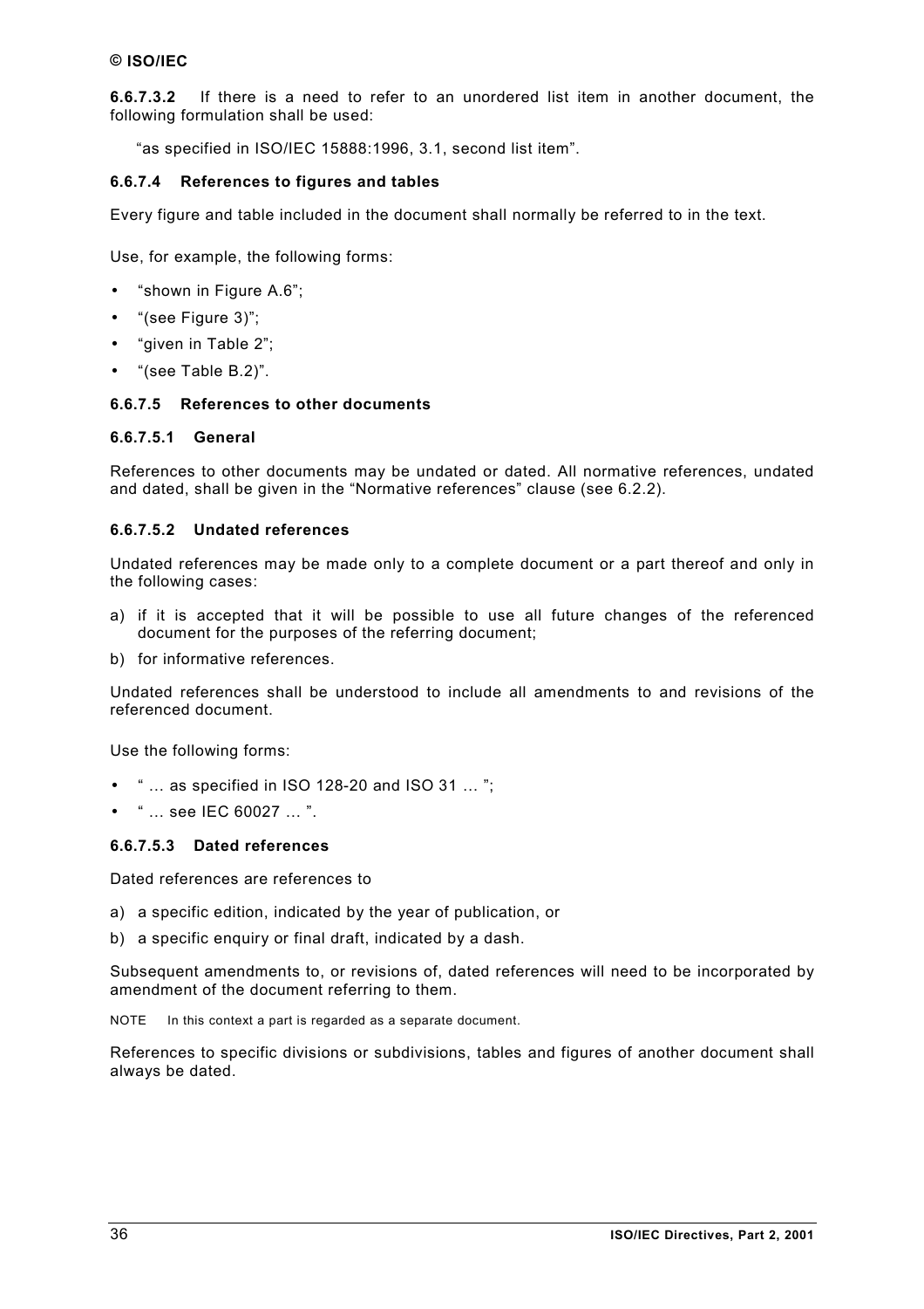**6.6.7.3.2** If there is a need to refer to an unordered list item in another document, the following formulation shall be used:

"as specified in ISO/IEC 15888:1996, 3.1, second list item".

#### 6.6.7.4 References to figures and tables

Every figure and table included in the document shall normally be referred to in the text.

Use, for example, the following forms:

- "shown in Figure A.6";
- "(see Figure 3)";
- "given in Table 2";
- "(see Table B.2)".

#### 6.6.7.5 References to other documents

##### 6.6.7.5.1 General

References to other documents may be undated or dated. All normative references, undated and dated, shall be given in the "Normative references" clause (see 6.2.2).

##### 6.6.7.5.2 Undated references

Undated references may be made only to a complete document or a part thereof and only in the following cases:

a) if it is accepted that it will be possible to use all future changes of the referenced document for the purposes of the referring document;

b) for informative references.

Undated references shall be understood to include all amendments to and revisions of the referenced document.

Use the following forms:

- " … as specified in ISO 128-20 and ISO 31 … ";
- " … see IEC 60027 … ".

##### 6.6.7.5.3 Dated references

Dated references are references to

a) a specific edition, indicated by the year of publication, or

b) a specific enquiry or final draft, indicated by a dash.

Subsequent amendments to, or revisions of, dated references will need to be incorporated by amendment of the document referring to them.

NOTE In this context a part is regarded as a separate document.

References to specific divisions or subdivisions, tables and figures of another document shall always be dated.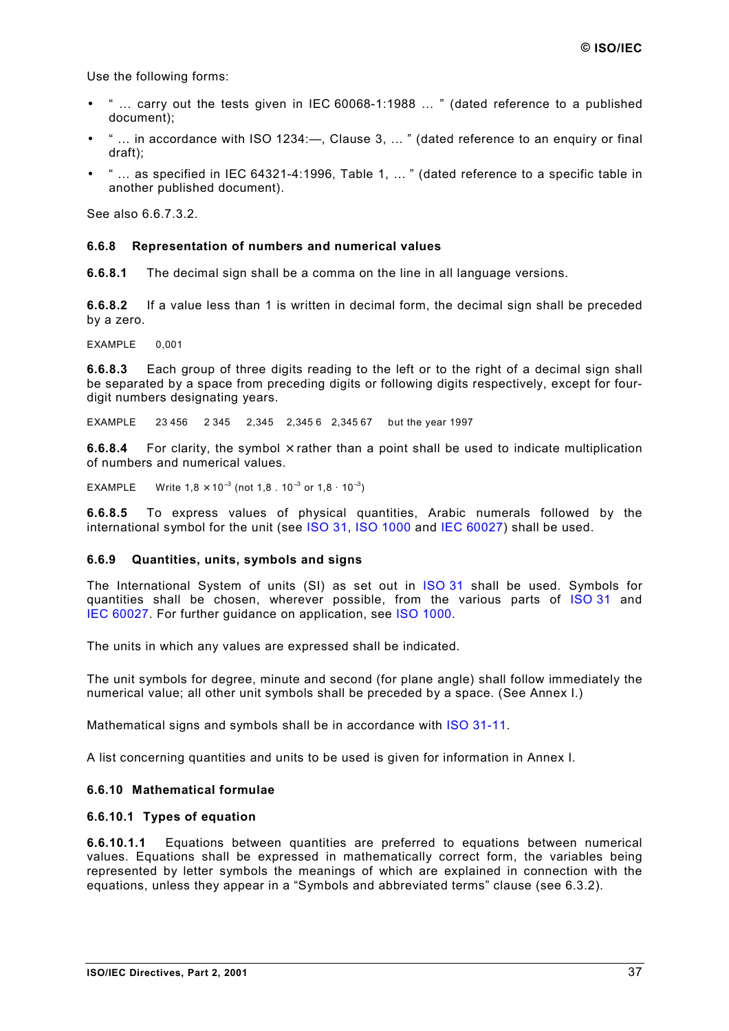Use the following forms:

- " … carry out the tests given in IEC 60068-1:1988 … " (dated reference to a published document);
- " … in accordance with ISO 1234:—, Clause 3, … " (dated reference to an enquiry or final draft);
- " … as specified in IEC 64321-4:1996, Table 1, … " (dated reference to a specific table in another published document).

See also 6.6.7.3.2.

### 6.6.8 Representation of numbers and numerical values

**6.6.8.1** The decimal sign shall be a comma on the line in all language versions.

**6.6.8.2** If a value less than 1 is written in decimal form, the decimal sign shall be preceded by a zero.

EXAMPLE 0,001

**6.6.8.3** Each group of three digits reading to the left or to the right of a decimal sign shall be separated by a space from preceding digits or following digits respectively, except for four-digit numbers designating years.

EXAMPLE 23 456 2 345 2,345 2,345 6 2,345 67 but the year 1997

**6.6.8.4** For clarity, the symbol × rather than a point shall be used to indicate multiplication of numbers and numerical values.

EXAMPLE Write $1{,}8 \times 10^{-3}$ (not $1{,}8 \,.\, 10^{-3}$ or $1{,}8 \cdot 10^{-3}$)

**6.6.8.5** To express values of physical quantities, Arabic numerals followed by the international symbol for the unit (see ISO 31, ISO 1000 and IEC 60027) shall be used.

### 6.6.9 Quantities, units, symbols and signs

The International System of units (SI) as set out in ISO 31 shall be used. Symbols for quantities shall be chosen, wherever possible, from the various parts of ISO 31 and IEC 60027. For further guidance on application, see ISO 1000.

The units in which any values are expressed shall be indicated.

The unit symbols for degree, minute and second (for plane angle) shall follow immediately the numerical value; all other unit symbols shall be preceded by a space. (See Annex I.)

Mathematical signs and symbols shall be in accordance with ISO 31-11.

A list concerning quantities and units to be used is given for information in Annex I.

### 6.6.10 Mathematical formulae

#### 6.6.10.1 Types of equation

**6.6.10.1.1** Equations between quantities are preferred to equations between numerical values. Equations shall be expressed in mathematically correct form, the variables being represented by letter symbols the meanings of which are explained in connection with the equations, unless they appear in a "Symbols and abbreviated terms" clause (see 6.3.2).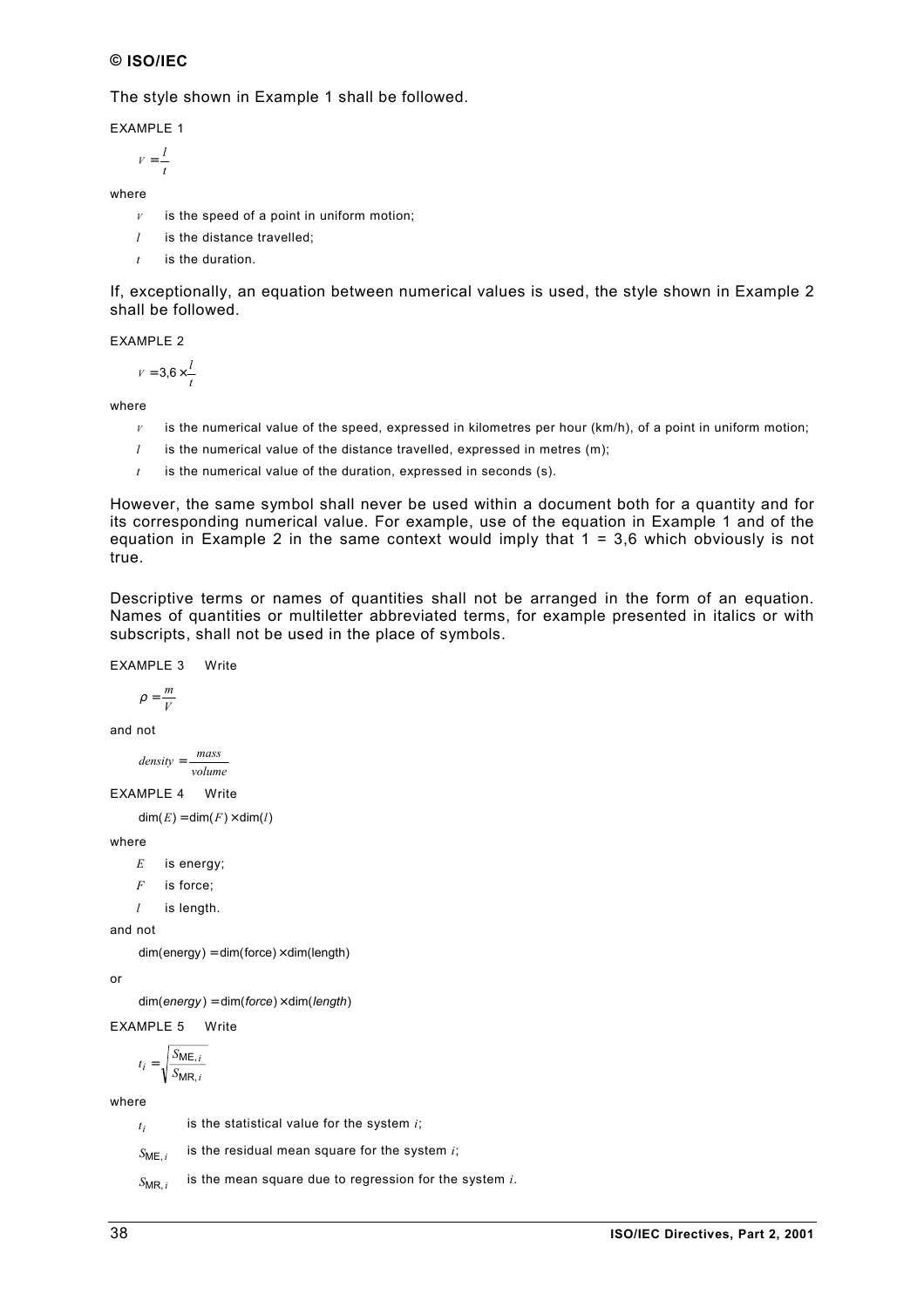The style shown in Example 1 shall be followed.

EXAMPLE 1

$$V = \frac{l}{t}$$

where

- $V$ is the speed of a point in uniform motion;
- $l$ is the distance travelled;
- $t$ is the duration.

If, exceptionally, an equation between numerical values is used, the style shown in Example 2 shall be followed.

EXAMPLE 2

$$V = 3{,}6 \times \frac{l}{t}$$

where

- $V$ is the numerical value of the speed, expressed in kilometres per hour (km/h), of a point in uniform motion;
- $l$ is the numerical value of the distance travelled, expressed in metres (m);
- $t$ is the numerical value of the duration, expressed in seconds (s).

However, the same symbol shall never be used within a document both for a quantity and for its corresponding numerical value. For example, use of the equation in Example 1 and of the equation in Example 2 in the same context would imply that 1 = 3,6 which obviously is not true.

Descriptive terms or names of quantities shall not be arranged in the form of an equation. Names of quantities or multiletter abbreviated terms, for example presented in italics or with subscripts, shall not be used in the place of symbols.

EXAMPLE 3 Write

$$\rho = \frac{m}{V}$$

and not

$$density = \frac{mass}{volume}$$

EXAMPLE 4 Write

$$\mathrm{dim}(E) = \mathrm{dim}(F) \times \mathrm{dim}(l)$$

where

- $E$ is energy;
- $F$ is force;
- $l$ is length.

and not

$$\mathrm{dim(energy)} = \mathrm{dim(force)} \times \mathrm{dim(length)}$$

or

$$\mathrm{dim}(\textit{energy}) = \mathrm{dim}(\textit{force}) \times \mathrm{dim}(\textit{length})$$

EXAMPLE 5 Write

$$t_i = \sqrt{\frac{S_{\mathrm{ME},i}}{S_{\mathrm{MR},i}}}$$

where

- $t_i$ is the statistical value for the system $i$;
- $S_{\mathrm{ME},i}$ is the residual mean square for the system $i$;
- $S_{\mathrm{MR},i}$ is the mean square due to regression for the system $i$.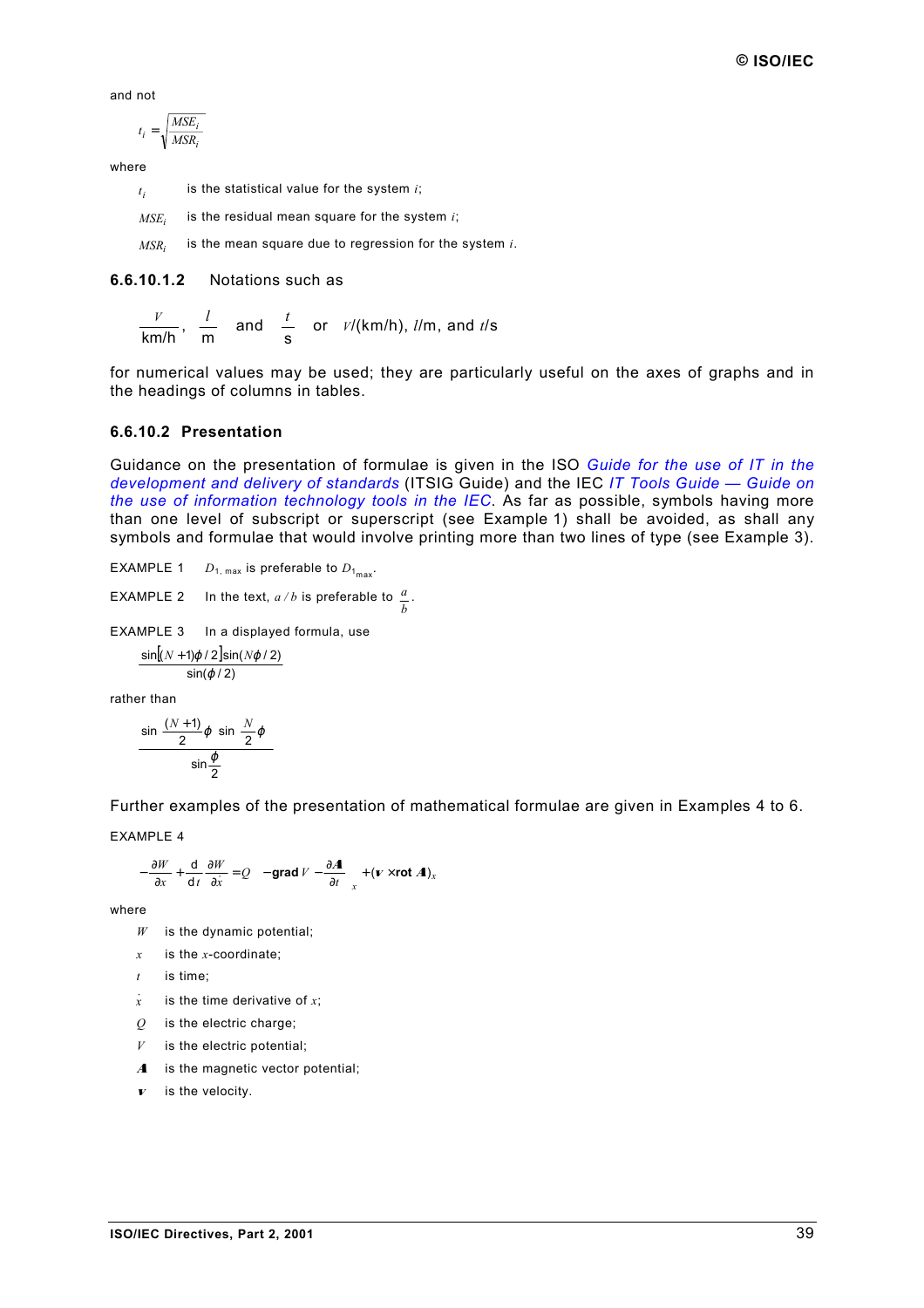and not

$$t_i = \sqrt{\frac{MSE_i}{MSR_i}}$$

where

$t_i$ is the statistical value for the system $i$;

$MSE_i$ is the residual mean square for the system $i$;

$MSR_i$ is the mean square due to regression for the system $i$.

**6.6.10.1.2** Notations such as

$$\frac{V}{\text{km/h}},\ \frac{l}{\text{m}} \text{ and } \frac{t}{\text{s}} \text{ or } V/(\text{km/h}),\ l/\text{m, and } t/\text{s}$$

for numerical values may be used; they are particularly useful on the axes of graphs and in the headings of columns in tables.

#### 6.6.10.2 Presentation

Guidance on the presentation of formulae is given in the ISO *Guide for the use of IT in the development and delivery of standards* (ITSIG Guide) and the IEC *IT Tools Guide — Guide on the use of information technology tools in the IEC*. As far as possible, symbols having more than one level of subscript or superscript (see Example 1) shall be avoided, as shall any symbols and formulae that would involve printing more than two lines of type (see Example 3).

EXAMPLE 1 $D_{1,\,\text{max}}$ is preferable to $D_{1_{\text{max}}}$.

EXAMPLE 2 In the text, $a/b$ is preferable to $\frac{a}{b}$.

EXAMPLE 3 In a displayed formula, use

$$\frac{\sin[(N+1)\varphi/2]\sin(N\varphi/2)}{\sin(\varphi/2)}$$

rather than

$$\frac{\sin\dfrac{(N+1)}{2}\varphi\ \sin\dfrac{N}{2}\varphi}{\sin\dfrac{\varphi}{2}}$$

Further examples of the presentation of mathematical formulae are given in Examples 4 to 6.

EXAMPLE 4

$$-\frac{\partial W}{\partial x} + \frac{\text{d}}{\text{d}t}\frac{\partial W}{\partial \dot{x}} = Q\left(-\textbf{grad}\,V - \frac{\partial \boldsymbol{A}}{\partial t}\right)_x + (\boldsymbol{v} \times \textbf{rot}\,\boldsymbol{A})_x$$

where

$W$ is the dynamic potential;

$x$ is the $x$-coordinate;

$t$ is time;

$\dot{x}$ is the time derivative of $x$;

$Q$ is the electric charge;

$V$ is the electric potential;

$\boldsymbol{A}$ is the magnetic vector potential;

$\boldsymbol{v}$ is the velocity.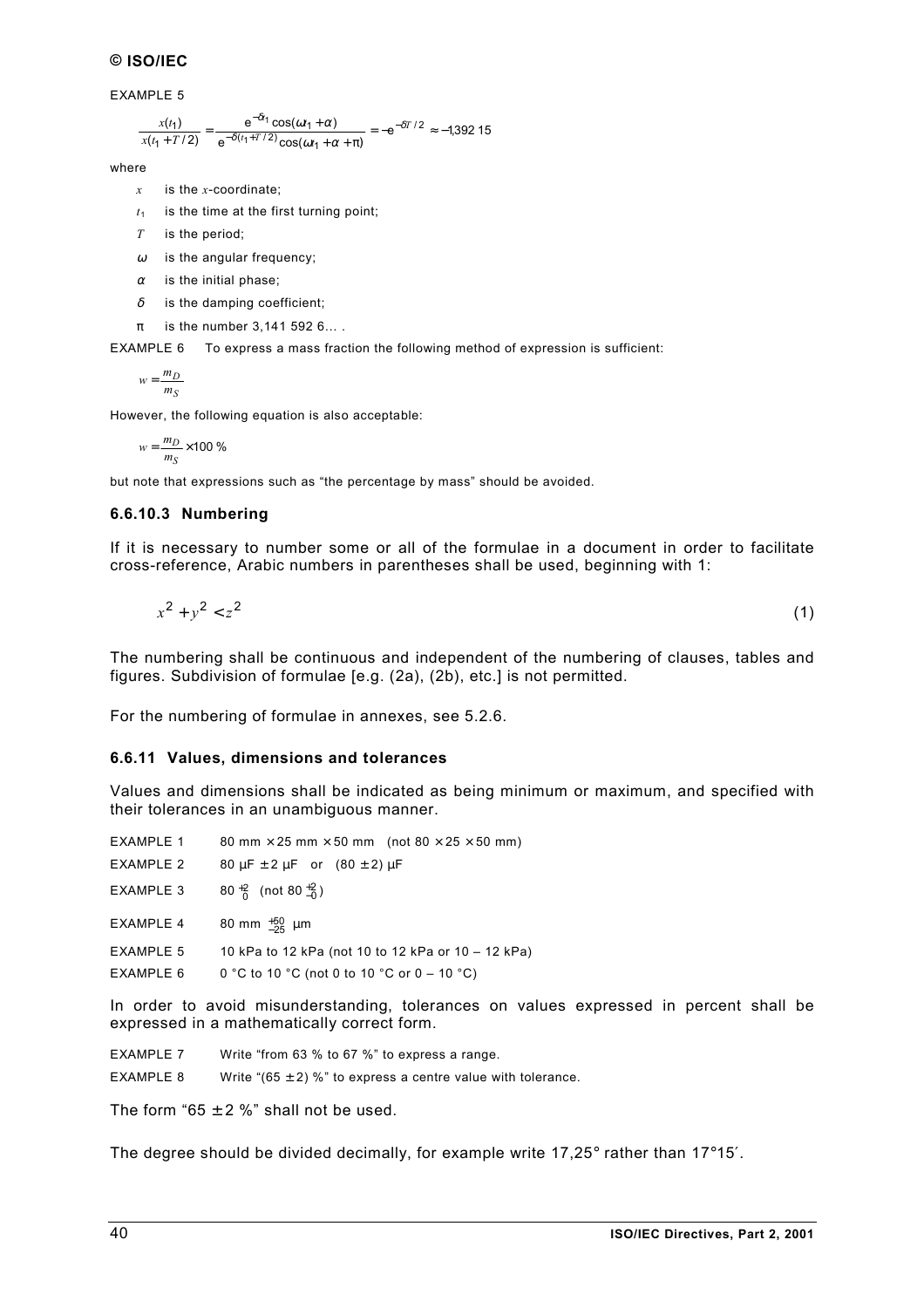EXAMPLE 5

$$\frac{x(t_1)}{x(t_1 + T/2)} = \frac{\mathrm{e}^{-\delta t_1}\cos(\omega t_1 + \alpha)}{\mathrm{e}^{-\delta(t_1 + T/2)}\cos(\omega t_1 + \alpha + \pi)} = -\mathrm{e}^{-\delta T/2} \approx -1{,}392\,15$$

where

- $x$ is the $x$-coordinate;
- $t_1$ is the time at the first turning point;
- $T$ is the period;
- $\omega$ is the angular frequency;
- $\alpha$ is the initial phase;
- $\delta$ is the damping coefficient;
- π is the number 3,141 592 6… .

EXAMPLE 6 To express a mass fraction the following method of expression is sufficient:

$$w = \frac{m_D}{m_S}$$

However, the following equation is also acceptable:

$$w = \frac{m_D}{m_S} \times 100\ \%$$

but note that expressions such as "the percentage by mass" should be avoided.

### 6.6.10.3 Numbering

If it is necessary to number some or all of the formulae in a document in order to facilitate cross-reference, Arabic numbers in parentheses shall be used, beginning with 1:

$$x^2 + y^2 < z^2 \qquad (1)$$

The numbering shall be continuous and independent of the numbering of clauses, tables and figures. Subdivision of formulae [e.g. (2a), (2b), etc.] is not permitted.

For the numbering of formulae in annexes, see 5.2.6.

### 6.6.11 Values, dimensions and tolerances

Values and dimensions shall be indicated as being minimum or maximum, and specified with their tolerances in an unambiguous manner.

EXAMPLE 1 80 mm × 25 mm × 50 mm (not 80 × 25 × 50 mm)

EXAMPLE 2 80 µF ± 2 µF or (80 ± 2) µF

EXAMPLE 3 $80\,^{+2}_{\ 0}$ (not $80\,^{+2}_{-0}$)

EXAMPLE 4 80 mm $^{+50}_{-25}$ µm

EXAMPLE 5 10 kPa to 12 kPa (not 10 to 12 kPa or 10 – 12 kPa)

EXAMPLE 6 0 °C to 10 °C (not 0 to 10 °C or 0 – 10 °C)

In order to avoid misunderstanding, tolerances on values expressed in percent shall be expressed in a mathematically correct form.

EXAMPLE 7 Write "from 63 % to 67 %" to express a range.

EXAMPLE 8 Write "(65 ± 2) %" to express a centre value with tolerance.

The form "65 ± 2 %" shall not be used.

The degree should be divided decimally, for example write 17,25° rather than 17°15′.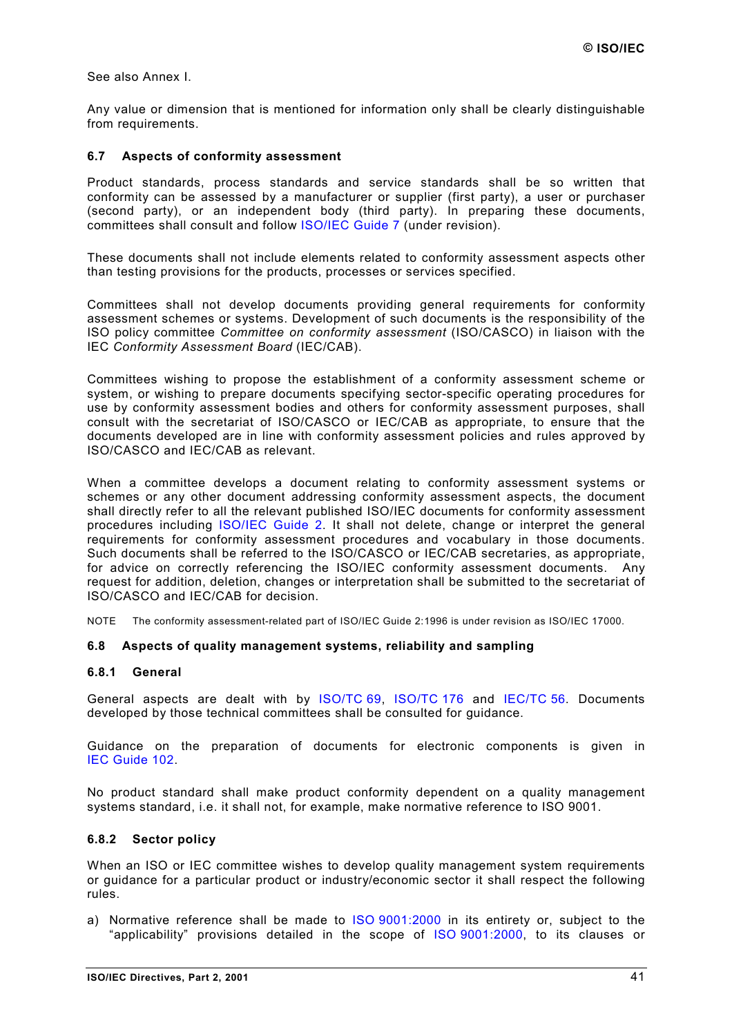See also Annex I.

Any value or dimension that is mentioned for information only shall be clearly distinguishable from requirements.

### 6.7 Aspects of conformity assessment

Product standards, process standards and service standards shall be so written that conformity can be assessed by a manufacturer or supplier (first party), a user or purchaser (second party), or an independent body (third party). In preparing these documents, committees shall consult and follow ISO/IEC Guide 7 (under revision).

These documents shall not include elements related to conformity assessment aspects other than testing provisions for the products, processes or services specified.

Committees shall not develop documents providing general requirements for conformity assessment schemes or systems. Development of such documents is the responsibility of the ISO policy committee *Committee on conformity assessment* (ISO/CASCO) in liaison with the IEC *Conformity Assessment Board* (IEC/CAB).

Committees wishing to propose the establishment of a conformity assessment scheme or system, or wishing to prepare documents specifying sector-specific operating procedures for use by conformity assessment bodies and others for conformity assessment purposes, shall consult with the secretariat of ISO/CASCO or IEC/CAB as appropriate, to ensure that the documents developed are in line with conformity assessment policies and rules approved by ISO/CASCO and IEC/CAB as relevant.

When a committee develops a document relating to conformity assessment systems or schemes or any other document addressing conformity assessment aspects, the document shall directly refer to all the relevant published ISO/IEC documents for conformity assessment procedures including ISO/IEC Guide 2. It shall not delete, change or interpret the general requirements for conformity assessment procedures and vocabulary in those documents. Such documents shall be referred to the ISO/CASCO or IEC/CAB secretaries, as appropriate, for advice on correctly referencing the ISO/IEC conformity assessment documents. Any request for addition, deletion, changes or interpretation shall be submitted to the secretariat of ISO/CASCO and IEC/CAB for decision.

NOTE The conformity assessment-related part of ISO/IEC Guide 2:1996 is under revision as ISO/IEC 17000.

### 6.8 Aspects of quality management systems, reliability and sampling

#### 6.8.1 General

General aspects are dealt with by ISO/TC 69, ISO/TC 176 and IEC/TC 56. Documents developed by those technical committees shall be consulted for guidance.

Guidance on the preparation of documents for electronic components is given in IEC Guide 102.

No product standard shall make product conformity dependent on a quality management systems standard, i.e. it shall not, for example, make normative reference to ISO 9001.

#### 6.8.2 Sector policy

When an ISO or IEC committee wishes to develop quality management system requirements or guidance for a particular product or industry/economic sector it shall respect the following rules.

a) Normative reference shall be made to ISO 9001:2000 in its entirety or, subject to the "applicability" provisions detailed in the scope of ISO 9001:2000, to its clauses or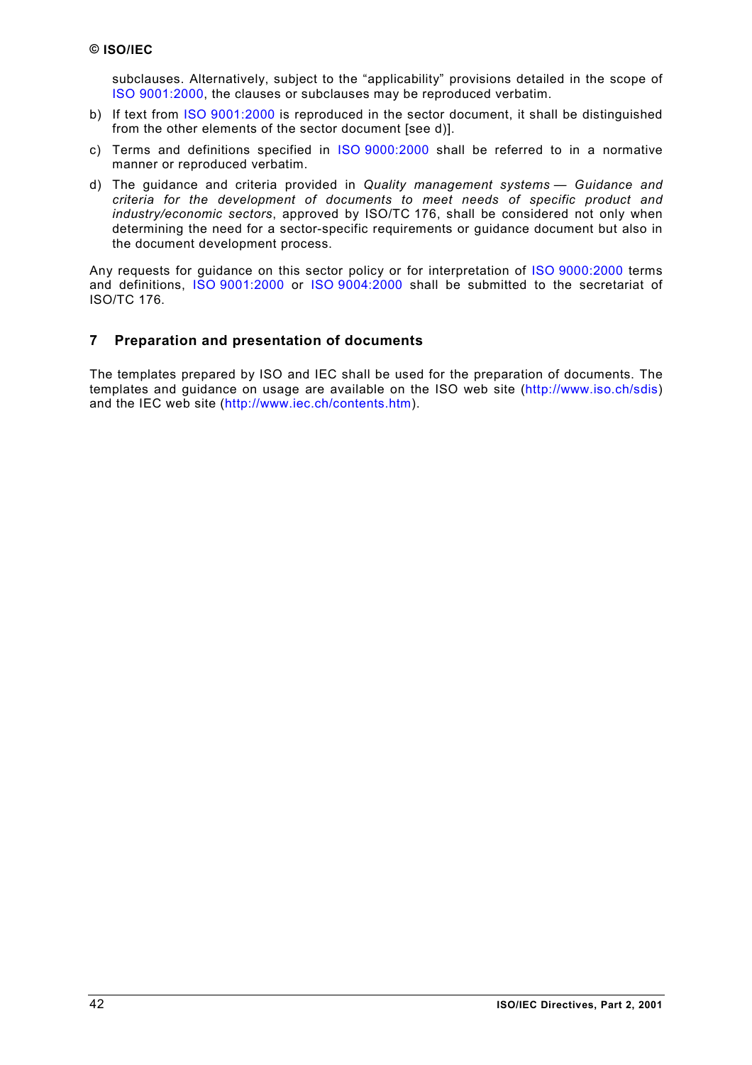subclauses. Alternatively, subject to the “applicability” provisions detailed in the scope of ISO 9001:2000, the clauses or subclauses may be reproduced verbatim.

b) If text from ISO 9001:2000 is reproduced in the sector document, it shall be distinguished from the other elements of the sector document [see d)].

c) Terms and definitions specified in ISO 9000:2000 shall be referred to in a normative manner or reproduced verbatim.

d) The guidance and criteria provided in *Quality management systems — Guidance and criteria for the development of documents to meet needs of specific product and industry/economic sectors*, approved by ISO/TC 176, shall be considered not only when determining the need for a sector-specific requirements or guidance document but also in the document development process.

Any requests for guidance on this sector policy or for interpretation of ISO 9000:2000 terms and definitions, ISO 9001:2000 or ISO 9004:2000 shall be submitted to the secretariat of ISO/TC 176.

## 7 Preparation and presentation of documents

The templates prepared by ISO and IEC shall be used for the preparation of documents. The templates and guidance on usage are available on the ISO web site (http://www.iso.ch/sdis) and the IEC web site (http://www.iec.ch/contents.htm).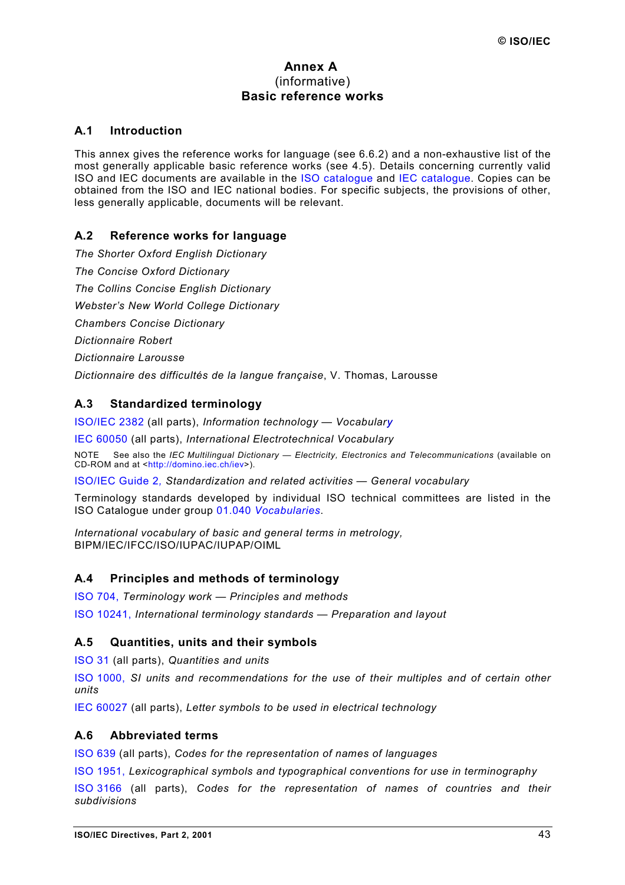# Annex A
(informative)
**Basic reference works**

## A.1 Introduction

This annex gives the reference works for language (see 6.6.2) and a non-exhaustive list of the most generally applicable basic reference works (see 4.5). Details concerning currently valid ISO and IEC documents are available in the ISO catalogue and IEC catalogue. Copies can be obtained from the ISO and IEC national bodies. For specific subjects, the provisions of other, less generally applicable, documents will be relevant.

## A.2 Reference works for language

*The Shorter Oxford English Dictionary*

*The Concise Oxford Dictionary*

*The Collins Concise English Dictionary*

*Webster's New World College Dictionary*

*Chambers Concise Dictionary*

*Dictionnaire Robert*

*Dictionnaire Larousse*

*Dictionnaire des difficultés de la langue française*, V. Thomas, Larousse

## A.3 Standardized terminology

ISO/IEC 2382 (all parts), *Information technology — Vocabulary*

IEC 60050 (all parts), *International Electrotechnical Vocabulary*

NOTE See also the *IEC Multilingual Dictionary — Electricity, Electronics and Telecommunications* (available on CD-ROM and at <http://domino.iec.ch/iev>).

ISO/IEC Guide 2, *Standardization and related activities — General vocabulary*

Terminology standards developed by individual ISO technical committees are listed in the ISO Catalogue under group 01.040 *Vocabularies*.

*International vocabulary of basic and general terms in metrology*, BIPM/IEC/IFCC/ISO/IUPAC/IUPAP/OIML

## A.4 Principles and methods of terminology

ISO 704, *Terminology work — Principles and methods*

ISO 10241, *International terminology standards — Preparation and layout*

## A.5 Quantities, units and their symbols

ISO 31 (all parts), *Quantities and units*

ISO 1000, *SI units and recommendations for the use of their multiples and of certain other units*

IEC 60027 (all parts), *Letter symbols to be used in electrical technology*

## A.6 Abbreviated terms

ISO 639 (all parts), *Codes for the representation of names of languages*

ISO 1951, *Lexicographical symbols and typographical conventions for use in terminography*

ISO 3166 (all parts), *Codes for the representation of names of countries and their subdivisions*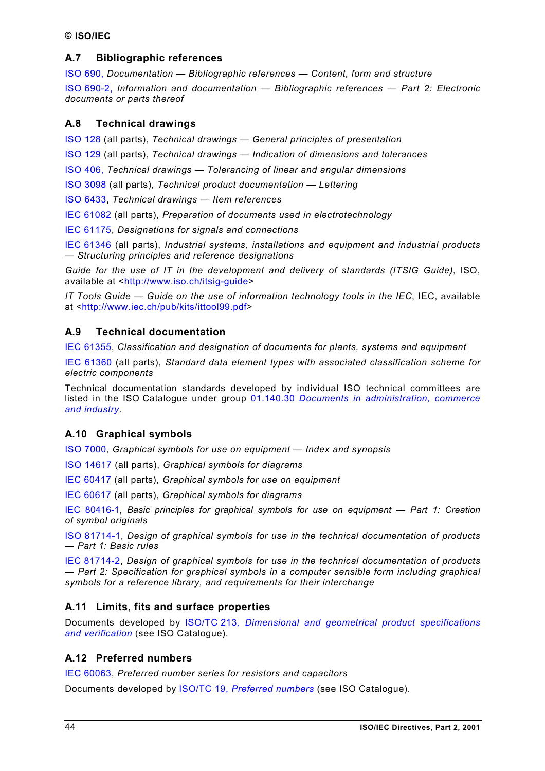## A.7 Bibliographic references

ISO 690, *Documentation — Bibliographic references — Content, form and structure*

ISO 690-2, *Information and documentation — Bibliographic references — Part 2: Electronic documents or parts thereof*

## A.8 Technical drawings

ISO 128 (all parts), *Technical drawings — General principles of presentation*

ISO 129 (all parts), *Technical drawings — Indication of dimensions and tolerances*

ISO 406, *Technical drawings — Tolerancing of linear and angular dimensions*

ISO 3098 (all parts), *Technical product documentation — Lettering*

ISO 6433, *Technical drawings — Item references*

IEC 61082 (all parts), *Preparation of documents used in electrotechnology*

IEC 61175, *Designations for signals and connections*

IEC 61346 (all parts), *Industrial systems, installations and equipment and industrial products — Structuring principles and reference designations*

*Guide for the use of IT in the development and delivery of standards (ITSIG Guide)*, ISO, available at <http://www.iso.ch/itsig-guide>

*IT Tools Guide — Guide on the use of information technology tools in the IEC*, IEC, available at <http://www.iec.ch/pub/kits/ittool99.pdf>

## A.9 Technical documentation

IEC 61355, *Classification and designation of documents for plants, systems and equipment*

IEC 61360 (all parts), *Standard data element types with associated classification scheme for electric components*

Technical documentation standards developed by individual ISO technical committees are listed in the ISO Catalogue under group 01.140.30 *Documents in administration, commerce and industry*.

## A.10 Graphical symbols

ISO 7000, *Graphical symbols for use on equipment — Index and synopsis*

ISO 14617 (all parts), *Graphical symbols for diagrams*

IEC 60417 (all parts), *Graphical symbols for use on equipment*

IEC 60617 (all parts), *Graphical symbols for diagrams*

IEC 80416-1, *Basic principles for graphical symbols for use on equipment — Part 1: Creation of symbol originals*

ISO 81714-1, *Design of graphical symbols for use in the technical documentation of products — Part 1: Basic rules*

IEC 81714-2, *Design of graphical symbols for use in the technical documentation of products — Part 2: Specification for graphical symbols in a computer sensible form including graphical symbols for a reference library, and requirements for their interchange*

## A.11 Limits, fits and surface properties

Documents developed by ISO/TC 213, *Dimensional and geometrical product specifications and verification* (see ISO Catalogue).

## A.12 Preferred numbers

IEC 60063, *Preferred number series for resistors and capacitors*

Documents developed by ISO/TC 19, *Preferred numbers* (see ISO Catalogue).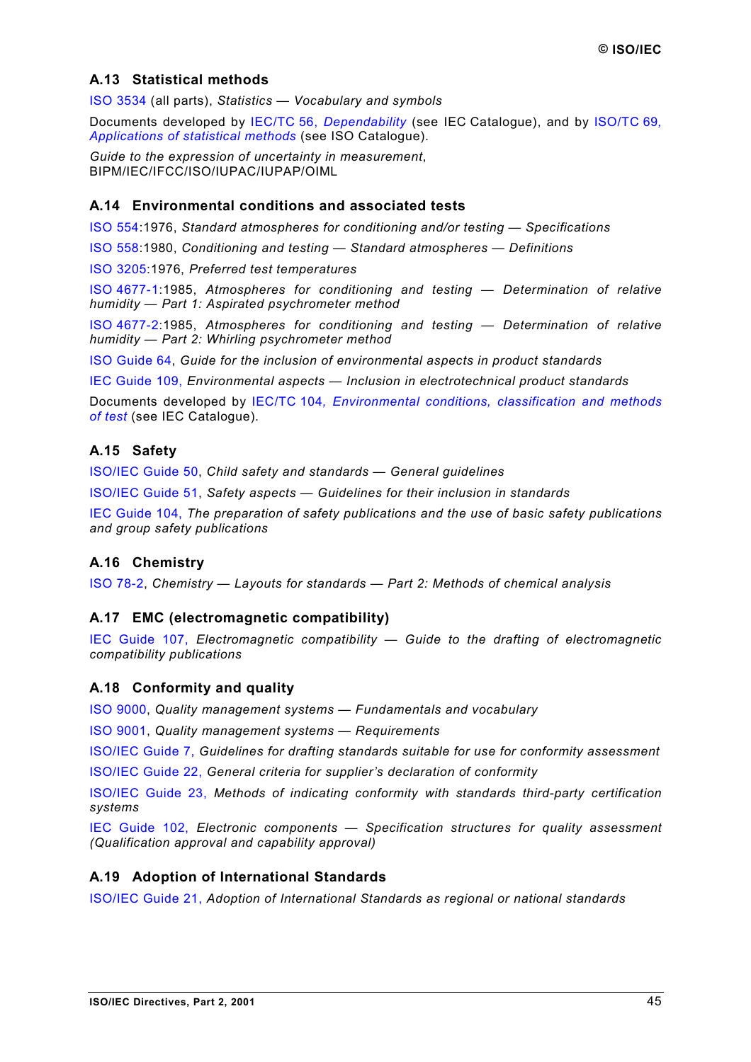### A.13 Statistical methods

ISO 3534 (all parts), *Statistics — Vocabulary and symbols*

Documents developed by IEC/TC 56, *Dependability* (see IEC Catalogue), and by ISO/TC 69, *Applications of statistical methods* (see ISO Catalogue).

*Guide to the expression of uncertainty in measurement*, BIPM/IEC/IFCC/ISO/IUPAC/IUPAP/OIML

### A.14 Environmental conditions and associated tests

ISO 554:1976, *Standard atmospheres for conditioning and/or testing — Specifications*

ISO 558:1980, *Conditioning and testing — Standard atmospheres — Definitions*

ISO 3205:1976, *Preferred test temperatures*

ISO 4677-1:1985, *Atmospheres for conditioning and testing — Determination of relative humidity — Part 1: Aspirated psychrometer method*

ISO 4677-2:1985, *Atmospheres for conditioning and testing — Determination of relative humidity — Part 2: Whirling psychrometer method*

ISO Guide 64, *Guide for the inclusion of environmental aspects in product standards*

IEC Guide 109, *Environmental aspects — Inclusion in electrotechnical product standards*

Documents developed by IEC/TC 104, *Environmental conditions, classification and methods of test* (see IEC Catalogue).

### A.15 Safety

ISO/IEC Guide 50, *Child safety and standards — General guidelines*

ISO/IEC Guide 51, *Safety aspects — Guidelines for their inclusion in standards*

IEC Guide 104, *The preparation of safety publications and the use of basic safety publications and group safety publications*

### A.16 Chemistry

ISO 78-2, *Chemistry — Layouts for standards — Part 2: Methods of chemical analysis*

### A.17 EMC (electromagnetic compatibility)

IEC Guide 107, *Electromagnetic compatibility — Guide to the drafting of electromagnetic compatibility publications*

### A.18 Conformity and quality

ISO 9000, *Quality management systems — Fundamentals and vocabulary*

ISO 9001, *Quality management systems — Requirements*

ISO/IEC Guide 7, *Guidelines for drafting standards suitable for use for conformity assessment*

ISO/IEC Guide 22, *General criteria for supplier's declaration of conformity*

ISO/IEC Guide 23, *Methods of indicating conformity with standards third-party certification systems*

IEC Guide 102, *Electronic components — Specification structures for quality assessment (Qualification approval and capability approval)*

### A.19 Adoption of International Standards

ISO/IEC Guide 21, *Adoption of International Standards as regional or national standards*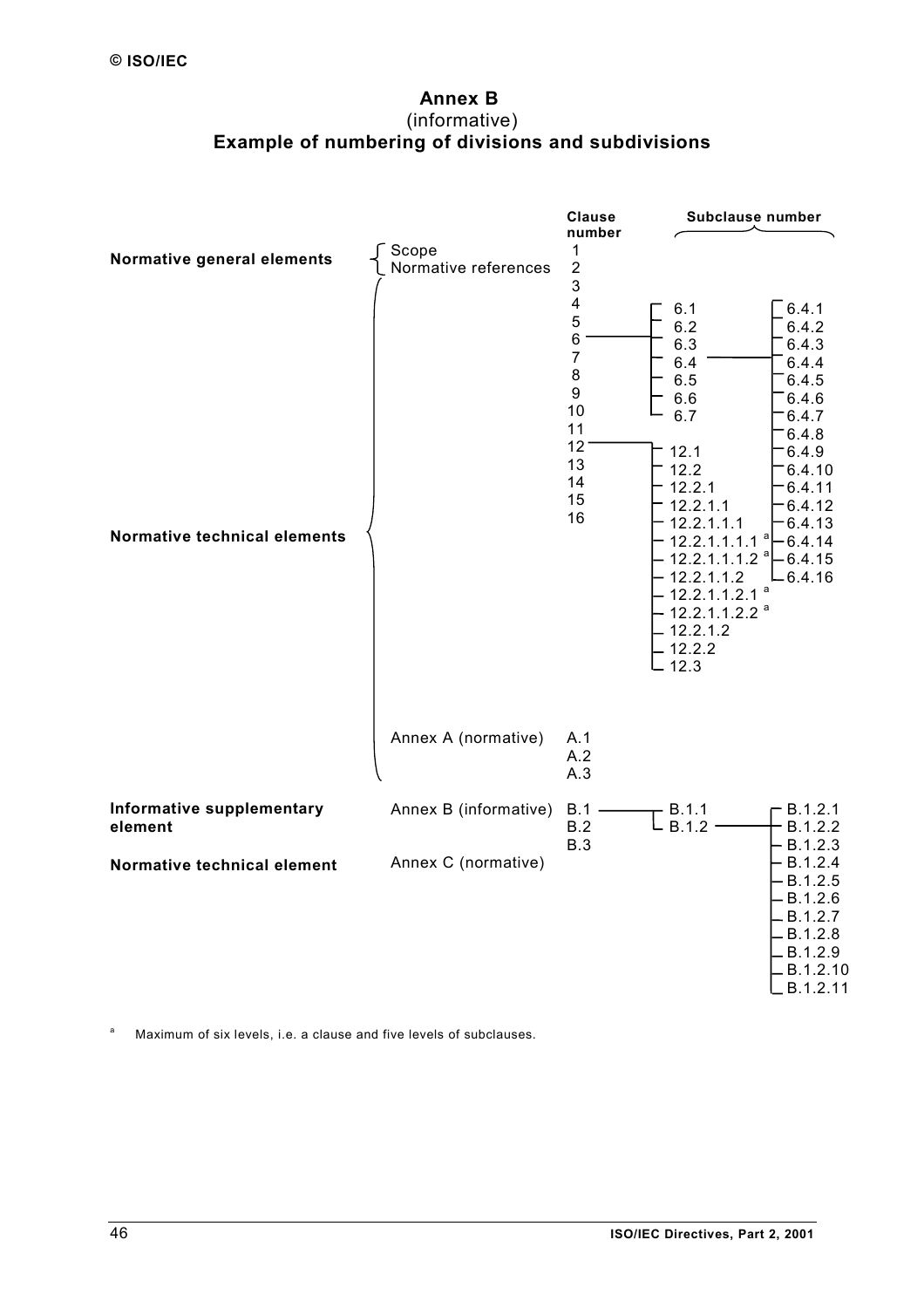© ISO/IEC

# Annex B
(informative)
# Example of numbering of divisions and subdivisions

| | | Clause number | Subclause number | |
|---|---|---|---|---|
| **Normative general elements** | Scope | 1 | | |
| | Normative references | 2 | | |
| **Normative technical elements** | | 3 | | |
| | | 4 | | |
| | | 5 | | |
| | | 6 | 6.1 | |
| | | 7 | 6.2 | |
| | | 8 | 6.3 | |
| | | 9 | 6.4 | 6.4.1 |
| | | | | 6.4.2 |
| | | | | 6.4.3 |
| | | | | 6.4.4 |
| | | | | 6.4.5 |
| | | | | 6.4.6 |
| | | | | 6.4.7 |
| | | | | 6.4.8 |
| | | | | 6.4.9 |
| | | | | 6.4.10 |
| | | | | 6.4.11 |
| | | | | 6.4.12 |
| | | | | 6.4.13 |
| | | | | 6.4.14 |
| | | | | 6.4.15 |
| | | | | 6.4.16 |
| | | 10 | 6.5 | |
| | | | 6.6 | |
| | | | 6.7 | |
| | | 11 | | |
| | | 12 | 12.1 | |
| | | | 12.2 | |
| | | | 12.2.1 | |
| | | | 12.2.1.1 | |
| | | | 12.2.1.1.1 | |
| | | | 12.2.1.1.1.1 [a] | |
| | | | 12.2.1.1.1.2 [a] | |
| | | | 12.2.1.1.2 | |
| | | | 12.2.1.1.2.1 [a] | |
| | | | 12.2.1.1.2.2 [a] | |
| | | | 12.2.1.2 | |
| | | | 12.2.2 | |
| | | | 12.3 | |
| | | 13 | | |
| | | 14 | | |
| | | 15 | | |
| | | 16 | | |
| | Annex A (normative) | A.1 | | |
| | | A.2 | | |
| | | A.3 | | |
| **Informative supplementary element** | Annex B (informative) | B.1 | B.1.1 | |
| | | | B.1.2 | B.1.2.1 |
| | | | | B.1.2.2 |
| | | | | B.1.2.3 |
| | | | | B.1.2.4 |
| | | | | B.1.2.5 |
| | | | | B.1.2.6 |
| | | | | B.1.2.7 |
| | | | | B.1.2.8 |
| | | | | B.1.2.9 |
| | | | | B.1.2.10 |
| | | | | B.1.2.11 |
| | | B.2 | | |
| | | B.3 | | |
| **Normative technical element** | Annex C (normative) | | | |

[a] Maximum of six levels, i.e. a clause and five levels of subclauses.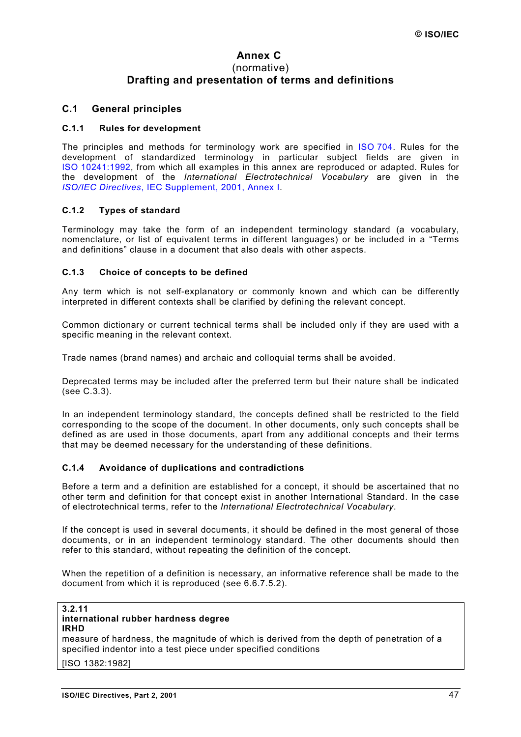# Annex C

(normative)

## Drafting and presentation of terms and definitions

## C.1 General principles

### C.1.1 Rules for development

The principles and methods for terminology work are specified in ISO 704. Rules for the development of standardized terminology in particular subject fields are given in ISO 10241:1992, from which all examples in this annex are reproduced or adapted. Rules for the development of the *International Electrotechnical Vocabulary* are given in the *ISO/IEC Directives*, IEC Supplement, 2001, Annex I.

### C.1.2 Types of standard

Terminology may take the form of an independent terminology standard (a vocabulary, nomenclature, or list of equivalent terms in different languages) or be included in a "Terms and definitions" clause in a document that also deals with other aspects.

### C.1.3 Choice of concepts to be defined

Any term which is not self-explanatory or commonly known and which can be differently interpreted in different contexts shall be clarified by defining the relevant concept.

Common dictionary or current technical terms shall be included only if they are used with a specific meaning in the relevant context.

Trade names (brand names) and archaic and colloquial terms shall be avoided.

Deprecated terms may be included after the preferred term but their nature shall be indicated (see C.3.3).

In an independent terminology standard, the concepts defined shall be restricted to the field corresponding to the scope of the document. In other documents, only such concepts shall be defined as are used in those documents, apart from any additional concepts and their terms that may be deemed necessary for the understanding of these definitions.

### C.1.4 Avoidance of duplications and contradictions

Before a term and a definition are established for a concept, it should be ascertained that no other term and definition for that concept exist in another International Standard. In the case of electrotechnical terms, refer to the *International Electrotechnical Vocabulary*.

If the concept is used in several documents, it should be defined in the most general of those documents, or in an independent terminology standard. The other documents should then refer to this standard, without repeating the definition of the concept.

When the repetition of a definition is necessary, an informative reference shall be made to the document from which it is reproduced (see 6.6.7.5.2).

> **3.2.11**
> **international rubber hardness degree**
> **IRHD**
> measure of hardness, the magnitude of which is derived from the depth of penetration of a specified indentor into a test piece under specified conditions
>
> [ISO 1382:1982]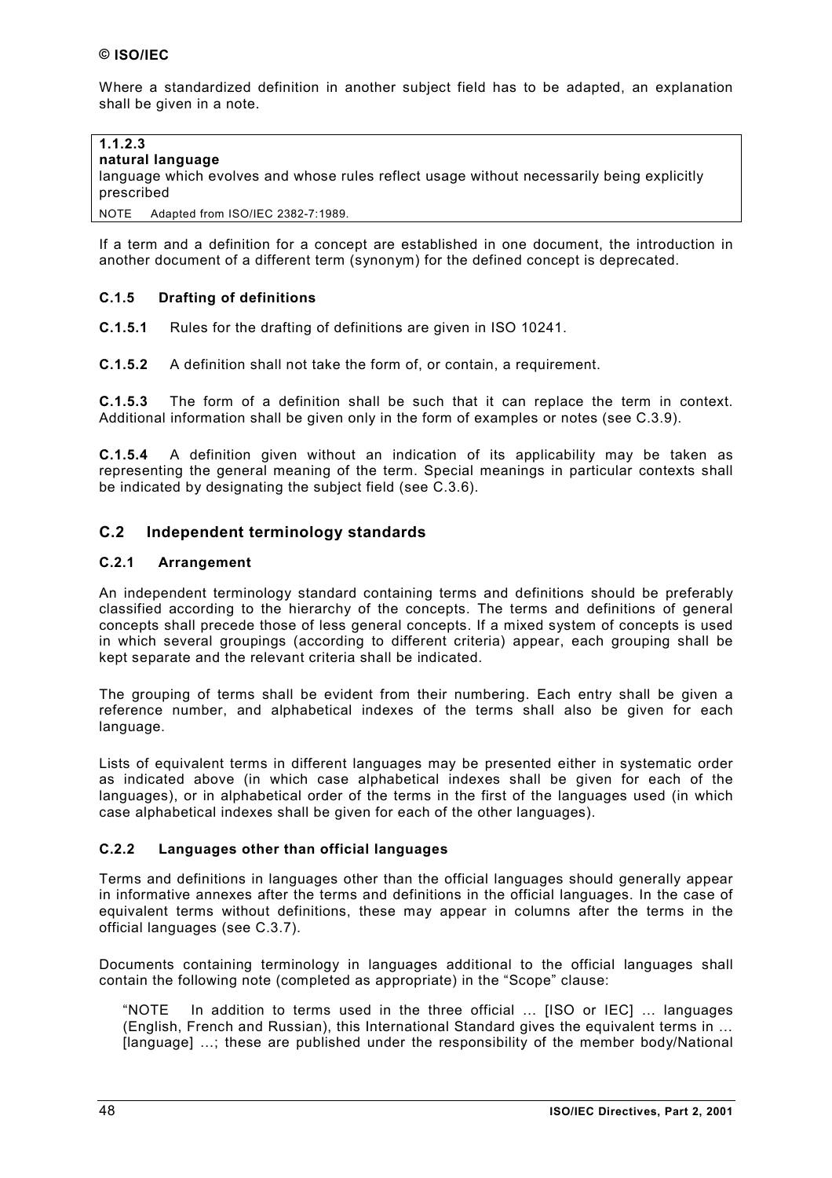Where a standardized definition in another subject field has to be adapted, an explanation shall be given in a note.

> **1.1.2.3**
> **natural language**
> language which evolves and whose rules reflect usage without necessarily being explicitly prescribed
>
> NOTE Adapted from ISO/IEC 2382-7:1989.

If a term and a definition for a concept are established in one document, the introduction in another document of a different term (synonym) for the defined concept is deprecated.

### C.1.5 Drafting of definitions

**C.1.5.1** Rules for the drafting of definitions are given in ISO 10241.

**C.1.5.2** A definition shall not take the form of, or contain, a requirement.

**C.1.5.3** The form of a definition shall be such that it can replace the term in context. Additional information shall be given only in the form of examples or notes (see C.3.9).

**C.1.5.4** A definition given without an indication of its applicability may be taken as representing the general meaning of the term. Special meanings in particular contexts shall be indicated by designating the subject field (see C.3.6).

## C.2 Independent terminology standards

### C.2.1 Arrangement

An independent terminology standard containing terms and definitions should be preferably classified according to the hierarchy of the concepts. The terms and definitions of general concepts shall precede those of less general concepts. If a mixed system of concepts is used in which several groupings (according to different criteria) appear, each grouping shall be kept separate and the relevant criteria shall be indicated.

The grouping of terms shall be evident from their numbering. Each entry shall be given a reference number, and alphabetical indexes of the terms shall also be given for each language.

Lists of equivalent terms in different languages may be presented either in systematic order as indicated above (in which case alphabetical indexes shall be given for each of the languages), or in alphabetical order of the terms in the first of the languages used (in which case alphabetical indexes shall be given for each of the other languages).

### C.2.2 Languages other than official languages

Terms and definitions in languages other than the official languages should generally appear in informative annexes after the terms and definitions in the official languages. In the case of equivalent terms without definitions, these may appear in columns after the terms in the official languages (see C.3.7).

Documents containing terminology in languages additional to the official languages shall contain the following note (completed as appropriate) in the "Scope" clause:

"NOTE In addition to terms used in the three official … [ISO or IEC] … languages (English, French and Russian), this International Standard gives the equivalent terms in … [language] …; these are published under the responsibility of the member body/National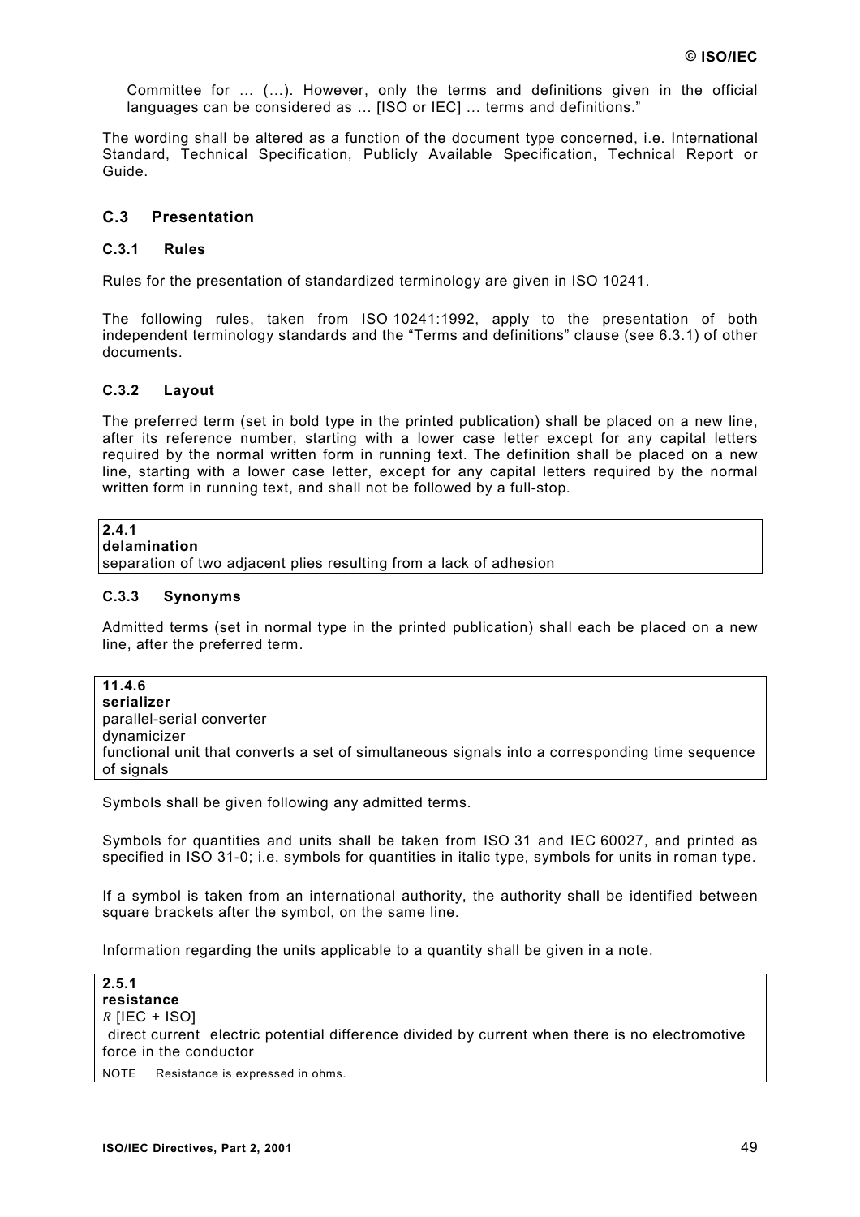Committee for … (…). However, only the terms and definitions given in the official languages can be considered as … [ISO or IEC] … terms and definitions."

The wording shall be altered as a function of the document type concerned, i.e. International Standard, Technical Specification, Publicly Available Specification, Technical Report or Guide.

## C.3 Presentation

### C.3.1 Rules

Rules for the presentation of standardized terminology are given in ISO 10241.

The following rules, taken from ISO 10241:1992, apply to the presentation of both independent terminology standards and the "Terms and definitions" clause (see 6.3.1) of other documents.

### C.3.2 Layout

The preferred term (set in bold type in the printed publication) shall be placed on a new line, after its reference number, starting with a lower case letter except for any capital letters required by the normal written form in running text. The definition shall be placed on a new line, starting with a lower case letter, except for any capital letters required by the normal written form in running text, and shall not be followed by a full-stop.

**2.4.1**
**delamination**
separation of two adjacent plies resulting from a lack of adhesion

### C.3.3 Synonyms

Admitted terms (set in normal type in the printed publication) shall each be placed on a new line, after the preferred term.

**11.4.6**
**serializer**
parallel-serial converter
dynamicizer
functional unit that converts a set of simultaneous signals into a corresponding time sequence of signals

Symbols shall be given following any admitted terms.

Symbols for quantities and units shall be taken from ISO 31 and IEC 60027, and printed as specified in ISO 31-0; i.e. symbols for quantities in italic type, symbols for units in roman type.

If a symbol is taken from an international authority, the authority shall be identified between square brackets after the symbol, on the same line.

Information regarding the units applicable to a quantity shall be given in a note.

**2.5.1**
**resistance**
$R$ [IEC + ISO]
〈direct current〉 electric potential difference divided by current when there is no electromotive force in the conductor

NOTE Resistance is expressed in ohms.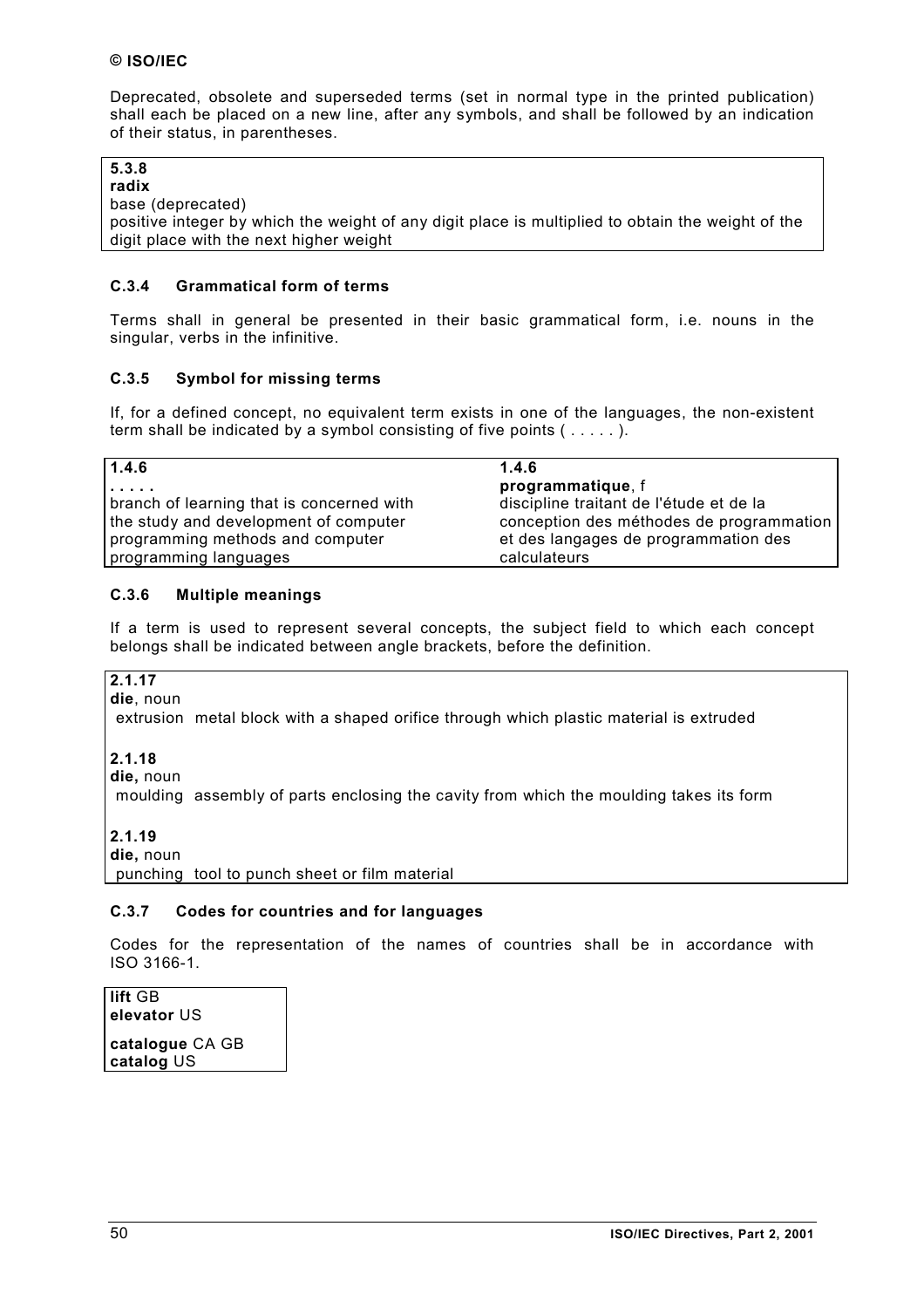Deprecated, obsolete and superseded terms (set in normal type in the printed publication) shall each be placed on a new line, after any symbols, and shall be followed by an indication of their status, in parentheses.

> **5.3.8**
> **radix**
> base (deprecated)
> positive integer by which the weight of any digit place is multiplied to obtain the weight of the digit place with the next higher weight

### C.3.4 Grammatical form of terms

Terms shall in general be presented in their basic grammatical form, i.e. nouns in the singular, verbs in the infinitive.

### C.3.5 Symbol for missing terms

If, for a defined concept, no equivalent term exists in one of the languages, the non-existent term shall be indicated by a symbol consisting of five points ( . . . . . ).

| 1.4.6 | 1.4.6 |
|---|---|
| **. . . . .** | **programmatique**, f |
| branch of learning that is concerned with the study and development of computer programming methods and computer programming languages | discipline traitant de l'étude et de la conception des méthodes de programmation et des langages de programmation des calculateurs |

### C.3.6 Multiple meanings

If a term is used to represent several concepts, the subject field to which each concept belongs shall be indicated between angle brackets, before the definition.

> **2.1.17**
> **die**, noun
> <extrusion> metal block with a shaped orifice through which plastic material is extruded
>
> **2.1.18**
> **die,** noun
> <moulding> assembly of parts enclosing the cavity from which the moulding takes its form
>
> **2.1.19**
> **die,** noun
> <punching> tool to punch sheet or film material

### C.3.7 Codes for countries and for languages

Codes for the representation of the names of countries shall be in accordance with ISO 3166-1.

> **lift** GB
> **elevator** US
>
> **catalogue** CA GB
> **catalog** US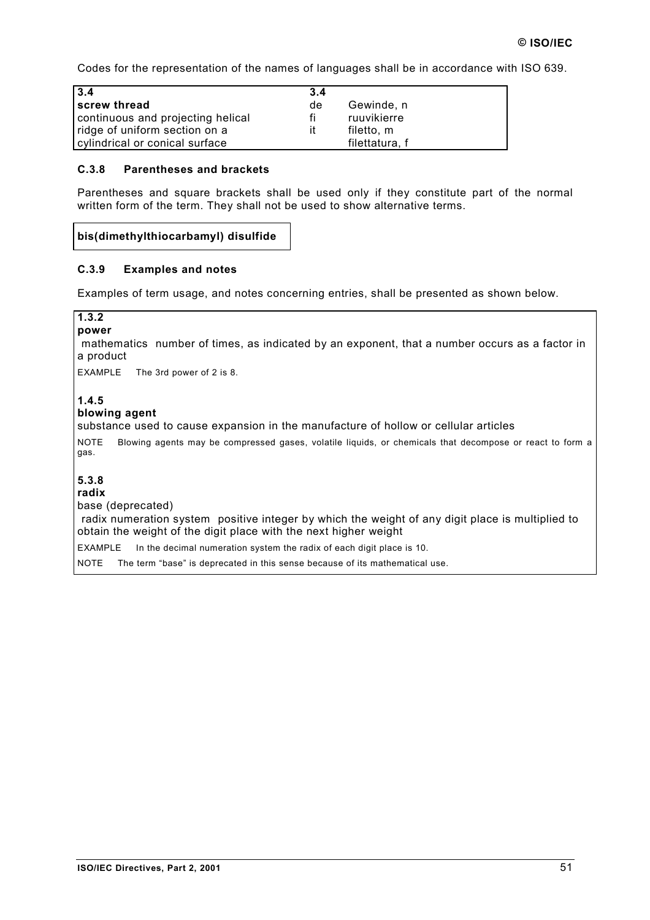Codes for the representation of the names of languages shall be in accordance with ISO 639.

| **3.4** | **3.4** | |
|---|---|---|
| **screw thread** | de | Gewinde, n |
| continuous and projecting helical | fi | ruuvikierre |
| ridge of uniform section on a | it | filetto, m |
| cylindrical or conical surface | | filettatura, f |

### C.3.8 Parentheses and brackets

Parentheses and square brackets shall be used only if they constitute part of the normal written form of the term. They shall not be used to show alternative terms.

**bis(dimethylthiocarbamyl) disulfide**

### C.3.9 Examples and notes

Examples of term usage, and notes concerning entries, shall be presented as shown below.

**1.3.2**
**power**
〈mathematics〉 number of times, as indicated by an exponent, that a number occurs as a factor in a product

EXAMPLE The 3rd power of 2 is 8.

**1.4.5**
**blowing agent**
substance used to cause expansion in the manufacture of hollow or cellular articles

NOTE Blowing agents may be compressed gases, volatile liquids, or chemicals that decompose or react to form a gas.

**5.3.8**
**radix**
base (deprecated)
〈radix numeration system〉 positive integer by which the weight of any digit place is multiplied to obtain the weight of the digit place with the next higher weight

EXAMPLE In the decimal numeration system the radix of each digit place is 10.

NOTE The term “base” is deprecated in this sense because of its mathematical use.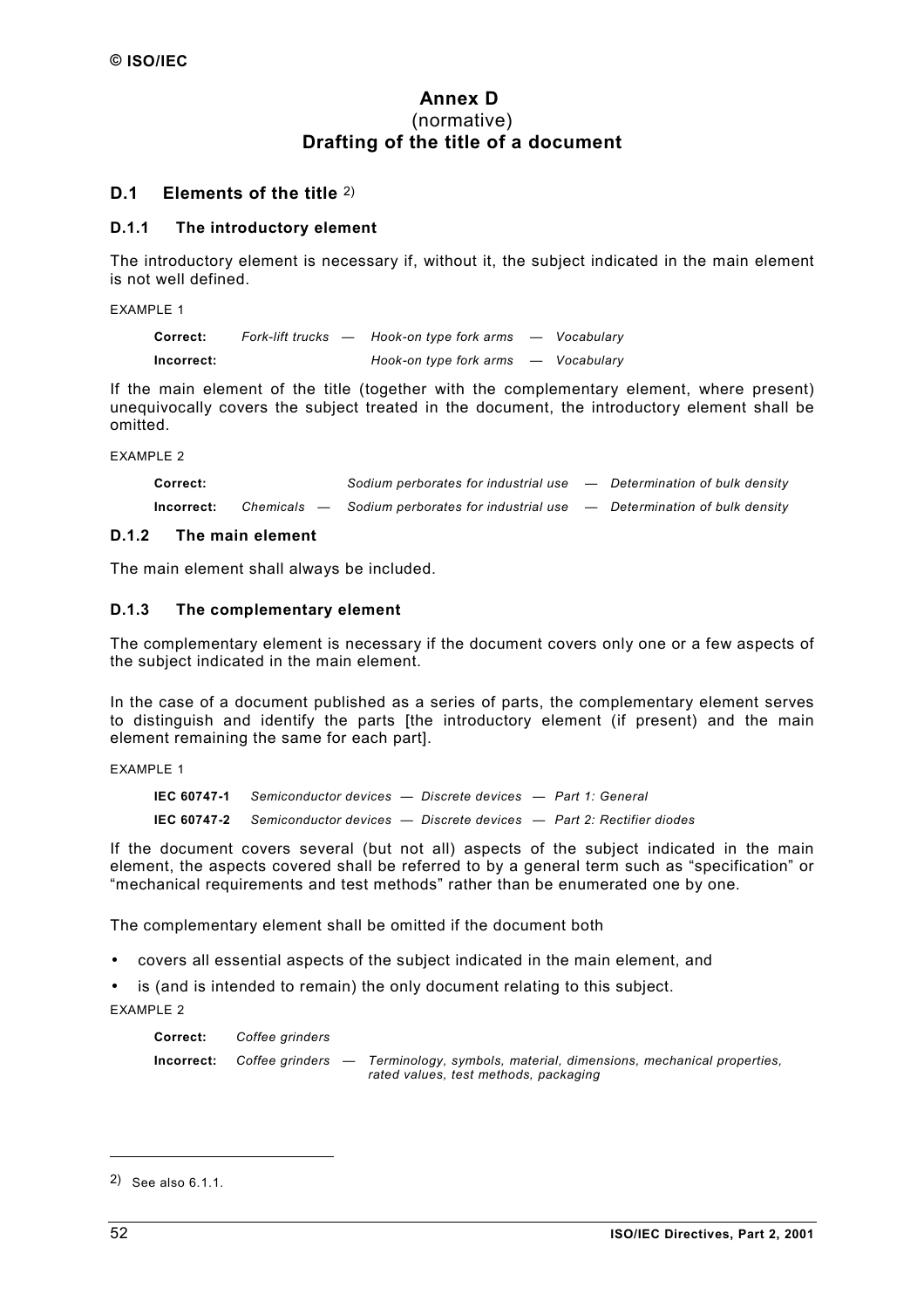# Annex D
(normative)
**Drafting of the title of a document**

## D.1 Elements of the title [2)]

### D.1.1 The introductory element

The introductory element is necessary if, without it, the subject indicated in the main element is not well defined.

EXAMPLE 1

| | |
|---|---|
| **Correct:** | *Fork-lift trucks — Hook-on type fork arms — Vocabulary* |
| **Incorrect:** | *Hook-on type fork arms — Vocabulary* |

If the main element of the title (together with the complementary element, where present) unequivocally covers the subject treated in the document, the introductory element shall be omitted.

EXAMPLE 2

| | |
|---|---|
| **Correct:** | *Sodium perborates for industrial use — Determination of bulk density* |
| **Incorrect:** | *Chemicals — Sodium perborates for industrial use — Determination of bulk density* |

### D.1.2 The main element

The main element shall always be included.

### D.1.3 The complementary element

The complementary element is necessary if the document covers only one or a few aspects of the subject indicated in the main element.

In the case of a document published as a series of parts, the complementary element serves to distinguish and identify the parts [the introductory element (if present) and the main element remaining the same for each part].

EXAMPLE 1

| | |
|---|---|
| **IEC 60747-1** | *Semiconductor devices — Discrete devices — Part 1: General* |
| **IEC 60747-2** | *Semiconductor devices — Discrete devices — Part 2: Rectifier diodes* |

If the document covers several (but not all) aspects of the subject indicated in the main element, the aspects covered shall be referred to by a general term such as “specification” or “mechanical requirements and test methods” rather than be enumerated one by one.

The complementary element shall be omitted if the document both

- covers all essential aspects of the subject indicated in the main element, and
- is (and is intended to remain) the only document relating to this subject.

EXAMPLE 2

| | |
|---|---|
| **Correct:** | *Coffee grinders* |
| **Incorrect:** | *Coffee grinders — Terminology, symbols, material, dimensions, mechanical properties, rated values, test methods, packaging* |

---

2) See also 6.1.1.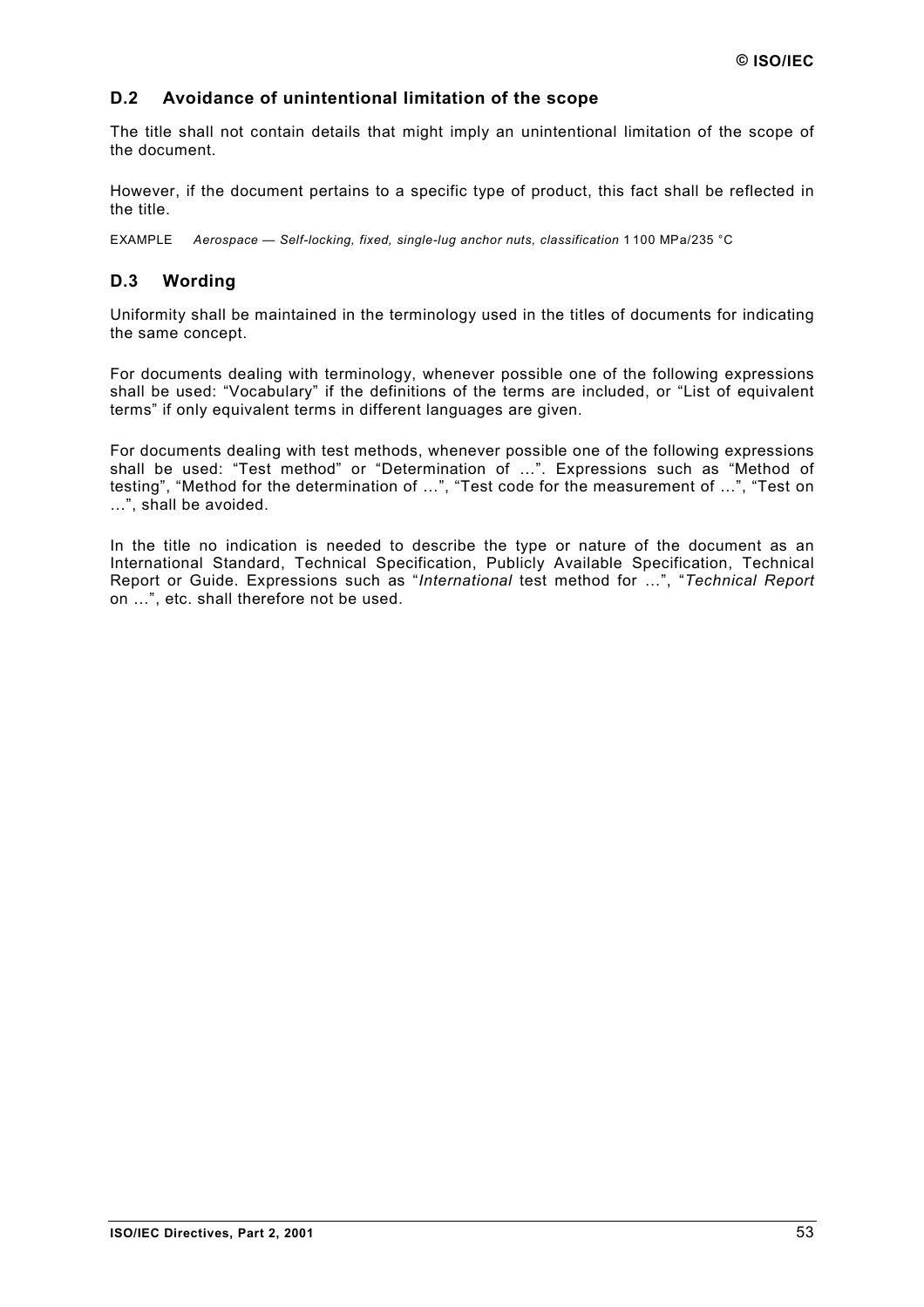## D.2 Avoidance of unintentional limitation of the scope

The title shall not contain details that might imply an unintentional limitation of the scope of the document.

However, if the document pertains to a specific type of product, this fact shall be reflected in the title.

EXAMPLE *Aerospace — Self-locking, fixed, single-lug anchor nuts, classification* 1 100 MPa/235 °C

## D.3 Wording

Uniformity shall be maintained in the terminology used in the titles of documents for indicating the same concept.

For documents dealing with terminology, whenever possible one of the following expressions shall be used: “Vocabulary” if the definitions of the terms are included, or “List of equivalent terms” if only equivalent terms in different languages are given.

For documents dealing with test methods, whenever possible one of the following expressions shall be used: “Test method” or “Determination of …”. Expressions such as “Method of testing”, “Method for the determination of …”, “Test code for the measurement of …”, “Test on …”, shall be avoided.

In the title no indication is needed to describe the type or nature of the document as an International Standard, Technical Specification, Publicly Available Specification, Technical Report or Guide. Expressions such as “*International* test method for …”, “*Technical Report* on …”, etc. shall therefore not be used.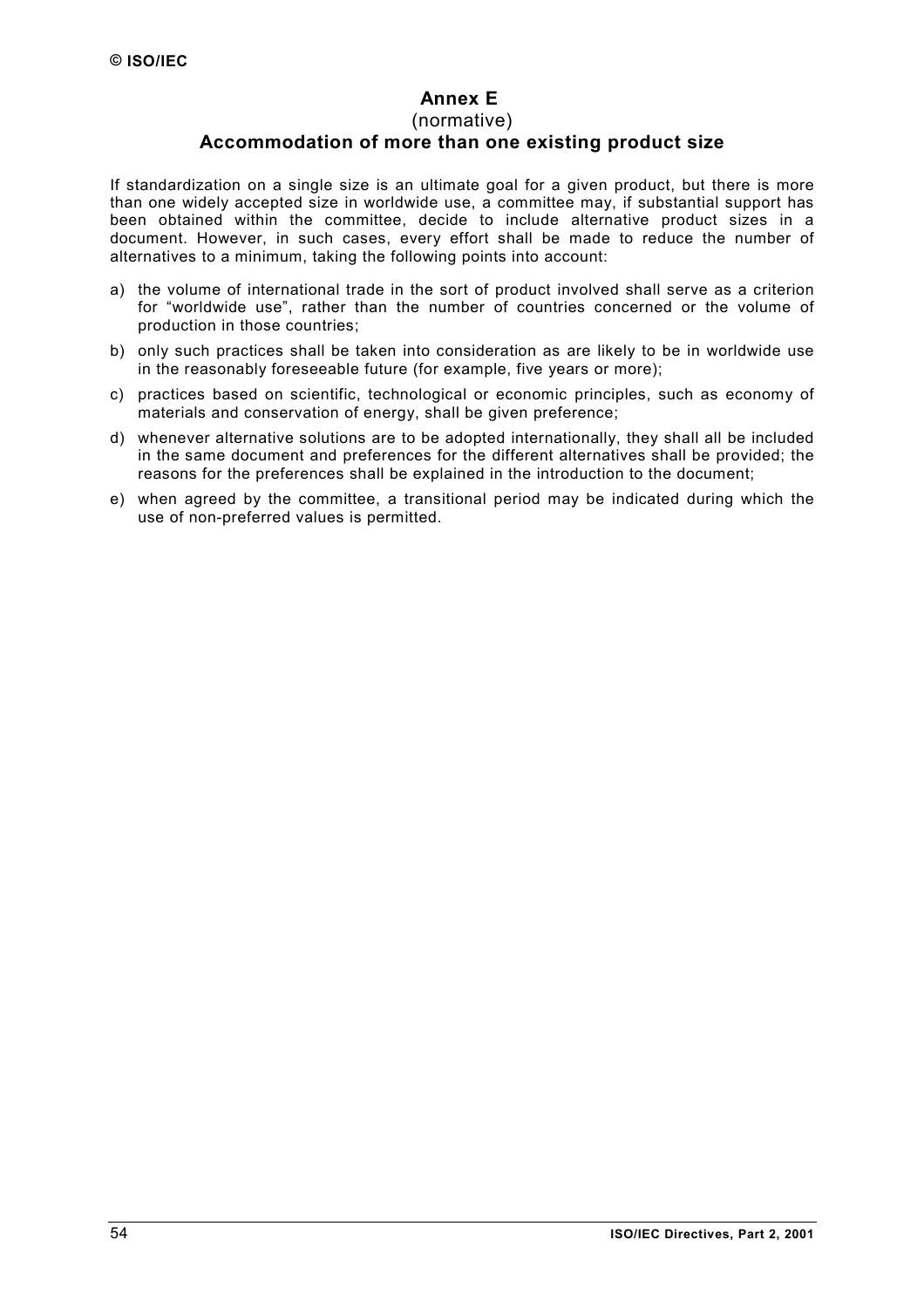# Annex E
(normative)
## Accommodation of more than one existing product size

If standardization on a single size is an ultimate goal for a given product, but there is more than one widely accepted size in worldwide use, a committee may, if substantial support has been obtained within the committee, decide to include alternative product sizes in a document. However, in such cases, every effort shall be made to reduce the number of alternatives to a minimum, taking the following points into account:

a) the volume of international trade in the sort of product involved shall serve as a criterion for "worldwide use", rather than the number of countries concerned or the volume of production in those countries;

b) only such practices shall be taken into consideration as are likely to be in worldwide use in the reasonably foreseeable future (for example, five years or more);

c) practices based on scientific, technological or economic principles, such as economy of materials and conservation of energy, shall be given preference;

d) whenever alternative solutions are to be adopted internationally, they shall all be included in the same document and preferences for the different alternatives shall be provided; the reasons for the preferences shall be explained in the introduction to the document;

e) when agreed by the committee, a transitional period may be indicated during which the use of non-preferred values is permitted.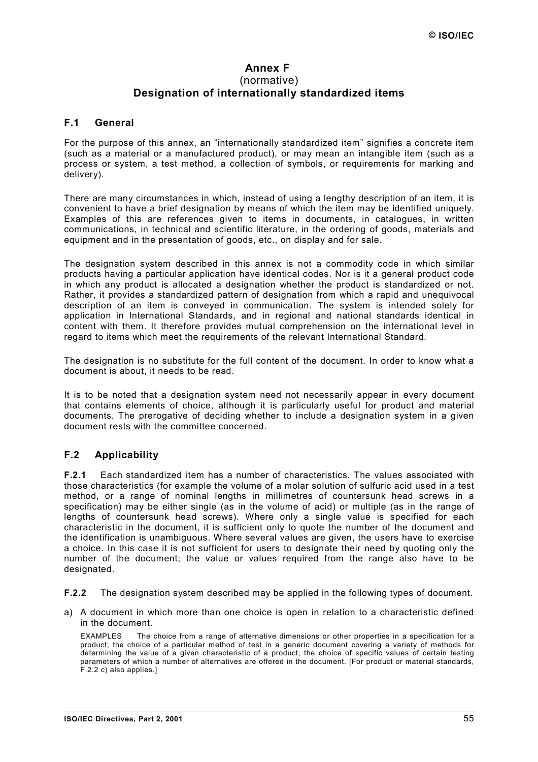# Annex F
(normative)
**Designation of internationally standardized items**

## F.1 General

For the purpose of this annex, an “internationally standardized item” signifies a concrete item (such as a material or a manufactured product), or may mean an intangible item (such as a process or system, a test method, a collection of symbols, or requirements for marking and delivery).

There are many circumstances in which, instead of using a lengthy description of an item, it is convenient to have a brief designation by means of which the item may be identified uniquely. Examples of this are references given to items in documents, in catalogues, in written communications, in technical and scientific literature, in the ordering of goods, materials and equipment and in the presentation of goods, etc., on display and for sale.

The designation system described in this annex is not a commodity code in which similar products having a particular application have identical codes. Nor is it a general product code in which any product is allocated a designation whether the product is standardized or not. Rather, it provides a standardized pattern of designation from which a rapid and unequivocal description of an item is conveyed in communication. The system is intended solely for application in International Standards, and in regional and national standards identical in content with them. It therefore provides mutual comprehension on the international level in regard to items which meet the requirements of the relevant International Standard.

The designation is no substitute for the full content of the document. In order to know what a document is about, it needs to be read.

It is to be noted that a designation system need not necessarily appear in every document that contains elements of choice, although it is particularly useful for product and material documents. The prerogative of deciding whether to include a designation system in a given document rests with the committee concerned.

## F.2 Applicability

**F.2.1** Each standardized item has a number of characteristics. The values associated with those characteristics (for example the volume of a molar solution of sulfuric acid used in a test method, or a range of nominal lengths in millimetres of countersunk head screws in a specification) may be either single (as in the volume of acid) or multiple (as in the range of lengths of countersunk head screws). Where only a single value is specified for each characteristic in the document, it is sufficient only to quote the number of the document and the identification is unambiguous. Where several values are given, the users have to exercise a choice. In this case it is not sufficient for users to designate their need by quoting only the number of the document; the value or values required from the range also have to be designated.

**F.2.2** The designation system described may be applied in the following types of document.

a) A document in which more than one choice is open in relation to a characteristic defined in the document.

   EXAMPLES The choice from a range of alternative dimensions or other properties in a specification for a product; the choice of a particular method of test in a generic document covering a variety of methods for determining the value of a given characteristic of a product; the choice of specific values of certain testing parameters of which a number of alternatives are offered in the document. [For product or material standards, F.2.2 c) also applies.]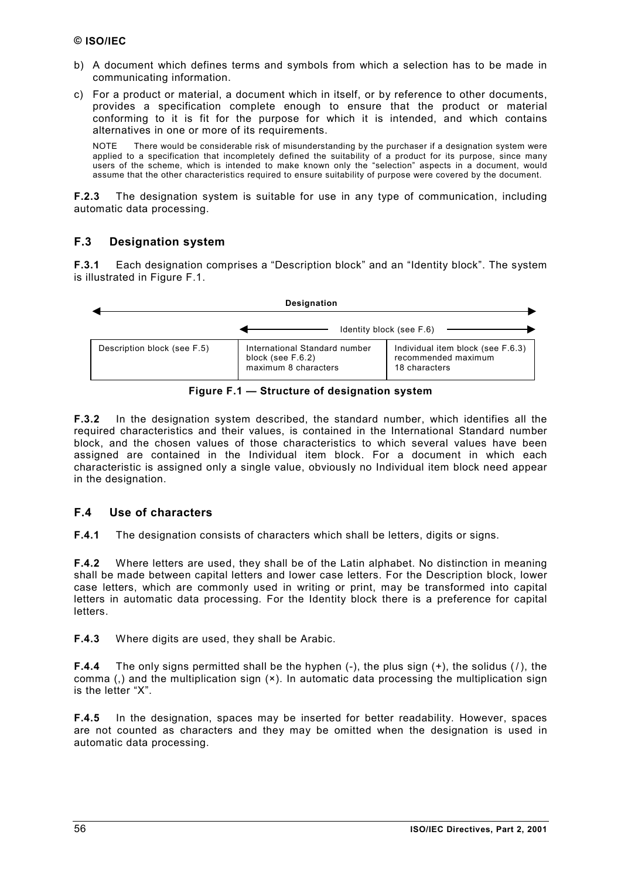b) A document which defines terms and symbols from which a selection has to be made in communicating information.

c) For a product or material, a document which in itself, or by reference to other documents, provides a specification complete enough to ensure that the product or material conforming to it is fit for the purpose for which it is intended, and which contains alternatives in one or more of its requirements.

NOTE There would be considerable risk of misunderstanding by the purchaser if a designation system were applied to a specification that incompletely defined the suitability of a product for its purpose, since many users of the scheme, which is intended to make known only the "selection" aspects in a document, would assume that the other characteristics required to ensure suitability of purpose were covered by the document.

**F.2.3** The designation system is suitable for use in any type of communication, including automatic data processing.

## F.3 Designation system

**F.3.1** Each designation comprises a "Description block" and an "Identity block". The system is illustrated in Figure F.1.

| Designation | | |
|---|---|---|
| | Identity block (see F.6) | |
| Description block (see F.5) | International Standard number block (see F.6.2) maximum 8 characters | Individual item block (see F.6.3) recommended maximum 18 characters |

**Figure F.1 — Structure of designation system**

**F.3.2** In the designation system described, the standard number, which identifies all the required characteristics and their values, is contained in the International Standard number block, and the chosen values of those characteristics to which several values have been assigned are contained in the Individual item block. For a document in which each characteristic is assigned only a single value, obviously no Individual item block need appear in the designation.

## F.4 Use of characters

**F.4.1** The designation consists of characters which shall be letters, digits or signs.

**F.4.2** Where letters are used, they shall be of the Latin alphabet. No distinction in meaning shall be made between capital letters and lower case letters. For the Description block, lower case letters, which are commonly used in writing or print, may be transformed into capital letters in automatic data processing. For the Identity block there is a preference for capital letters.

**F.4.3** Where digits are used, they shall be Arabic.

**F.4.4** The only signs permitted shall be the hyphen (-), the plus sign (+), the solidus (/), the comma (,) and the multiplication sign (×). In automatic data processing the multiplication sign is the letter "X".

**F.4.5** In the designation, spaces may be inserted for better readability. However, spaces are not counted as characters and they may be omitted when the designation is used in automatic data processing.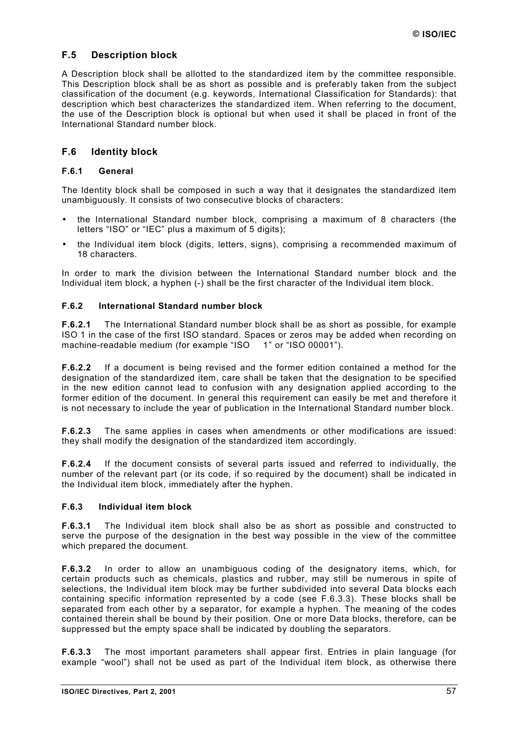## F.5 Description block

A Description block shall be allotted to the standardized item by the committee responsible. This Description block shall be as short as possible and is preferably taken from the subject classification of the document (e.g. keywords, International Classification for Standards): that description which best characterizes the standardized item. When referring to the document, the use of the Description block is optional but when used it shall be placed in front of the International Standard number block.

## F.6 Identity block

### F.6.1 General

The Identity block shall be composed in such a way that it designates the standardized item unambiguously. It consists of two consecutive blocks of characters:

- the International Standard number block, comprising a maximum of 8 characters (the letters "ISO" or "IEC" plus a maximum of 5 digits);
- the Individual item block (digits, letters, signs), comprising a recommended maximum of 18 characters.

In order to mark the division between the International Standard number block and the Individual item block, a hyphen (-) shall be the first character of the Individual item block.

### F.6.2 International Standard number block

**F.6.2.1** The International Standard number block shall be as short as possible, for example ISO 1 in the case of the first ISO standard. Spaces or zeros may be added when recording on machine-readable medium (for example "ISO    1" or "ISO 00001").

**F.6.2.2** If a document is being revised and the former edition contained a method for the designation of the standardized item, care shall be taken that the designation to be specified in the new edition cannot lead to confusion with any designation applied according to the former edition of the document. In general this requirement can easily be met and therefore it is not necessary to include the year of publication in the International Standard number block.

**F.6.2.3** The same applies in cases when amendments or other modifications are issued: they shall modify the designation of the standardized item accordingly.

**F.6.2.4** If the document consists of several parts issued and referred to individually, the number of the relevant part (or its code, if so required by the document) shall be indicated in the Individual item block, immediately after the hyphen.

### F.6.3 Individual item block

**F.6.3.1** The Individual item block shall also be as short as possible and constructed to serve the purpose of the designation in the best way possible in the view of the committee which prepared the document.

**F.6.3.2** In order to allow an unambiguous coding of the designatory items, which, for certain products such as chemicals, plastics and rubber, may still be numerous in spite of selections, the Individual item block may be further subdivided into several Data blocks each containing specific information represented by a code (see F.6.3.3). These blocks shall be separated from each other by a separator, for example a hyphen. The meaning of the codes contained therein shall be bound by their position. One or more Data blocks, therefore, can be suppressed but the empty space shall be indicated by doubling the separators.

**F.6.3.3** The most important parameters shall appear first. Entries in plain language (for example "wool") shall not be used as part of the Individual item block, as otherwise there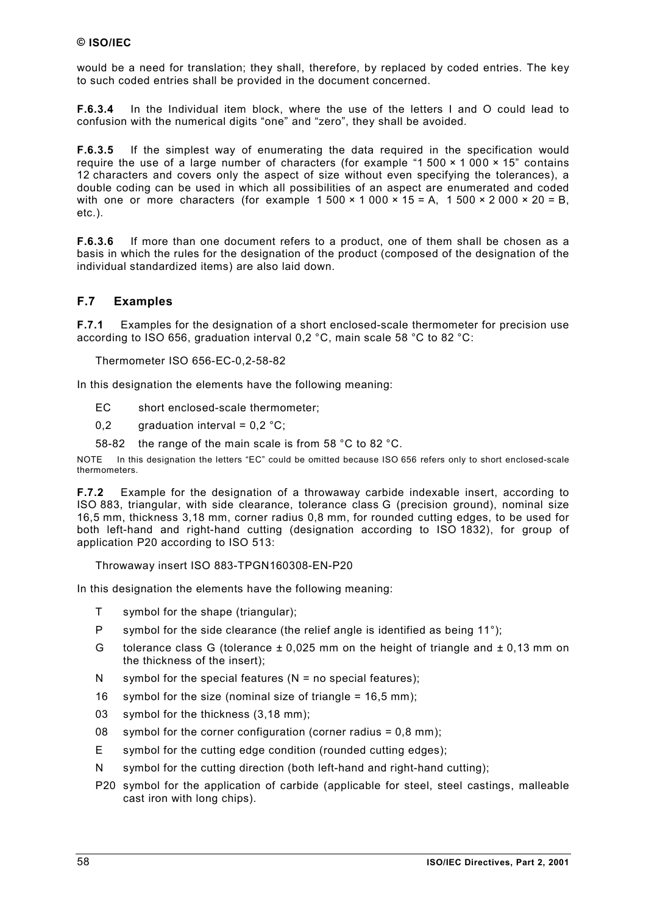would be a need for translation; they shall, therefore, by replaced by coded entries. The key to such coded entries shall be provided in the document concerned.

**F.6.3.4** In the Individual item block, where the use of the letters I and O could lead to confusion with the numerical digits "one" and "zero", they shall be avoided.

**F.6.3.5** If the simplest way of enumerating the data required in the specification would require the use of a large number of characters (for example "1 500 × 1 000 × 15" contains 12 characters and covers only the aspect of size without even specifying the tolerances), a double coding can be used in which all possibilities of an aspect are enumerated and coded with one or more characters (for example 1 500 × 1 000 × 15 = A, 1 500 × 2 000 × 20 = B, etc.).

**F.6.3.6** If more than one document refers to a product, one of them shall be chosen as a basis in which the rules for the designation of the product (composed of the designation of the individual standardized items) are also laid down.

## F.7 Examples

**F.7.1** Examples for the designation of a short enclosed-scale thermometer for precision use according to ISO 656, graduation interval 0,2 °C, main scale 58 °C to 82 °C:

Thermometer ISO 656-EC-0,2-58-82

In this designation the elements have the following meaning:

- EC short enclosed-scale thermometer;
- 0,2 graduation interval = 0,2 °C;
- 58-82 the range of the main scale is from 58 °C to 82 °C.

NOTE In this designation the letters "EC" could be omitted because ISO 656 refers only to short enclosed-scale thermometers.

**F.7.2** Example for the designation of a throwaway carbide indexable insert, according to ISO 883, triangular, with side clearance, tolerance class G (precision ground), nominal size 16,5 mm, thickness 3,18 mm, corner radius 0,8 mm, for rounded cutting edges, to be used for both left-hand and right-hand cutting (designation according to ISO 1832), for group of application P20 according to ISO 513:

Throwaway insert ISO 883-TPGN160308-EN-P20

In this designation the elements have the following meaning:

- T symbol for the shape (triangular);
- P symbol for the side clearance (the relief angle is identified as being 11°);
- G tolerance class G (tolerance ± 0,025 mm on the height of triangle and ± 0,13 mm on the thickness of the insert);
- N symbol for the special features (N = no special features);
- 16 symbol for the size (nominal size of triangle = 16,5 mm);
- 03 symbol for the thickness (3,18 mm);
- 08 symbol for the corner configuration (corner radius = 0,8 mm);
- E symbol for the cutting edge condition (rounded cutting edges);
- N symbol for the cutting direction (both left-hand and right-hand cutting);
- P20 symbol for the application of carbide (applicable for steel, steel castings, malleable cast iron with long chips).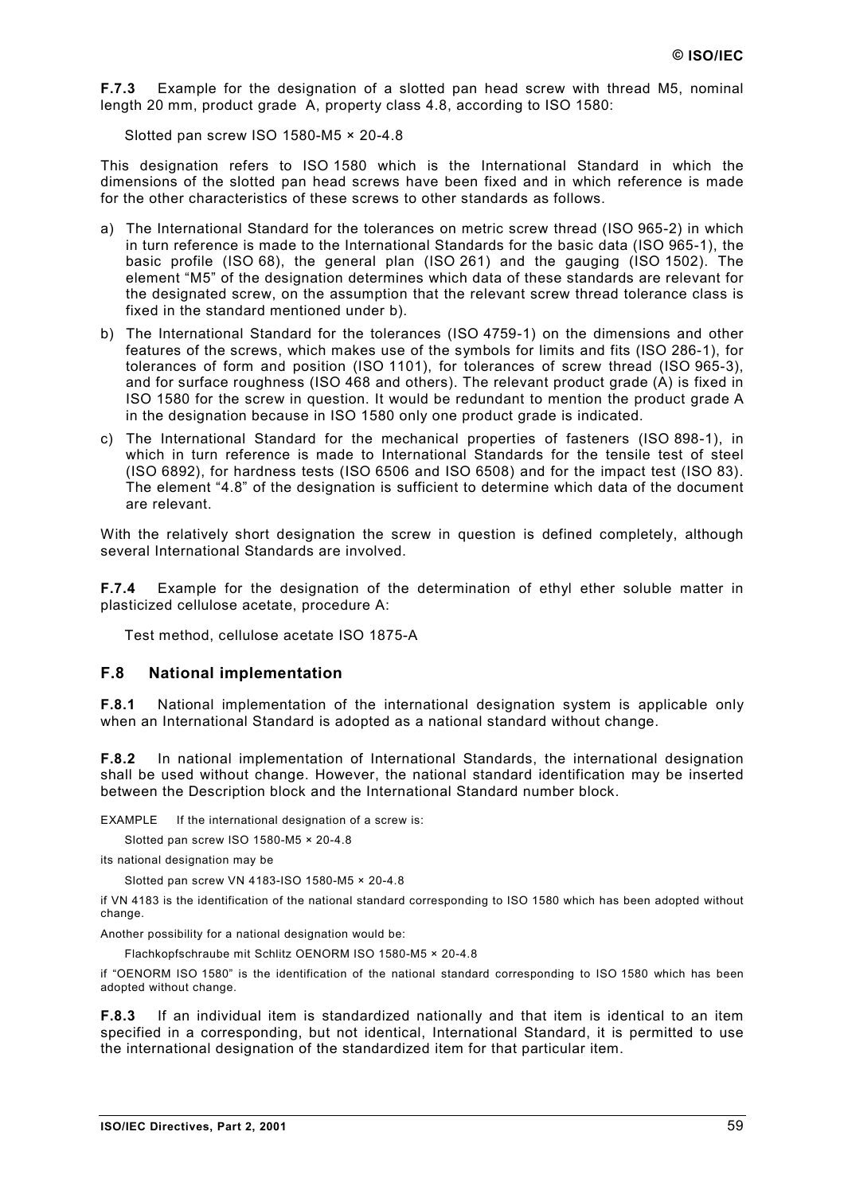**F.7.3** Example for the designation of a slotted pan head screw with thread M5, nominal length 20 mm, product grade A, property class 4.8, according to ISO 1580:

Slotted pan screw ISO 1580-M5 × 20-4.8

This designation refers to ISO 1580 which is the International Standard in which the dimensions of the slotted pan head screws have been fixed and in which reference is made for the other characteristics of these screws to other standards as follows.

a) The International Standard for the tolerances on metric screw thread (ISO 965-2) in which in turn reference is made to the International Standards for the basic data (ISO 965-1), the basic profile (ISO 68), the general plan (ISO 261) and the gauging (ISO 1502). The element "M5" of the designation determines which data of these standards are relevant for the designated screw, on the assumption that the relevant screw thread tolerance class is fixed in the standard mentioned under b).

b) The International Standard for the tolerances (ISO 4759-1) on the dimensions and other features of the screws, which makes use of the symbols for limits and fits (ISO 286-1), for tolerances of form and position (ISO 1101), for tolerances of screw thread (ISO 965-3), and for surface roughness (ISO 468 and others). The relevant product grade (A) is fixed in ISO 1580 for the screw in question. It would be redundant to mention the product grade A in the designation because in ISO 1580 only one product grade is indicated.

c) The International Standard for the mechanical properties of fasteners (ISO 898-1), in which in turn reference is made to International Standards for the tensile test of steel (ISO 6892), for hardness tests (ISO 6506 and ISO 6508) and for the impact test (ISO 83). The element "4.8" of the designation is sufficient to determine which data of the document are relevant.

With the relatively short designation the screw in question is defined completely, although several International Standards are involved.

**F.7.4** Example for the designation of the determination of ethyl ether soluble matter in plasticized cellulose acetate, procedure A:

Test method, cellulose acetate ISO 1875-A

## F.8 National implementation

**F.8.1** National implementation of the international designation system is applicable only when an International Standard is adopted as a national standard without change.

**F.8.2** In national implementation of International Standards, the international designation shall be used without change. However, the national standard identification may be inserted between the Description block and the International Standard number block.

EXAMPLE If the international designation of a screw is:

Slotted pan screw ISO 1580-M5 × 20-4.8

its national designation may be

Slotted pan screw VN 4183-ISO 1580-M5 × 20-4.8

if VN 4183 is the identification of the national standard corresponding to ISO 1580 which has been adopted without change.

Another possibility for a national designation would be:

Flachkopfschraube mit Schlitz OENORM ISO 1580-M5 × 20-4.8

if "OENORM ISO 1580" is the identification of the national standard corresponding to ISO 1580 which has been adopted without change.

**F.8.3** If an individual item is standardized nationally and that item is identical to an item specified in a corresponding, but not identical, International Standard, it is permitted to use the international designation of the standardized item for that particular item.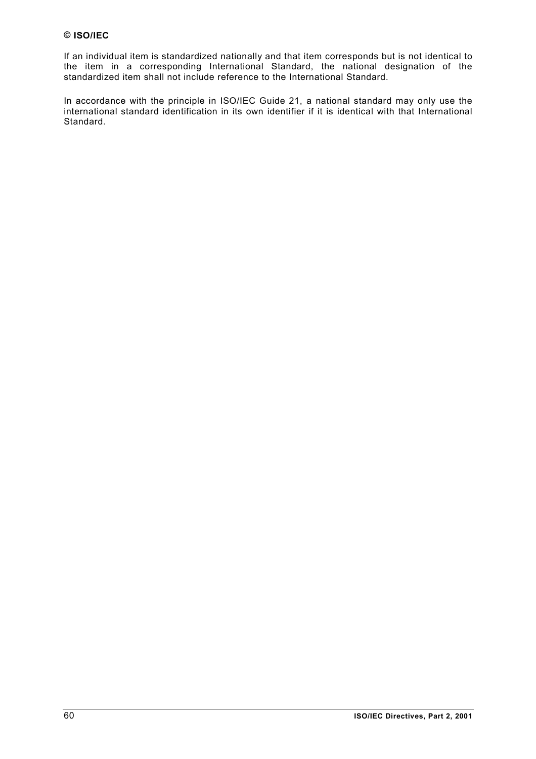If an individual item is standardized nationally and that item corresponds but is not identical to the item in a corresponding International Standard, the national designation of the standardized item shall not include reference to the International Standard.

In accordance with the principle in ISO/IEC Guide 21, a national standard may only use the international standard identification in its own identifier if it is identical with that International Standard.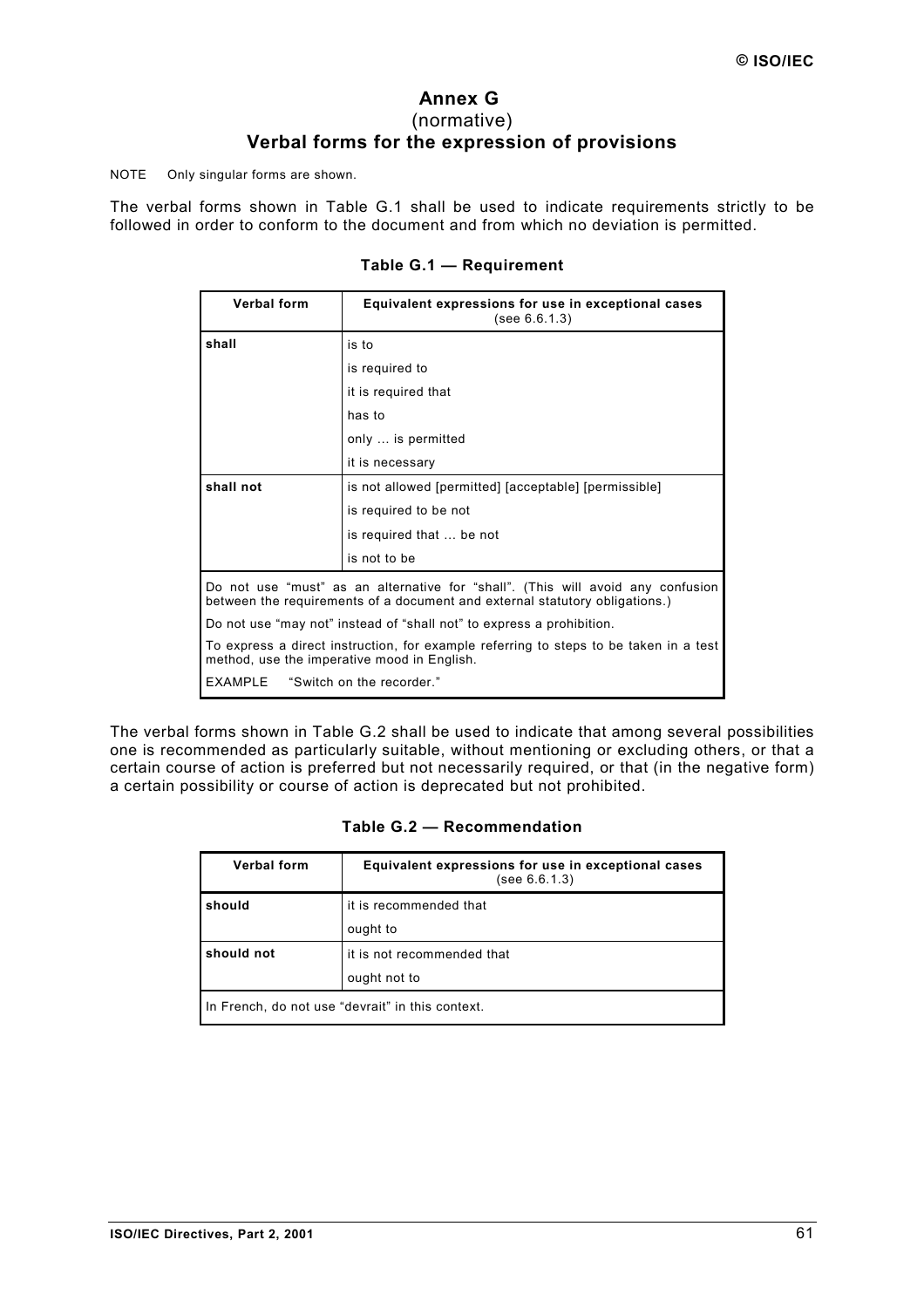# Annex G
(normative)
## Verbal forms for the expression of provisions

NOTE Only singular forms are shown.

The verbal forms shown in Table G.1 shall be used to indicate requirements strictly to be followed in order to conform to the document and from which no deviation is permitted.

**Table G.1 — Requirement**

| Verbal form | Equivalent expressions for use in exceptional cases (see 6.6.1.3) |
|---|---|
| **shall** | is to |
| | is required to |
| | it is required that |
| | has to |
| | only … is permitted |
| | it is necessary |
| **shall not** | is not allowed [permitted] [acceptable] [permissible] |
| | is required to be not |
| | is required that … be not |
| | is not to be |
| Do not use "must" as an alternative for "shall". (This will avoid any confusion between the requirements of a document and external statutory obligations.) | |
| Do not use "may not" instead of "shall not" to express a prohibition. | |
| To express a direct instruction, for example referring to steps to be taken in a test method, use the imperative mood in English. | |
| EXAMPLE "Switch on the recorder." | |

The verbal forms shown in Table G.2 shall be used to indicate that among several possibilities one is recommended as particularly suitable, without mentioning or excluding others, or that a certain course of action is preferred but not necessarily required, or that (in the negative form) a certain possibility or course of action is deprecated but not prohibited.

**Table G.2 — Recommendation**

| Verbal form | Equivalent expressions for use in exceptional cases (see 6.6.1.3) |
|---|---|
| **should** | it is recommended that |
| | ought to |
| **should not** | it is not recommended that |
| | ought not to |
| In French, do not use "devrait" in this context. | |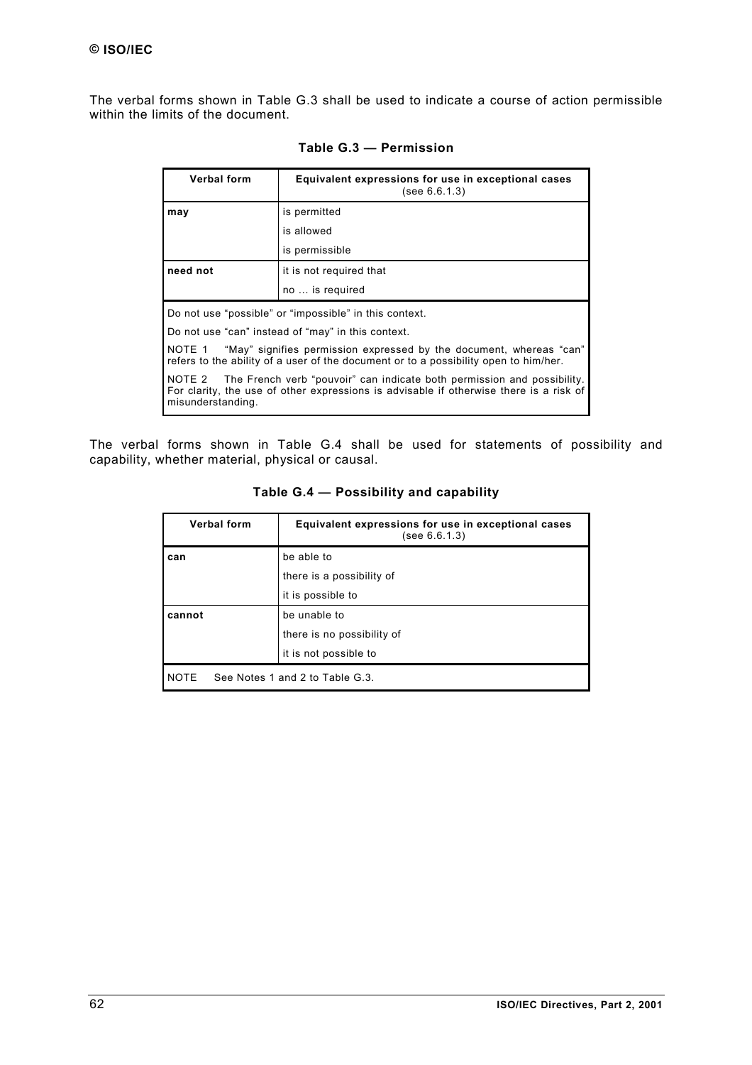The verbal forms shown in Table G.3 shall be used to indicate a course of action permissible within the limits of the document.

**Table G.3 — Permission**

| Verbal form | Equivalent expressions for use in exceptional cases (see 6.6.1.3) |
|---|---|
| **may** | is permitted |
| | is allowed |
| | is permissible |
| **need not** | it is not required that |
| | no … is required |
| Do not use "possible" or "impossible" in this context. | |
| Do not use "can" instead of "may" in this context. | |
| NOTE 1 "May" signifies permission expressed by the document, whereas "can" refers to the ability of a user of the document or to a possibility open to him/her. | |
| NOTE 2 The French verb "pouvoir" can indicate both permission and possibility. For clarity, the use of other expressions is advisable if otherwise there is a risk of misunderstanding. | |

The verbal forms shown in Table G.4 shall be used for statements of possibility and capability, whether material, physical or causal.

**Table G.4 — Possibility and capability**

| Verbal form | Equivalent expressions for use in exceptional cases (see 6.6.1.3) |
|---|---|
| **can** | be able to |
| | there is a possibility of |
| | it is possible to |
| **cannot** | be unable to |
| | there is no possibility of |
| | it is not possible to |
| NOTE See Notes 1 and 2 to Table G.3. | |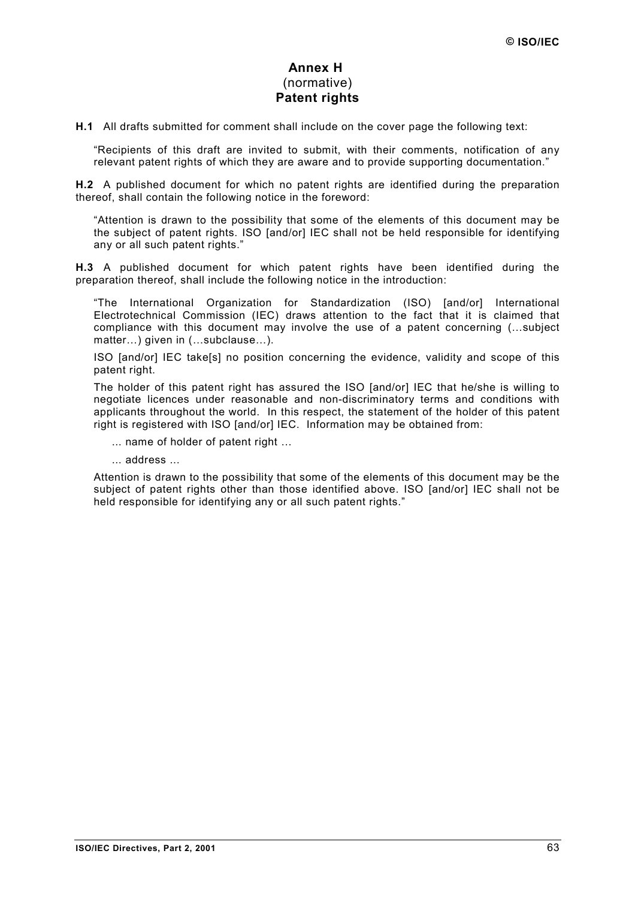# Annex H
(normative)
**Patent rights**

**H.1** All drafts submitted for comment shall include on the cover page the following text:

> "Recipients of this draft are invited to submit, with their comments, notification of any relevant patent rights of which they are aware and to provide supporting documentation."

**H.2** A published document for which no patent rights are identified during the preparation thereof, shall contain the following notice in the foreword:

> "Attention is drawn to the possibility that some of the elements of this document may be the subject of patent rights. ISO [and/or] IEC shall not be held responsible for identifying any or all such patent rights."

**H.3** A published document for which patent rights have been identified during the preparation thereof, shall include the following notice in the introduction:

> "The International Organization for Standardization (ISO) [and/or] International Electrotechnical Commission (IEC) draws attention to the fact that it is claimed that compliance with this document may involve the use of a patent concerning (…subject matter…) given in (…subclause…).
>
> ISO [and/or] IEC take[s] no position concerning the evidence, validity and scope of this patent right.
>
> The holder of this patent right has assured the ISO [and/or] IEC that he/she is willing to negotiate licences under reasonable and non-discriminatory terms and conditions with applicants throughout the world. In this respect, the statement of the holder of this patent right is registered with ISO [and/or] IEC. Information may be obtained from:
>
> ... name of holder of patent right …
>
> ... address ...
>
> Attention is drawn to the possibility that some of the elements of this document may be the subject of patent rights other than those identified above. ISO [and/or] IEC shall not be held responsible for identifying any or all such patent rights."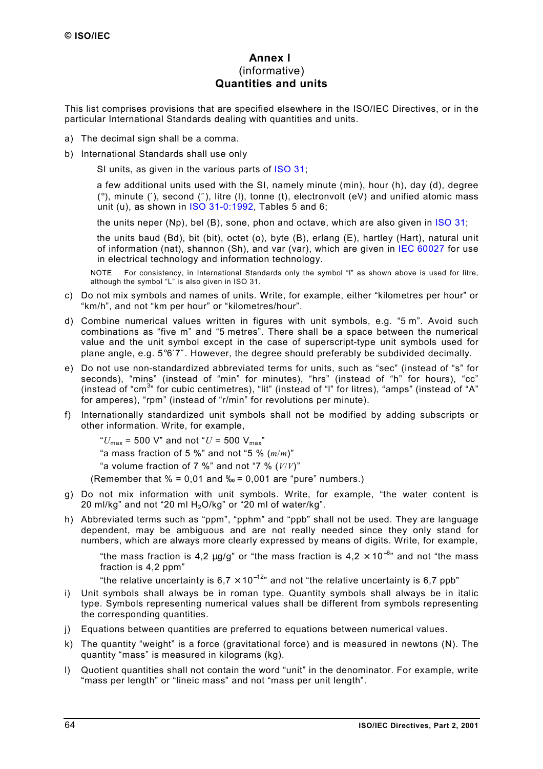# Annex I
(informative)
**Quantities and units**

This list comprises provisions that are specified elsewhere in the ISO/IEC Directives, or in the particular International Standards dealing with quantities and units.

a) The decimal sign shall be a comma.

b) International Standards shall use only

SI units, as given in the various parts of ISO 31;

a few additional units used with the SI, namely minute (min), hour (h), day (d), degree (°), minute (′), second (″), litre (l), tonne (t), electronvolt (eV) and unified atomic mass unit (u), as shown in ISO 31-0:1992, Tables 5 and 6;

the units neper (Np), bel (B), sone, phon and octave, which are also given in ISO 31;

the units baud (Bd), bit (bit), octet (o), byte (B), erlang (E), hartley (Hart), natural unit of information (nat), shannon (Sh), and var (var), which are given in IEC 60027 for use in electrical technology and information technology.

NOTE For consistency, in International Standards only the symbol "l" as shown above is used for litre, although the symbol "L" is also given in ISO 31.

c) Do not mix symbols and names of units. Write, for example, either "kilometres per hour" or "km/h", and not "km per hour" or "kilometres/hour".

d) Combine numerical values written in figures with unit symbols, e.g. "5 m". Avoid such combinations as "five m" and "5 metres". There shall be a space between the numerical value and the unit symbol except in the case of superscript-type unit symbols used for plane angle, e.g. 5°6′7″. However, the degree should preferably be subdivided decimally.

e) Do not use non-standardized abbreviated terms for units, such as "sec" (instead of "s" for seconds), "mins" (instead of "min" for minutes), "hrs" (instead of "h" for hours), "cc" (instead of "$cm^3$" for cubic centimetres), "lit" (instead of "l" for litres), "amps" (instead of "A" for amperes), "rpm" (instead of "r/min" for revolutions per minute).

f) Internationally standardized unit symbols shall not be modified by adding subscripts or other information. Write, for example,

"$U_{max}$ = 500 V" and not "$U$ = 500 $V_{max}$"

"a mass fraction of 5 %" and not "5 % ($m/m$)"

"a volume fraction of 7 %" and not "7 % ($V/V$)"

(Remember that % = 0,01 and ‰ = 0,001 are "pure" numbers.)

g) Do not mix information with unit symbols. Write, for example, "the water content is 20 ml/kg" and not "20 ml $H_2O$/kg" or "20 ml of water/kg".

h) Abbreviated terms such as "ppm", "pphm" and "ppb" shall not be used. They are language dependent, may be ambiguous and are not really needed since they only stand for numbers, which are always more clearly expressed by means of digits. Write, for example,

"the mass fraction is 4,2 µg/g" or "the mass fraction is $4{,}2 \times 10^{-6}$" and not "the mass fraction is 4,2 ppm"

"the relative uncertainty is $6{,}7 \times 10^{-12}$" and not "the relative uncertainty is 6,7 ppb"

i) Unit symbols shall always be in roman type. Quantity symbols shall always be in italic type. Symbols representing numerical values shall be different from symbols representing the corresponding quantities.

j) Equations between quantities are preferred to equations between numerical values.

k) The quantity "weight" is a force (gravitational force) and is measured in newtons (N). The quantity "mass" is measured in kilograms (kg).

l) Quotient quantities shall not contain the word "unit" in the denominator. For example, write "mass per length" or "lineic mass" and not "mass per unit length".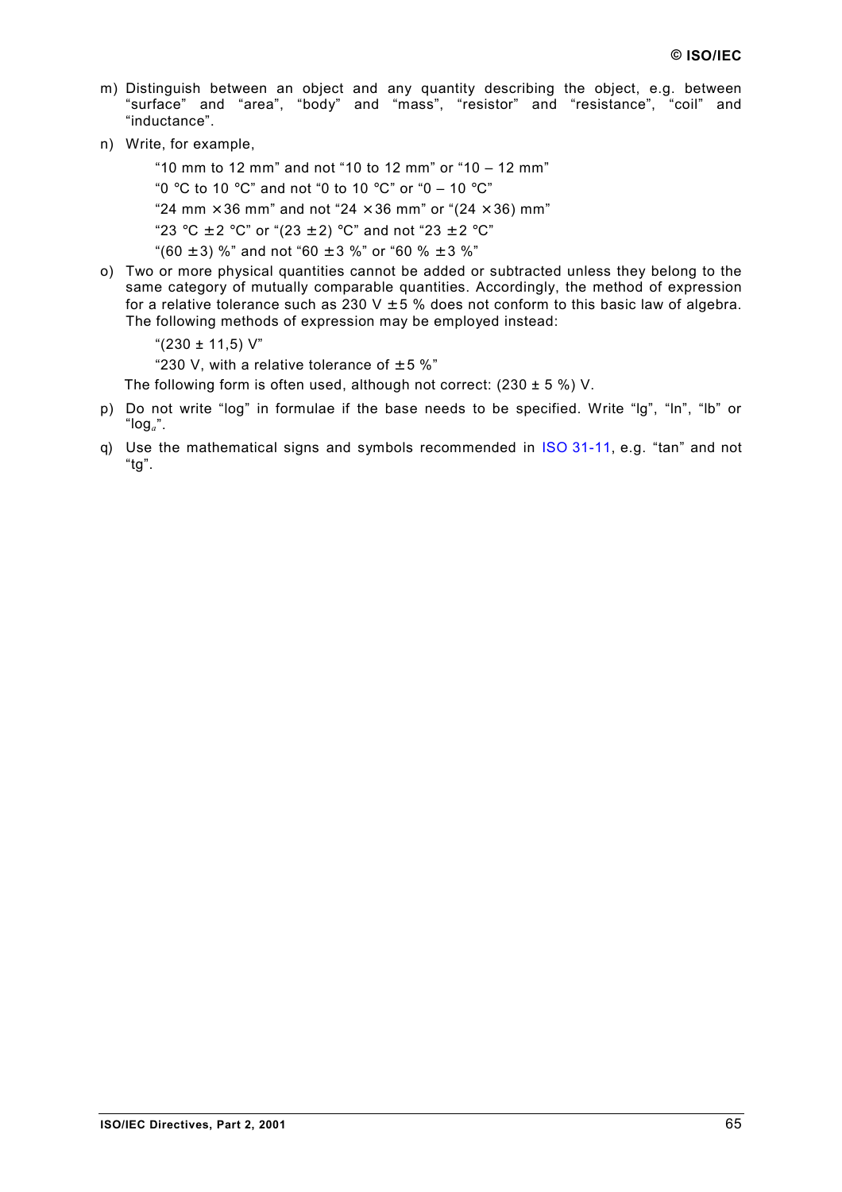m) Distinguish between an object and any quantity describing the object, e.g. between "surface" and "area", "body" and "mass", "resistor" and "resistance", "coil" and "inductance".

n) Write, for example,

   "10 mm to 12 mm" and not "10 to 12 mm" or "10 – 12 mm"

   "0 °C to 10 °C" and not "0 to 10 °C" or "0 – 10 °C"

   "24 mm × 36 mm" and not "24 × 36 mm" or "(24 × 36) mm"

   "23 °C ± 2 °C" or "(23 ± 2) °C" and not "23 ± 2 °C"

   "(60 ± 3) %" and not "60 ± 3 %" or "60 % ± 3 %"

o) Two or more physical quantities cannot be added or subtracted unless they belong to the same category of mutually comparable quantities. Accordingly, the method of expression for a relative tolerance such as 230 V ± 5 % does not conform to this basic law of algebra. The following methods of expression may be employed instead:

   "(230 ± 11,5) V"

   "230 V, with a relative tolerance of ± 5 %"

   The following form is often used, although not correct: (230 ± 5 %) V.

p) Do not write "log" in formulae if the base needs to be specified. Write "lg", "ln", "lb" or "$\log_a$".

q) Use the mathematical signs and symbols recommended in ISO 31-11, e.g. "tan" and not "tg".